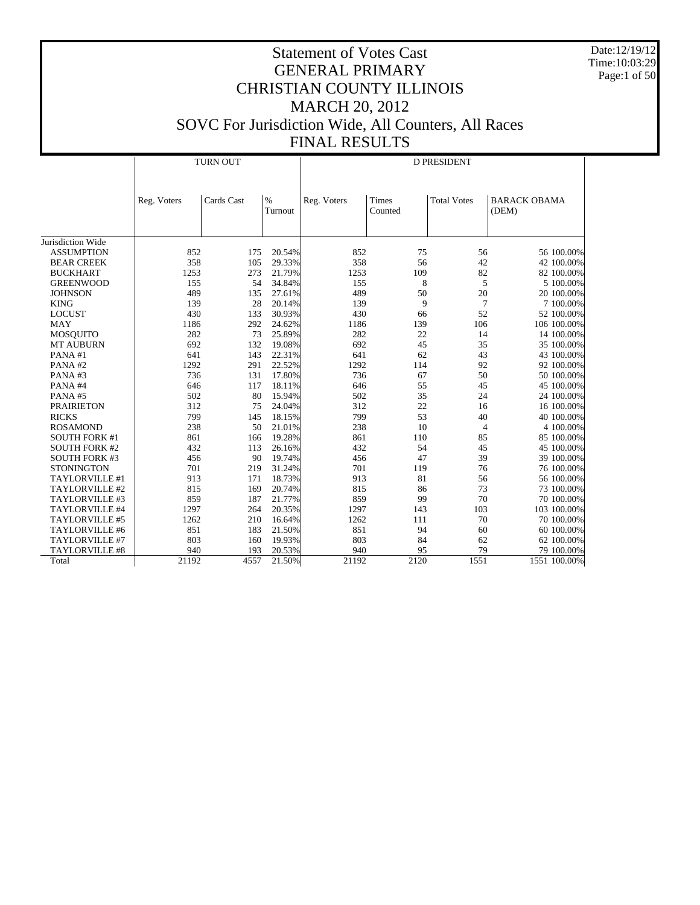# Statement of Votes Cast
# GENERAL PRIMARY
# CHRISTIAN COUNTY ILLINOIS
# MARCH 20, 2012
# SOVC For Jurisdiction Wide, All Counters, All Races
# FINAL RESULTS

Date:12/19/12
Time:10:03:29

| | TURN OUT | | | D PRESIDENT | | | | |
|---|---|---|---|---|---|---|---|---|
| | Reg. Voters | Cards Cast | % Turnout | Reg. Voters | Times Counted | Total Votes | BARACK OBAMA (DEM) | |
| Jurisdiction Wide | | | | | | | | |
| ASSUMPTION | 852 | 175 | 20.54% | 852 | 75 | 56 | 56 | 100.00% |
| BEAR CREEK | 358 | 105 | 29.33% | 358 | 56 | 42 | 42 | 100.00% |
| BUCKHART | 1253 | 273 | 21.79% | 1253 | 109 | 82 | 82 | 100.00% |
| GREENWOOD | 155 | 54 | 34.84% | 155 | 8 | 5 | 5 | 100.00% |
| JOHNSON | 489 | 135 | 27.61% | 489 | 50 | 20 | 20 | 100.00% |
| KING | 139 | 28 | 20.14% | 139 | 9 | 7 | 7 | 100.00% |
| LOCUST | 430 | 133 | 30.93% | 430 | 66 | 52 | 52 | 100.00% |
| MAY | 1186 | 292 | 24.62% | 1186 | 139 | 106 | 106 | 100.00% |
| MOSQUITO | 282 | 73 | 25.89% | 282 | 22 | 14 | 14 | 100.00% |
| MT AUBURN | 692 | 132 | 19.08% | 692 | 45 | 35 | 35 | 100.00% |
| PANA #1 | 641 | 143 | 22.31% | 641 | 62 | 43 | 43 | 100.00% |
| PANA #2 | 1292 | 291 | 22.52% | 1292 | 114 | 92 | 92 | 100.00% |
| PANA #3 | 736 | 131 | 17.80% | 736 | 67 | 50 | 50 | 100.00% |
| PANA #4 | 646 | 117 | 18.11% | 646 | 55 | 45 | 45 | 100.00% |
| PANA #5 | 502 | 80 | 15.94% | 502 | 35 | 24 | 24 | 100.00% |
| PRAIRIETON | 312 | 75 | 24.04% | 312 | 22 | 16 | 16 | 100.00% |
| RICKS | 799 | 145 | 18.15% | 799 | 53 | 40 | 40 | 100.00% |
| ROSAMOND | 238 | 50 | 21.01% | 238 | 10 | 4 | 4 | 100.00% |
| SOUTH FORK #1 | 861 | 166 | 19.28% | 861 | 110 | 85 | 85 | 100.00% |
| SOUTH FORK #2 | 432 | 113 | 26.16% | 432 | 54 | 45 | 45 | 100.00% |
| SOUTH FORK #3 | 456 | 90 | 19.74% | 456 | 47 | 39 | 39 | 100.00% |
| STONINGTON | 701 | 219 | 31.24% | 701 | 119 | 76 | 76 | 100.00% |
| TAYLORVILLE #1 | 913 | 171 | 18.73% | 913 | 81 | 56 | 56 | 100.00% |
| TAYLORVILLE #2 | 815 | 169 | 20.74% | 815 | 86 | 73 | 73 | 100.00% |
| TAYLORVILLE #3 | 859 | 187 | 21.77% | 859 | 99 | 70 | 70 | 100.00% |
| TAYLORVILLE #4 | 1297 | 264 | 20.35% | 1297 | 143 | 103 | 103 | 100.00% |
| TAYLORVILLE #5 | 1262 | 210 | 16.64% | 1262 | 111 | 70 | 70 | 100.00% |
| TAYLORVILLE #6 | 851 | 183 | 21.50% | 851 | 94 | 60 | 60 | 100.00% |
| TAYLORVILLE #7 | 803 | 160 | 19.93% | 803 | 84 | 62 | 62 | 100.00% |
| TAYLORVILLE #8 | 940 | 193 | 20.53% | 940 | 95 | 79 | 79 | 100.00% |
| Total | 21192 | 4557 | 21.50% | 21192 | 2120 | 1551 | 1551 | 100.00% |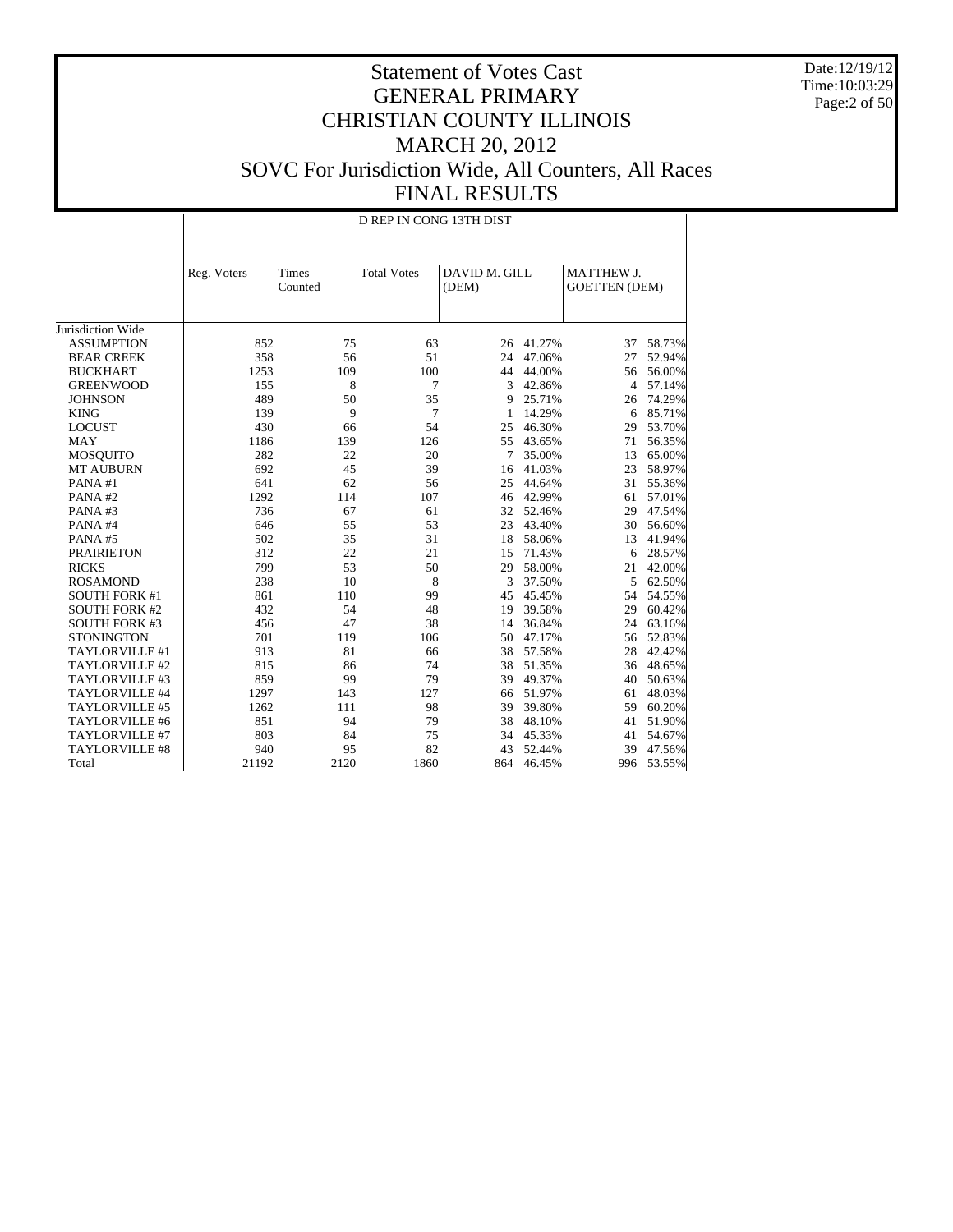# Statement of Votes Cast
# GENERAL PRIMARY
# CHRISTIAN COUNTY ILLINOIS
# MARCH 20, 2012
# SOVC For Jurisdiction Wide, All Counters, All Races
# FINAL RESULTS

Date:12/19/12
Time:10:03:29

| | D REP IN CONG 13TH DIST | | | | | | |
|---|---|---|---|---|---|---|---|
| | Reg. Voters | Times Counted | Total Votes | DAVID M. GILL (DEM) | | MATTHEW J. GOETTEN (DEM) | |
| Jurisdiction Wide | | | | | | | |
| ASSUMPTION | 852 | 75 | 63 | 26 | 41.27% | 37 | 58.73% |
| BEAR CREEK | 358 | 56 | 51 | 24 | 47.06% | 27 | 52.94% |
| BUCKHART | 1253 | 109 | 100 | 44 | 44.00% | 56 | 56.00% |
| GREENWOOD | 155 | 8 | 7 | 3 | 42.86% | 4 | 57.14% |
| JOHNSON | 489 | 50 | 35 | 9 | 25.71% | 26 | 74.29% |
| KING | 139 | 9 | 7 | 1 | 14.29% | 6 | 85.71% |
| LOCUST | 430 | 66 | 54 | 25 | 46.30% | 29 | 53.70% |
| MAY | 1186 | 139 | 126 | 55 | 43.65% | 71 | 56.35% |
| MOSQUITO | 282 | 22 | 20 | 7 | 35.00% | 13 | 65.00% |
| MT AUBURN | 692 | 45 | 39 | 16 | 41.03% | 23 | 58.97% |
| PANA #1 | 641 | 62 | 56 | 25 | 44.64% | 31 | 55.36% |
| PANA #2 | 1292 | 114 | 107 | 46 | 42.99% | 61 | 57.01% |
| PANA #3 | 736 | 67 | 61 | 32 | 52.46% | 29 | 47.54% |
| PANA #4 | 646 | 55 | 53 | 23 | 43.40% | 30 | 56.60% |
| PANA #5 | 502 | 35 | 31 | 18 | 58.06% | 13 | 41.94% |
| PRAIRIETON | 312 | 22 | 21 | 15 | 71.43% | 6 | 28.57% |
| RICKS | 799 | 53 | 50 | 29 | 58.00% | 21 | 42.00% |
| ROSAMOND | 238 | 10 | 8 | 3 | 37.50% | 5 | 62.50% |
| SOUTH FORK #1 | 861 | 110 | 99 | 45 | 45.45% | 54 | 54.55% |
| SOUTH FORK #2 | 432 | 54 | 48 | 19 | 39.58% | 29 | 60.42% |
| SOUTH FORK #3 | 456 | 47 | 38 | 14 | 36.84% | 24 | 63.16% |
| STONINGTON | 701 | 119 | 106 | 50 | 47.17% | 56 | 52.83% |
| TAYLORVILLE #1 | 913 | 81 | 66 | 38 | 57.58% | 28 | 42.42% |
| TAYLORVILLE #2 | 815 | 86 | 74 | 38 | 51.35% | 36 | 48.65% |
| TAYLORVILLE #3 | 859 | 99 | 79 | 39 | 49.37% | 40 | 50.63% |
| TAYLORVILLE #4 | 1297 | 143 | 127 | 66 | 51.97% | 61 | 48.03% |
| TAYLORVILLE #5 | 1262 | 111 | 98 | 39 | 39.80% | 59 | 60.20% |
| TAYLORVILLE #6 | 851 | 94 | 79 | 38 | 48.10% | 41 | 51.90% |
| TAYLORVILLE #7 | 803 | 84 | 75 | 34 | 45.33% | 41 | 54.67% |
| TAYLORVILLE #8 | 940 | 95 | 82 | 43 | 52.44% | 39 | 47.56% |
| Total | 21192 | 2120 | 1860 | 864 | 46.45% | 996 | 53.55% |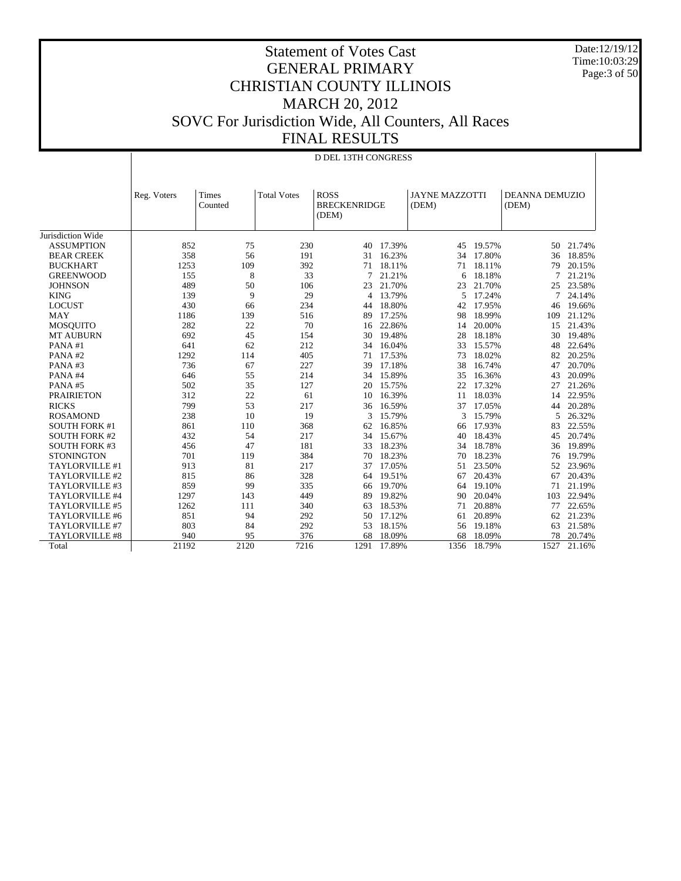# Statement of Votes Cast
## GENERAL PRIMARY
## CHRISTIAN COUNTY ILLINOIS
## MARCH 20, 2012
## SOVC For Jurisdiction Wide, All Counters, All Races
## FINAL RESULTS

Date:12/19/12
Time:10:03:29

D DEL 13TH CONGRESS

| | Reg. Voters | Times Counted | Total Votes | ROSS BRECKENRIDGE (DEM) | | JAYNE MAZZOTTI (DEM) | | DEANNA DEMUZIO (DEM) | |
|---|---|---|---|---|---|---|---|---|---|
| Jurisdiction Wide | | | | | | | | | |
| ASSUMPTION | 852 | 75 | 230 | 40 | 17.39% | 45 | 19.57% | 50 | 21.74% |
| BEAR CREEK | 358 | 56 | 191 | 31 | 16.23% | 34 | 17.80% | 36 | 18.85% |
| BUCKHART | 1253 | 109 | 392 | 71 | 18.11% | 71 | 18.11% | 79 | 20.15% |
| GREENWOOD | 155 | 8 | 33 | 7 | 21.21% | 6 | 18.18% | 7 | 21.21% |
| JOHNSON | 489 | 50 | 106 | 23 | 21.70% | 23 | 21.70% | 25 | 23.58% |
| KING | 139 | 9 | 29 | 4 | 13.79% | 5 | 17.24% | 7 | 24.14% |
| LOCUST | 430 | 66 | 234 | 44 | 18.80% | 42 | 17.95% | 46 | 19.66% |
| MAY | 1186 | 139 | 516 | 89 | 17.25% | 98 | 18.99% | 109 | 21.12% |
| MOSQUITO | 282 | 22 | 70 | 16 | 22.86% | 14 | 20.00% | 15 | 21.43% |
| MT AUBURN | 692 | 45 | 154 | 30 | 19.48% | 28 | 18.18% | 30 | 19.48% |
| PANA #1 | 641 | 62 | 212 | 34 | 16.04% | 33 | 15.57% | 48 | 22.64% |
| PANA #2 | 1292 | 114 | 405 | 71 | 17.53% | 73 | 18.02% | 82 | 20.25% |
| PANA #3 | 736 | 67 | 227 | 39 | 17.18% | 38 | 16.74% | 47 | 20.70% |
| PANA #4 | 646 | 55 | 214 | 34 | 15.89% | 35 | 16.36% | 43 | 20.09% |
| PANA #5 | 502 | 35 | 127 | 20 | 15.75% | 22 | 17.32% | 27 | 21.26% |
| PRAIRIETON | 312 | 22 | 61 | 10 | 16.39% | 11 | 18.03% | 14 | 22.95% |
| RICKS | 799 | 53 | 217 | 36 | 16.59% | 37 | 17.05% | 44 | 20.28% |
| ROSAMOND | 238 | 10 | 19 | 3 | 15.79% | 3 | 15.79% | 5 | 26.32% |
| SOUTH FORK #1 | 861 | 110 | 368 | 62 | 16.85% | 66 | 17.93% | 83 | 22.55% |
| SOUTH FORK #2 | 432 | 54 | 217 | 34 | 15.67% | 40 | 18.43% | 45 | 20.74% |
| SOUTH FORK #3 | 456 | 47 | 181 | 33 | 18.23% | 34 | 18.78% | 36 | 19.89% |
| STONINGTON | 701 | 119 | 384 | 70 | 18.23% | 70 | 18.23% | 76 | 19.79% |
| TAYLORVILLE #1 | 913 | 81 | 217 | 37 | 17.05% | 51 | 23.50% | 52 | 23.96% |
| TAYLORVILLE #2 | 815 | 86 | 328 | 64 | 19.51% | 67 | 20.43% | 67 | 20.43% |
| TAYLORVILLE #3 | 859 | 99 | 335 | 66 | 19.70% | 64 | 19.10% | 71 | 21.19% |
| TAYLORVILLE #4 | 1297 | 143 | 449 | 89 | 19.82% | 90 | 20.04% | 103 | 22.94% |
| TAYLORVILLE #5 | 1262 | 111 | 340 | 63 | 18.53% | 71 | 20.88% | 77 | 22.65% |
| TAYLORVILLE #6 | 851 | 94 | 292 | 50 | 17.12% | 61 | 20.89% | 62 | 21.23% |
| TAYLORVILLE #7 | 803 | 84 | 292 | 53 | 18.15% | 56 | 19.18% | 63 | 21.58% |
| TAYLORVILLE #8 | 940 | 95 | 376 | 68 | 18.09% | 68 | 18.09% | 78 | 20.74% |
| Total | 21192 | 2120 | 7216 | 1291 | 17.89% | 1356 | 18.79% | 1527 | 21.16% |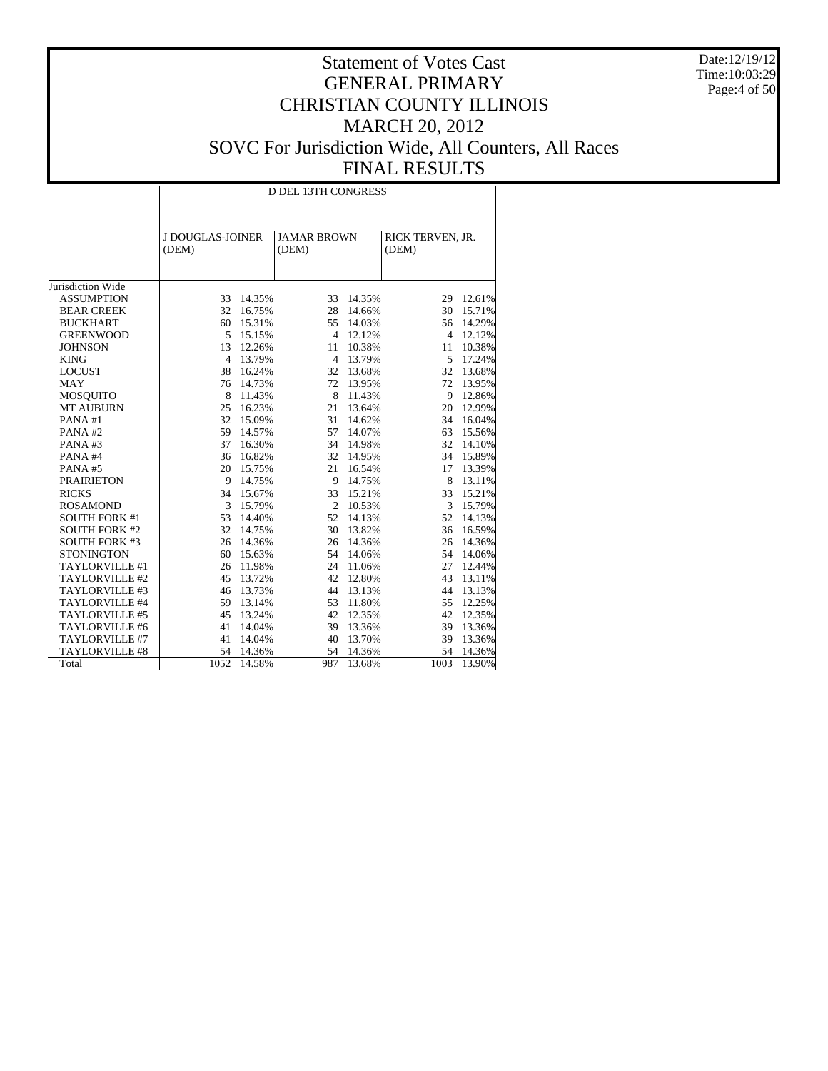# Statement of Votes Cast
## GENERAL PRIMARY
## CHRISTIAN COUNTY ILLINOIS
## MARCH 20, 2012
## SOVC For Jurisdiction Wide, All Counters, All Races
## FINAL RESULTS

Date:12/19/12
Time:10:03:29

| | D DEL 13TH CONGRESS | | | | | |
|---|---|---|---|---|---|---|
| | J DOUGLAS-JOINER (DEM) | | JAMAR BROWN (DEM) | | RICK TERVEN, JR. (DEM) | |
| Jurisdiction Wide | | | | | | |
| ASSUMPTION | 33 | 14.35% | 33 | 14.35% | 29 | 12.61% |
| BEAR CREEK | 32 | 16.75% | 28 | 14.66% | 30 | 15.71% |
| BUCKHART | 60 | 15.31% | 55 | 14.03% | 56 | 14.29% |
| GREENWOOD | 5 | 15.15% | 4 | 12.12% | 4 | 12.12% |
| JOHNSON | 13 | 12.26% | 11 | 10.38% | 11 | 10.38% |
| KING | 4 | 13.79% | 4 | 13.79% | 5 | 17.24% |
| LOCUST | 38 | 16.24% | 32 | 13.68% | 32 | 13.68% |
| MAY | 76 | 14.73% | 72 | 13.95% | 72 | 13.95% |
| MOSQUITO | 8 | 11.43% | 8 | 11.43% | 9 | 12.86% |
| MT AUBURN | 25 | 16.23% | 21 | 13.64% | 20 | 12.99% |
| PANA #1 | 32 | 15.09% | 31 | 14.62% | 34 | 16.04% |
| PANA #2 | 59 | 14.57% | 57 | 14.07% | 63 | 15.56% |
| PANA #3 | 37 | 16.30% | 34 | 14.98% | 32 | 14.10% |
| PANA #4 | 36 | 16.82% | 32 | 14.95% | 34 | 15.89% |
| PANA #5 | 20 | 15.75% | 21 | 16.54% | 17 | 13.39% |
| PRAIRIETON | 9 | 14.75% | 9 | 14.75% | 8 | 13.11% |
| RICKS | 34 | 15.67% | 33 | 15.21% | 33 | 15.21% |
| ROSAMOND | 3 | 15.79% | 2 | 10.53% | 3 | 15.79% |
| SOUTH FORK #1 | 53 | 14.40% | 52 | 14.13% | 52 | 14.13% |
| SOUTH FORK #2 | 32 | 14.75% | 30 | 13.82% | 36 | 16.59% |
| SOUTH FORK #3 | 26 | 14.36% | 26 | 14.36% | 26 | 14.36% |
| STONINGTON | 60 | 15.63% | 54 | 14.06% | 54 | 14.06% |
| TAYLORVILLE #1 | 26 | 11.98% | 24 | 11.06% | 27 | 12.44% |
| TAYLORVILLE #2 | 45 | 13.72% | 42 | 12.80% | 43 | 13.11% |
| TAYLORVILLE #3 | 46 | 13.73% | 44 | 13.13% | 44 | 13.13% |
| TAYLORVILLE #4 | 59 | 13.14% | 53 | 11.80% | 55 | 12.25% |
| TAYLORVILLE #5 | 45 | 13.24% | 42 | 12.35% | 42 | 12.35% |
| TAYLORVILLE #6 | 41 | 14.04% | 39 | 13.36% | 39 | 13.36% |
| TAYLORVILLE #7 | 41 | 14.04% | 40 | 13.70% | 39 | 13.36% |
| TAYLORVILLE #8 | 54 | 14.36% | 54 | 14.36% | 54 | 14.36% |
| Total | 1052 | 14.58% | 987 | 13.68% | 1003 | 13.90% |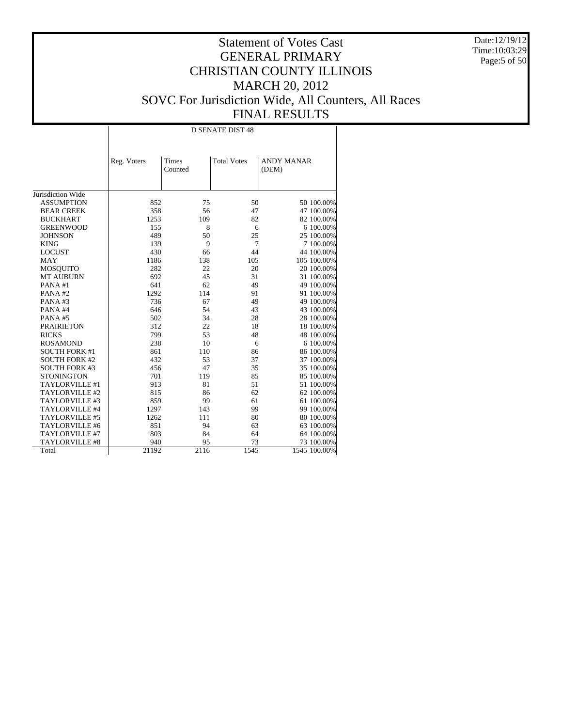# Statement of Votes Cast
# GENERAL PRIMARY
# CHRISTIAN COUNTY ILLINOIS
# MARCH 20, 2012
# SOVC For Jurisdiction Wide, All Counters, All Races
# FINAL RESULTS

Date:12/19/12
Time:10:03:29

| | D SENATE DIST 48 | | | | |
|---|---|---|---|---|---|
| | Reg. Voters | Times Counted | Total Votes | ANDY MANAR (DEM) | |
| Jurisdiction Wide | | | | | |
| ASSUMPTION | 852 | 75 | 50 | 50 | 100.00% |
| BEAR CREEK | 358 | 56 | 47 | 47 | 100.00% |
| BUCKHART | 1253 | 109 | 82 | 82 | 100.00% |
| GREENWOOD | 155 | 8 | 6 | 6 | 100.00% |
| JOHNSON | 489 | 50 | 25 | 25 | 100.00% |
| KING | 139 | 9 | 7 | 7 | 100.00% |
| LOCUST | 430 | 66 | 44 | 44 | 100.00% |
| MAY | 1186 | 138 | 105 | 105 | 100.00% |
| MOSQUITO | 282 | 22 | 20 | 20 | 100.00% |
| MT AUBURN | 692 | 45 | 31 | 31 | 100.00% |
| PANA #1 | 641 | 62 | 49 | 49 | 100.00% |
| PANA #2 | 1292 | 114 | 91 | 91 | 100.00% |
| PANA #3 | 736 | 67 | 49 | 49 | 100.00% |
| PANA #4 | 646 | 54 | 43 | 43 | 100.00% |
| PANA #5 | 502 | 34 | 28 | 28 | 100.00% |
| PRAIRIETON | 312 | 22 | 18 | 18 | 100.00% |
| RICKS | 799 | 53 | 48 | 48 | 100.00% |
| ROSAMOND | 238 | 10 | 6 | 6 | 100.00% |
| SOUTH FORK #1 | 861 | 110 | 86 | 86 | 100.00% |
| SOUTH FORK #2 | 432 | 53 | 37 | 37 | 100.00% |
| SOUTH FORK #3 | 456 | 47 | 35 | 35 | 100.00% |
| STONINGTON | 701 | 119 | 85 | 85 | 100.00% |
| TAYLORVILLE #1 | 913 | 81 | 51 | 51 | 100.00% |
| TAYLORVILLE #2 | 815 | 86 | 62 | 62 | 100.00% |
| TAYLORVILLE #3 | 859 | 99 | 61 | 61 | 100.00% |
| TAYLORVILLE #4 | 1297 | 143 | 99 | 99 | 100.00% |
| TAYLORVILLE #5 | 1262 | 111 | 80 | 80 | 100.00% |
| TAYLORVILLE #6 | 851 | 94 | 63 | 63 | 100.00% |
| TAYLORVILLE #7 | 803 | 84 | 64 | 64 | 100.00% |
| TAYLORVILLE #8 | 940 | 95 | 73 | 73 | 100.00% |
| Total | 21192 | 2116 | 1545 | 1545 | 100.00% |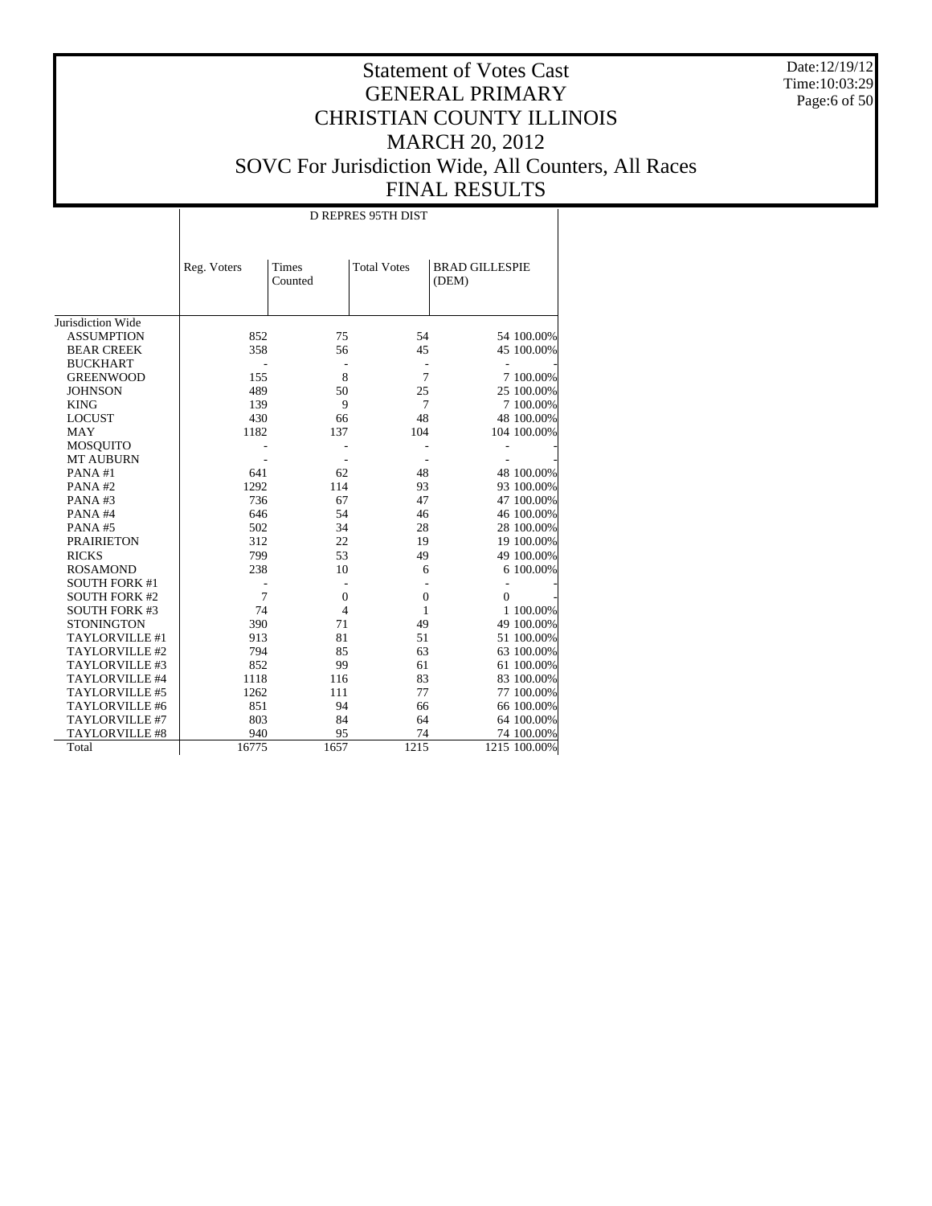# Statement of Votes Cast
# GENERAL PRIMARY
# CHRISTIAN COUNTY ILLINOIS
# MARCH 20, 2012
# SOVC For Jurisdiction Wide, All Counters, All Races
# FINAL RESULTS

Date:12/19/12
Time:10:03:29

| | D REPRES 95TH DIST | | | | |
|---|---|---|---|---|---|
| | Reg. Voters | Times Counted | Total Votes | BRAD GILLESPIE (DEM) | |
| Jurisdiction Wide | | | | | |
| ASSUMPTION | 852 | 75 | 54 | 54 | 100.00% |
| BEAR CREEK | 358 | 56 | 45 | 45 | 100.00% |
| BUCKHART | - | - | - | - | - |
| GREENWOOD | 155 | 8 | 7 | 7 | 100.00% |
| JOHNSON | 489 | 50 | 25 | 25 | 100.00% |
| KING | 139 | 9 | 7 | 7 | 100.00% |
| LOCUST | 430 | 66 | 48 | 48 | 100.00% |
| MAY | 1182 | 137 | 104 | 104 | 100.00% |
| MOSQUITO | - | - | - | - | - |
| MT AUBURN | - | - | - | - | - |
| PANA #1 | 641 | 62 | 48 | 48 | 100.00% |
| PANA #2 | 1292 | 114 | 93 | 93 | 100.00% |
| PANA #3 | 736 | 67 | 47 | 47 | 100.00% |
| PANA #4 | 646 | 54 | 46 | 46 | 100.00% |
| PANA #5 | 502 | 34 | 28 | 28 | 100.00% |
| PRAIRIETON | 312 | 22 | 19 | 19 | 100.00% |
| RICKS | 799 | 53 | 49 | 49 | 100.00% |
| ROSAMOND | 238 | 10 | 6 | 6 | 100.00% |
| SOUTH FORK #1 | - | - | - | - | - |
| SOUTH FORK #2 | 7 | 0 | 0 | 0 | - |
| SOUTH FORK #3 | 74 | 4 | 1 | 1 | 100.00% |
| STONINGTON | 390 | 71 | 49 | 49 | 100.00% |
| TAYLORVILLE #1 | 913 | 81 | 51 | 51 | 100.00% |
| TAYLORVILLE #2 | 794 | 85 | 63 | 63 | 100.00% |
| TAYLORVILLE #3 | 852 | 99 | 61 | 61 | 100.00% |
| TAYLORVILLE #4 | 1118 | 116 | 83 | 83 | 100.00% |
| TAYLORVILLE #5 | 1262 | 111 | 77 | 77 | 100.00% |
| TAYLORVILLE #6 | 851 | 94 | 66 | 66 | 100.00% |
| TAYLORVILLE #7 | 803 | 84 | 64 | 64 | 100.00% |
| TAYLORVILLE #8 | 940 | 95 | 74 | 74 | 100.00% |
| Total | 16775 | 1657 | 1215 | 1215 | 100.00% |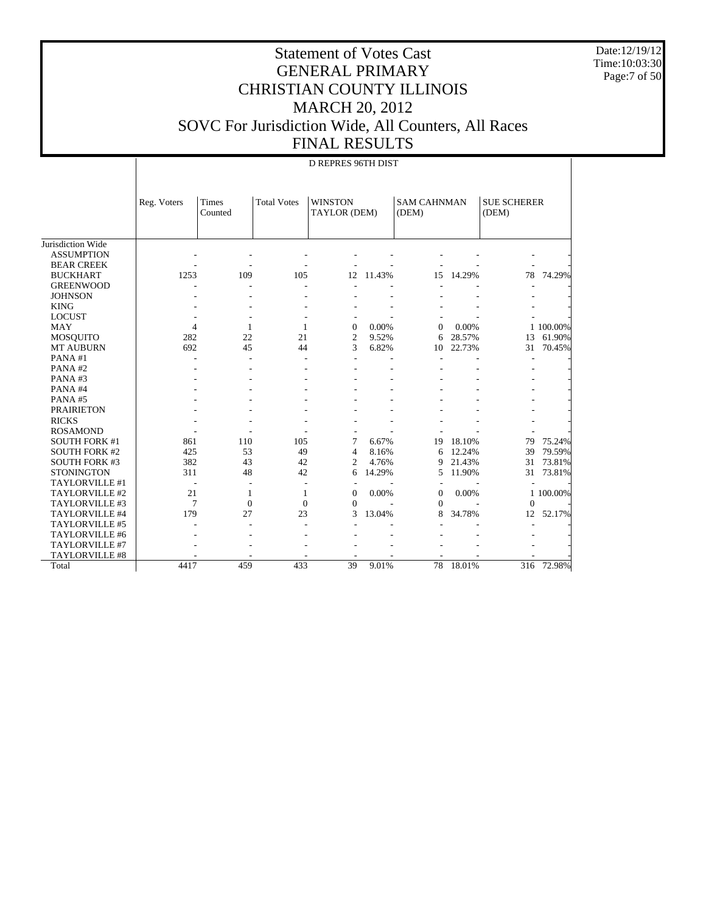# Statement of Votes Cast
# GENERAL PRIMARY
# CHRISTIAN COUNTY ILLINOIS
# MARCH 20, 2012
# SOVC For Jurisdiction Wide, All Counters, All Races
# FINAL RESULTS

Date:12/19/12
Time:10:03:30

D REPRES 96TH DIST

| | Reg. Voters | Times Counted | Total Votes | WINSTON TAYLOR (DEM) | | SAM CAHNMAN (DEM) | | SUE SCHERER (DEM) | |
|---|---|---|---|---|---|---|---|---|---|
| Jurisdiction Wide | | | | | | | | | |
| ASSUMPTION | - | - | - | - | - | - | - | - | - |
| BEAR CREEK | - | - | - | - | - | - | - | - | - |
| BUCKHART | 1253 | 109 | 105 | 12 | 11.43% | 15 | 14.29% | 78 | 74.29% |
| GREENWOOD | - | - | - | - | - | - | - | - | - |
| JOHNSON | - | - | - | - | - | - | - | - | - |
| KING | - | - | - | - | - | - | - | - | - |
| LOCUST | - | - | - | - | - | - | - | - | - |
| MAY | 4 | 1 | 1 | 0 | 0.00% | 0 | 0.00% | 1 | 100.00% |
| MOSQUITO | 282 | 22 | 21 | 2 | 9.52% | 6 | 28.57% | 13 | 61.90% |
| MT AUBURN | 692 | 45 | 44 | 3 | 6.82% | 10 | 22.73% | 31 | 70.45% |
| PANA #1 | - | - | - | - | - | - | - | - | - |
| PANA #2 | - | - | - | - | - | - | - | - | - |
| PANA #3 | - | - | - | - | - | - | - | - | - |
| PANA #4 | - | - | - | - | - | - | - | - | - |
| PANA #5 | - | - | - | - | - | - | - | - | - |
| PRAIRIETON | - | - | - | - | - | - | - | - | - |
| RICKS | - | - | - | - | - | - | - | - | - |
| ROSAMOND | - | - | - | - | - | - | - | - | - |
| SOUTH FORK #1 | 861 | 110 | 105 | 7 | 6.67% | 19 | 18.10% | 79 | 75.24% |
| SOUTH FORK #2 | 425 | 53 | 49 | 4 | 8.16% | 6 | 12.24% | 39 | 79.59% |
| SOUTH FORK #3 | 382 | 43 | 42 | 2 | 4.76% | 9 | 21.43% | 31 | 73.81% |
| STONINGTON | 311 | 48 | 42 | 6 | 14.29% | 5 | 11.90% | 31 | 73.81% |
| TAYLORVILLE #1 | - | - | - | - | - | - | - | - | - |
| TAYLORVILLE #2 | 21 | 1 | 1 | 0 | 0.00% | 0 | 0.00% | 1 | 100.00% |
| TAYLORVILLE #3 | 7 | 0 | 0 | 0 | - | 0 | - | 0 | - |
| TAYLORVILLE #4 | 179 | 27 | 23 | 3 | 13.04% | 8 | 34.78% | 12 | 52.17% |
| TAYLORVILLE #5 | - | - | - | - | - | - | - | - | - |
| TAYLORVILLE #6 | - | - | - | - | - | - | - | - | - |
| TAYLORVILLE #7 | - | - | - | - | - | - | - | - | - |
| TAYLORVILLE #8 | - | - | - | - | - | - | - | - | - |
| Total | 4417 | 459 | 433 | 39 | 9.01% | 78 | 18.01% | 316 | 72.98% |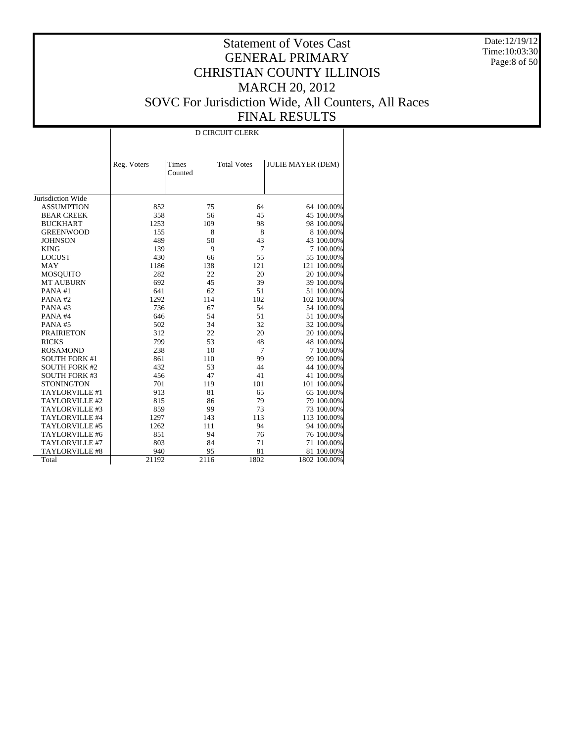# Statement of Votes Cast
# GENERAL PRIMARY
# CHRISTIAN COUNTY ILLINOIS
# MARCH 20, 2012
# SOVC For Jurisdiction Wide, All Counters, All Races
# FINAL RESULTS

Date:12/19/12
Time:10:03:30

| | D CIRCUIT CLERK | | | | |
|---|---|---|---|---|---|
| | Reg. Voters | Times Counted | Total Votes | JULIE MAYER (DEM) | |
| Jurisdiction Wide | | | | | |
| ASSUMPTION | 852 | 75 | 64 | 64 | 100.00% |
| BEAR CREEK | 358 | 56 | 45 | 45 | 100.00% |
| BUCKHART | 1253 | 109 | 98 | 98 | 100.00% |
| GREENWOOD | 155 | 8 | 8 | 8 | 100.00% |
| JOHNSON | 489 | 50 | 43 | 43 | 100.00% |
| KING | 139 | 9 | 7 | 7 | 100.00% |
| LOCUST | 430 | 66 | 55 | 55 | 100.00% |
| MAY | 1186 | 138 | 121 | 121 | 100.00% |
| MOSQUITO | 282 | 22 | 20 | 20 | 100.00% |
| MT AUBURN | 692 | 45 | 39 | 39 | 100.00% |
| PANA #1 | 641 | 62 | 51 | 51 | 100.00% |
| PANA #2 | 1292 | 114 | 102 | 102 | 100.00% |
| PANA #3 | 736 | 67 | 54 | 54 | 100.00% |
| PANA #4 | 646 | 54 | 51 | 51 | 100.00% |
| PANA #5 | 502 | 34 | 32 | 32 | 100.00% |
| PRAIRIETON | 312 | 22 | 20 | 20 | 100.00% |
| RICKS | 799 | 53 | 48 | 48 | 100.00% |
| ROSAMOND | 238 | 10 | 7 | 7 | 100.00% |
| SOUTH FORK #1 | 861 | 110 | 99 | 99 | 100.00% |
| SOUTH FORK #2 | 432 | 53 | 44 | 44 | 100.00% |
| SOUTH FORK #3 | 456 | 47 | 41 | 41 | 100.00% |
| STONINGTON | 701 | 119 | 101 | 101 | 100.00% |
| TAYLORVILLE #1 | 913 | 81 | 65 | 65 | 100.00% |
| TAYLORVILLE #2 | 815 | 86 | 79 | 79 | 100.00% |
| TAYLORVILLE #3 | 859 | 99 | 73 | 73 | 100.00% |
| TAYLORVILLE #4 | 1297 | 143 | 113 | 113 | 100.00% |
| TAYLORVILLE #5 | 1262 | 111 | 94 | 94 | 100.00% |
| TAYLORVILLE #6 | 851 | 94 | 76 | 76 | 100.00% |
| TAYLORVILLE #7 | 803 | 84 | 71 | 71 | 100.00% |
| TAYLORVILLE #8 | 940 | 95 | 81 | 81 | 100.00% |
| Total | 21192 | 2116 | 1802 | 1802 | 100.00% |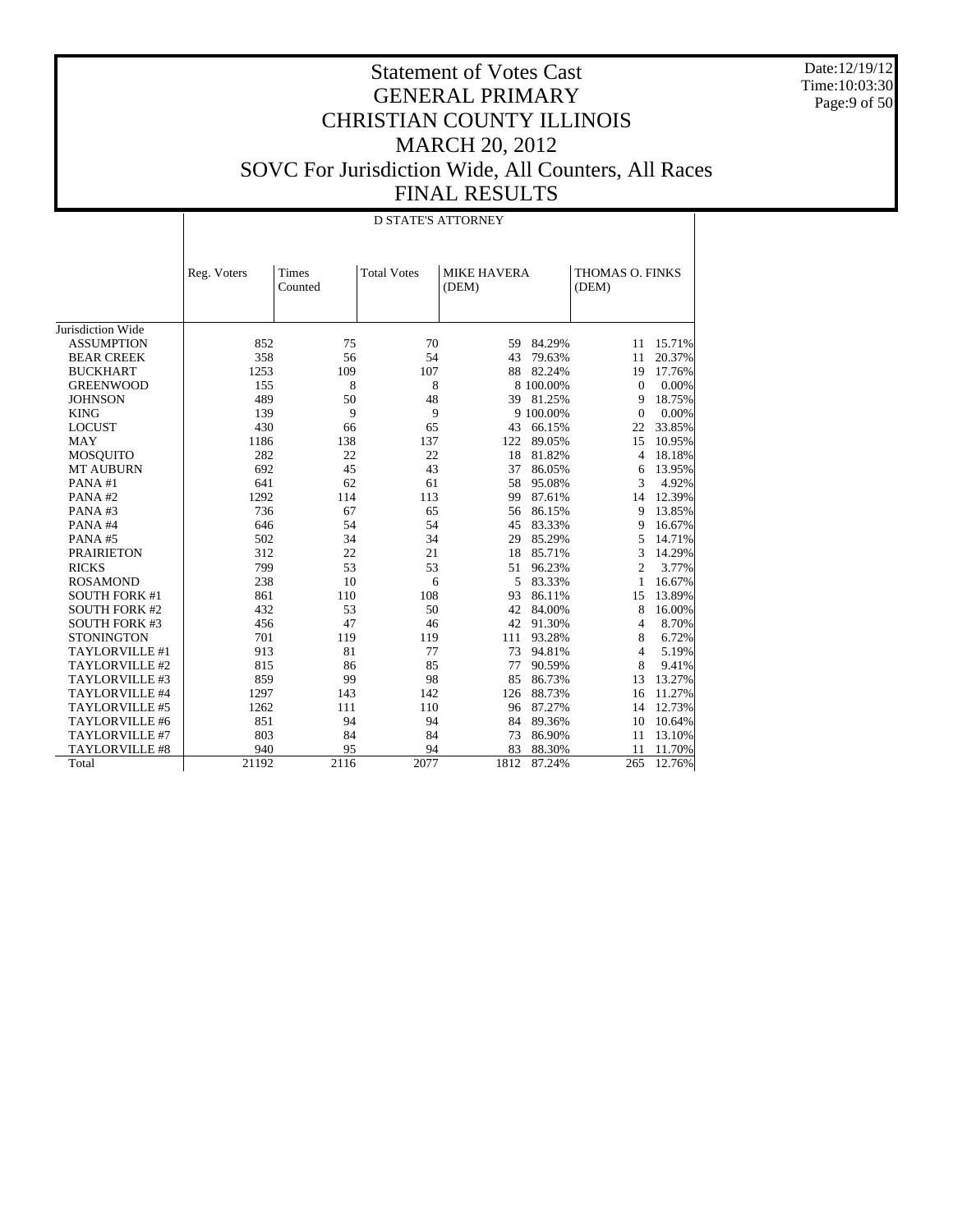# Statement of Votes Cast
# GENERAL PRIMARY
# CHRISTIAN COUNTY ILLINOIS
# MARCH 20, 2012
# SOVC For Jurisdiction Wide, All Counters, All Races
# FINAL RESULTS

Date:12/19/12
Time:10:03:30

| | D STATE'S ATTORNEY | | | | | | |
|---|---|---|---|---|---|---|---|
| | Reg. Voters | Times Counted | Total Votes | MIKE HAVERA (DEM) | | THOMAS O. FINKS (DEM) | |
| Jurisdiction Wide | | | | | | | |
| ASSUMPTION | 852 | 75 | 70 | 59 | 84.29% | 11 | 15.71% |
| BEAR CREEK | 358 | 56 | 54 | 43 | 79.63% | 11 | 20.37% |
| BUCKHART | 1253 | 109 | 107 | 88 | 82.24% | 19 | 17.76% |
| GREENWOOD | 155 | 8 | 8 | 8 | 100.00% | 0 | 0.00% |
| JOHNSON | 489 | 50 | 48 | 39 | 81.25% | 9 | 18.75% |
| KING | 139 | 9 | 9 | 9 | 100.00% | 0 | 0.00% |
| LOCUST | 430 | 66 | 65 | 43 | 66.15% | 22 | 33.85% |
| MAY | 1186 | 138 | 137 | 122 | 89.05% | 15 | 10.95% |
| MOSQUITO | 282 | 22 | 22 | 18 | 81.82% | 4 | 18.18% |
| MT AUBURN | 692 | 45 | 43 | 37 | 86.05% | 6 | 13.95% |
| PANA #1 | 641 | 62 | 61 | 58 | 95.08% | 3 | 4.92% |
| PANA #2 | 1292 | 114 | 113 | 99 | 87.61% | 14 | 12.39% |
| PANA #3 | 736 | 67 | 65 | 56 | 86.15% | 9 | 13.85% |
| PANA #4 | 646 | 54 | 54 | 45 | 83.33% | 9 | 16.67% |
| PANA #5 | 502 | 34 | 34 | 29 | 85.29% | 5 | 14.71% |
| PRAIRIETON | 312 | 22 | 21 | 18 | 85.71% | 3 | 14.29% |
| RICKS | 799 | 53 | 53 | 51 | 96.23% | 2 | 3.77% |
| ROSAMOND | 238 | 10 | 6 | 5 | 83.33% | 1 | 16.67% |
| SOUTH FORK #1 | 861 | 110 | 108 | 93 | 86.11% | 15 | 13.89% |
| SOUTH FORK #2 | 432 | 53 | 50 | 42 | 84.00% | 8 | 16.00% |
| SOUTH FORK #3 | 456 | 47 | 46 | 42 | 91.30% | 4 | 8.70% |
| STONINGTON | 701 | 119 | 119 | 111 | 93.28% | 8 | 6.72% |
| TAYLORVILLE #1 | 913 | 81 | 77 | 73 | 94.81% | 4 | 5.19% |
| TAYLORVILLE #2 | 815 | 86 | 85 | 77 | 90.59% | 8 | 9.41% |
| TAYLORVILLE #3 | 859 | 99 | 98 | 85 | 86.73% | 13 | 13.27% |
| TAYLORVILLE #4 | 1297 | 143 | 142 | 126 | 88.73% | 16 | 11.27% |
| TAYLORVILLE #5 | 1262 | 111 | 110 | 96 | 87.27% | 14 | 12.73% |
| TAYLORVILLE #6 | 851 | 94 | 94 | 84 | 89.36% | 10 | 10.64% |
| TAYLORVILLE #7 | 803 | 84 | 84 | 73 | 86.90% | 11 | 13.10% |
| TAYLORVILLE #8 | 940 | 95 | 94 | 83 | 88.30% | 11 | 11.70% |
| Total | 21192 | 2116 | 2077 | 1812 | 87.24% | 265 | 12.76% |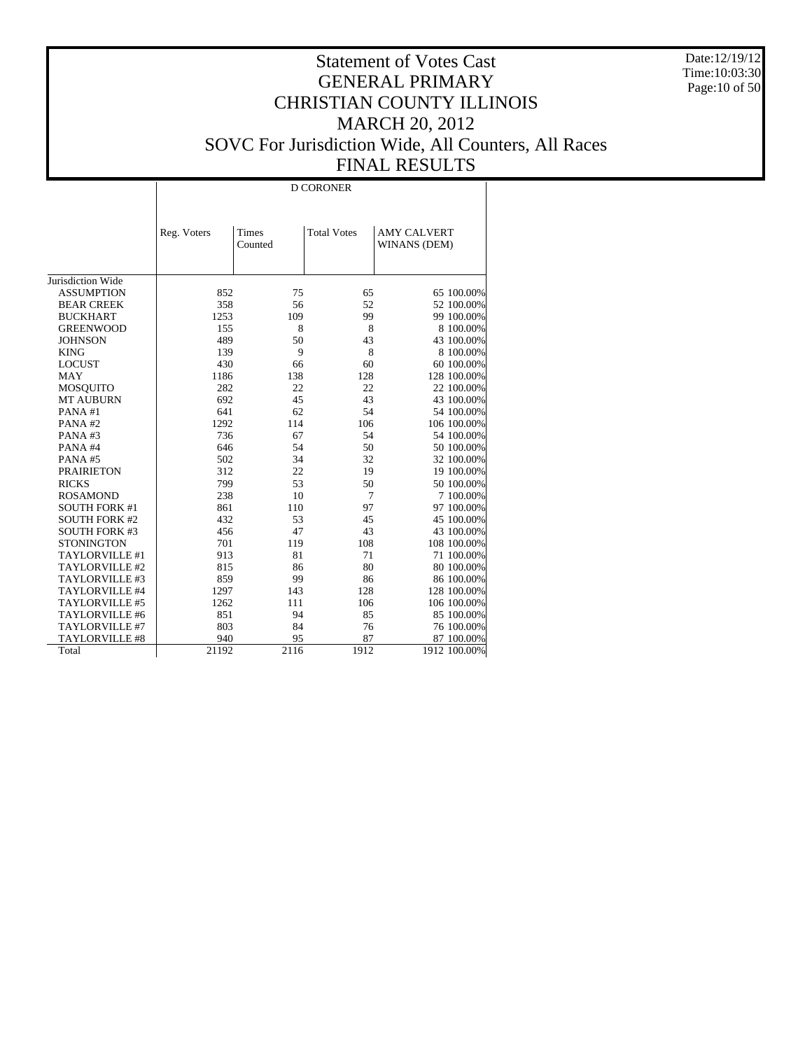# Statement of Votes Cast
## GENERAL PRIMARY
## CHRISTIAN COUNTY ILLINOIS
## MARCH 20, 2012
## SOVC For Jurisdiction Wide, All Counters, All Races
## FINAL RESULTS

Date:12/19/12
Time:10:03:30

| | D CORONER | | | | |
|---|---|---|---|---|---|
| | Reg. Voters | Times Counted | Total Votes | AMY CALVERT WINANS (DEM) | |
| Jurisdiction Wide | | | | | |
| ASSUMPTION | 852 | 75 | 65 | 65 | 100.00% |
| BEAR CREEK | 358 | 56 | 52 | 52 | 100.00% |
| BUCKHART | 1253 | 109 | 99 | 99 | 100.00% |
| GREENWOOD | 155 | 8 | 8 | 8 | 100.00% |
| JOHNSON | 489 | 50 | 43 | 43 | 100.00% |
| KING | 139 | 9 | 8 | 8 | 100.00% |
| LOCUST | 430 | 66 | 60 | 60 | 100.00% |
| MAY | 1186 | 138 | 128 | 128 | 100.00% |
| MOSQUITO | 282 | 22 | 22 | 22 | 100.00% |
| MT AUBURN | 692 | 45 | 43 | 43 | 100.00% |
| PANA #1 | 641 | 62 | 54 | 54 | 100.00% |
| PANA #2 | 1292 | 114 | 106 | 106 | 100.00% |
| PANA #3 | 736 | 67 | 54 | 54 | 100.00% |
| PANA #4 | 646 | 54 | 50 | 50 | 100.00% |
| PANA #5 | 502 | 34 | 32 | 32 | 100.00% |
| PRAIRIETON | 312 | 22 | 19 | 19 | 100.00% |
| RICKS | 799 | 53 | 50 | 50 | 100.00% |
| ROSAMOND | 238 | 10 | 7 | 7 | 100.00% |
| SOUTH FORK #1 | 861 | 110 | 97 | 97 | 100.00% |
| SOUTH FORK #2 | 432 | 53 | 45 | 45 | 100.00% |
| SOUTH FORK #3 | 456 | 47 | 43 | 43 | 100.00% |
| STONINGTON | 701 | 119 | 108 | 108 | 100.00% |
| TAYLORVILLE #1 | 913 | 81 | 71 | 71 | 100.00% |
| TAYLORVILLE #2 | 815 | 86 | 80 | 80 | 100.00% |
| TAYLORVILLE #3 | 859 | 99 | 86 | 86 | 100.00% |
| TAYLORVILLE #4 | 1297 | 143 | 128 | 128 | 100.00% |
| TAYLORVILLE #5 | 1262 | 111 | 106 | 106 | 100.00% |
| TAYLORVILLE #6 | 851 | 94 | 85 | 85 | 100.00% |
| TAYLORVILLE #7 | 803 | 84 | 76 | 76 | 100.00% |
| TAYLORVILLE #8 | 940 | 95 | 87 | 87 | 100.00% |
| Total | 21192 | 2116 | 1912 | 1912 | 100.00% |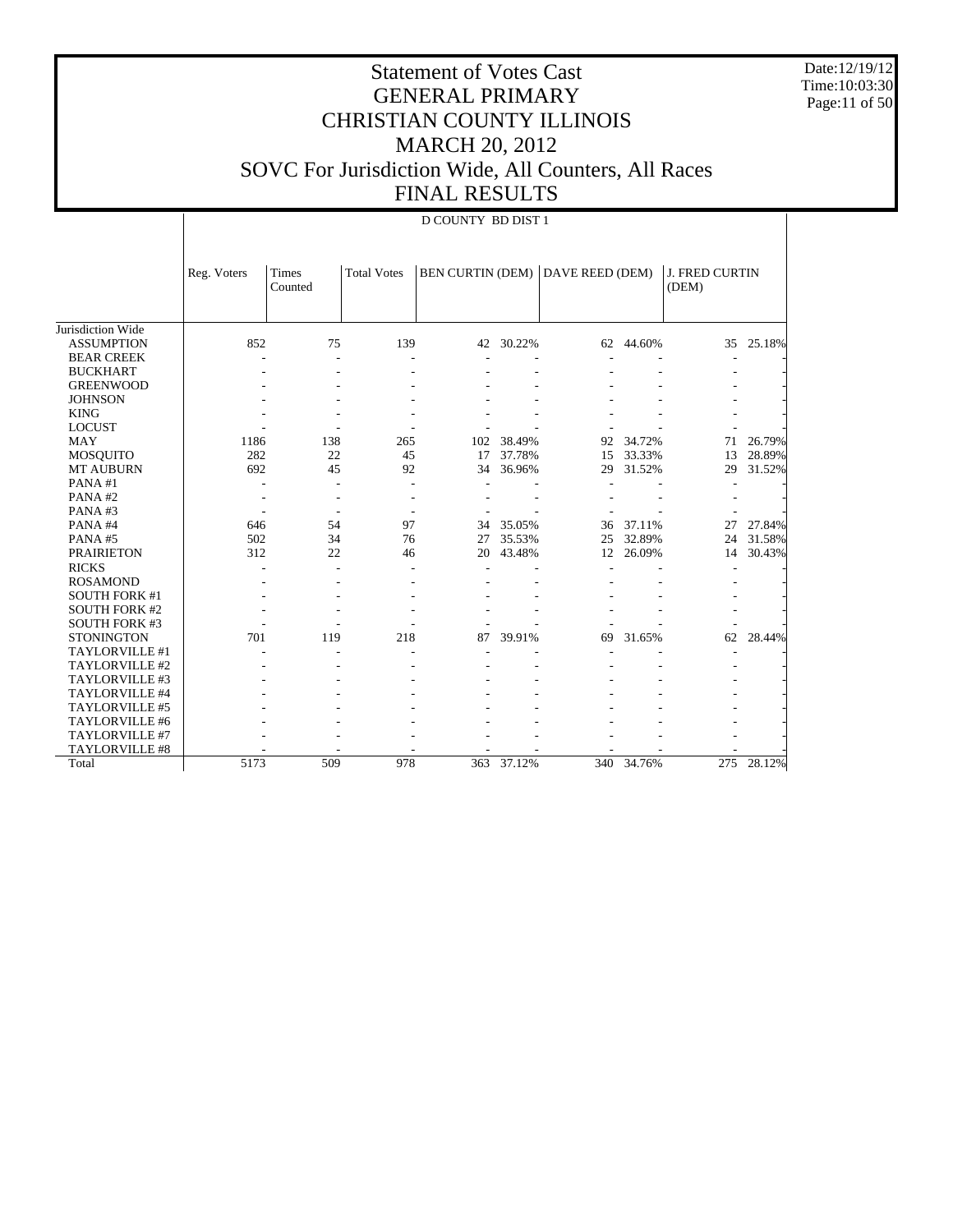# Statement of Votes Cast
# GENERAL PRIMARY
# CHRISTIAN COUNTY ILLINOIS
# MARCH 20, 2012
# SOVC For Jurisdiction Wide, All Counters, All Races
# FINAL RESULTS

Date:12/19/12
Time:10:03:30

D COUNTY BD DIST 1

| | Reg. Voters | Times Counted | Total Votes | BEN CURTIN (DEM) | | DAVE REED (DEM) | | J. FRED CURTIN (DEM) | |
|---|---|---|---|---|---|---|---|---|---|
| Jurisdiction Wide | | | | | | | | | |
| ASSUMPTION | 852 | 75 | 139 | 42 | 30.22% | 62 | 44.60% | 35 | 25.18% |
| BEAR CREEK | - | - | - | - | - | - | - | - | - |
| BUCKHART | - | - | - | - | - | - | - | - | - |
| GREENWOOD | - | - | - | - | - | - | - | - | - |
| JOHNSON | - | - | - | - | - | - | - | - | - |
| KING | - | - | - | - | - | - | - | - | - |
| LOCUST | - | - | - | - | - | - | - | - | - |
| MAY | 1186 | 138 | 265 | 102 | 38.49% | 92 | 34.72% | 71 | 26.79% |
| MOSQUITO | 282 | 22 | 45 | 17 | 37.78% | 15 | 33.33% | 13 | 28.89% |
| MT AUBURN | 692 | 45 | 92 | 34 | 36.96% | 29 | 31.52% | 29 | 31.52% |
| PANA #1 | - | - | - | - | - | - | - | - | - |
| PANA #2 | - | - | - | - | - | - | - | - | - |
| PANA #3 | - | - | - | - | - | - | - | - | - |
| PANA #4 | 646 | 54 | 97 | 34 | 35.05% | 36 | 37.11% | 27 | 27.84% |
| PANA #5 | 502 | 34 | 76 | 27 | 35.53% | 25 | 32.89% | 24 | 31.58% |
| PRAIRIETON | 312 | 22 | 46 | 20 | 43.48% | 12 | 26.09% | 14 | 30.43% |
| RICKS | - | - | - | - | - | - | - | - | - |
| ROSAMOND | - | - | - | - | - | - | - | - | - |
| SOUTH FORK #1 | - | - | - | - | - | - | - | - | - |
| SOUTH FORK #2 | - | - | - | - | - | - | - | - | - |
| SOUTH FORK #3 | - | - | - | - | - | - | - | - | - |
| STONINGTON | 701 | 119 | 218 | 87 | 39.91% | 69 | 31.65% | 62 | 28.44% |
| TAYLORVILLE #1 | - | - | - | - | - | - | - | - | - |
| TAYLORVILLE #2 | - | - | - | - | - | - | - | - | - |
| TAYLORVILLE #3 | - | - | - | - | - | - | - | - | - |
| TAYLORVILLE #4 | - | - | - | - | - | - | - | - | - |
| TAYLORVILLE #5 | - | - | - | - | - | - | - | - | - |
| TAYLORVILLE #6 | - | - | - | - | - | - | - | - | - |
| TAYLORVILLE #7 | - | - | - | - | - | - | - | - | - |
| TAYLORVILLE #8 | - | - | - | - | - | - | - | - | - |
| Total | 5173 | 509 | 978 | 363 | 37.12% | 340 | 34.76% | 275 | 28.12% |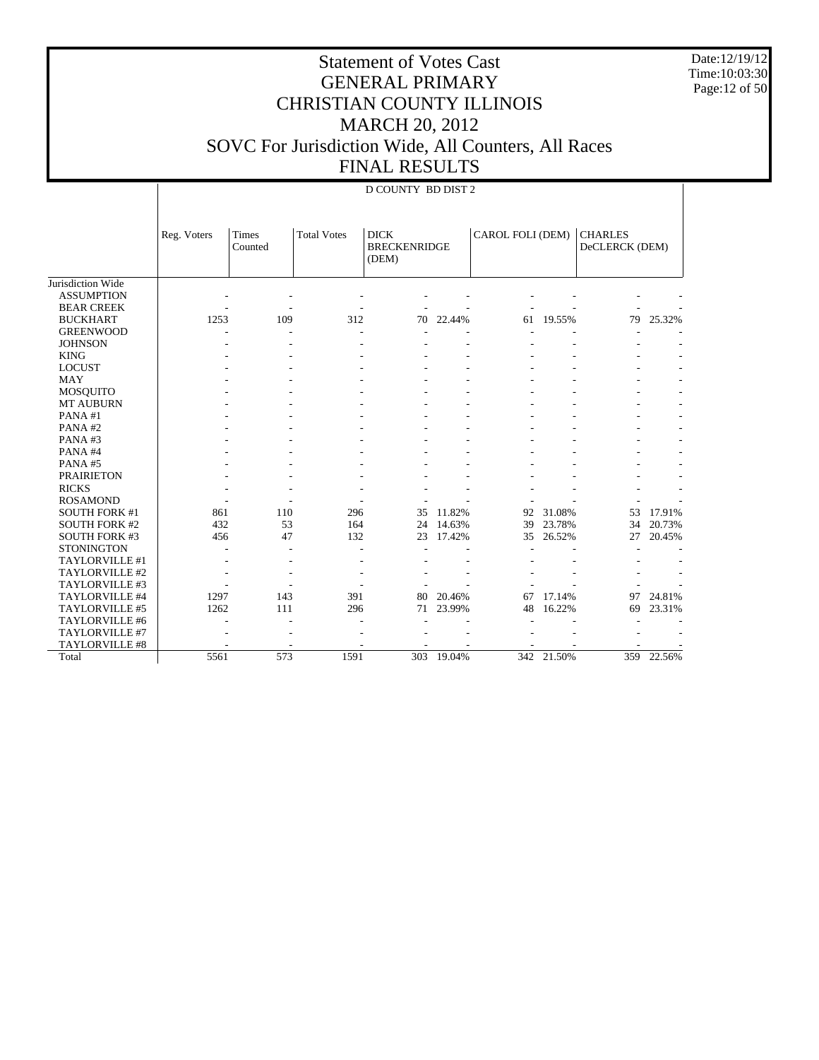# Statement of Votes Cast
# GENERAL PRIMARY
# CHRISTIAN COUNTY ILLINOIS
# MARCH 20, 2012
# SOVC For Jurisdiction Wide, All Counters, All Races
# FINAL RESULTS

Date:12/19/12
Time:10:03:30

D COUNTY BD DIST 2

| | Reg. Voters | Times Counted | Total Votes | DICK BRECKENRIDGE (DEM) | | CAROL FOLI (DEM) | | CHARLES DeCLERCK (DEM) | |
|---|---|---|---|---|---|---|---|---|---|
| Jurisdiction Wide | | | | | | | | | |
| ASSUMPTION | - | - | - | - | - | - | - | - | - |
| BEAR CREEK | - | - | - | - | - | - | - | - | - |
| BUCKHART | 1253 | 109 | 312 | 70 | 22.44% | 61 | 19.55% | 79 | 25.32% |
| GREENWOOD | - | - | - | - | - | - | - | - | - |
| JOHNSON | - | - | - | - | - | - | - | - | - |
| KING | - | - | - | - | - | - | - | - | - |
| LOCUST | - | - | - | - | - | - | - | - | - |
| MAY | - | - | - | - | - | - | - | - | - |
| MOSQUITO | - | - | - | - | - | - | - | - | - |
| MT AUBURN | - | - | - | - | - | - | - | - | - |
| PANA #1 | - | - | - | - | - | - | - | - | - |
| PANA #2 | - | - | - | - | - | - | - | - | - |
| PANA #3 | - | - | - | - | - | - | - | - | - |
| PANA #4 | - | - | - | - | - | - | - | - | - |
| PANA #5 | - | - | - | - | - | - | - | - | - |
| PRAIRIETON | - | - | - | - | - | - | - | - | - |
| RICKS | - | - | - | - | - | - | - | - | - |
| ROSAMOND | - | - | - | - | - | - | - | - | - |
| SOUTH FORK #1 | 861 | 110 | 296 | 35 | 11.82% | 92 | 31.08% | 53 | 17.91% |
| SOUTH FORK #2 | 432 | 53 | 164 | 24 | 14.63% | 39 | 23.78% | 34 | 20.73% |
| SOUTH FORK #3 | 456 | 47 | 132 | 23 | 17.42% | 35 | 26.52% | 27 | 20.45% |
| STONINGTON | - | - | - | - | - | - | - | - | - |
| TAYLORVILLE #1 | - | - | - | - | - | - | - | - | - |
| TAYLORVILLE #2 | - | - | - | - | - | - | - | - | - |
| TAYLORVILLE #3 | - | - | - | - | - | - | - | - | - |
| TAYLORVILLE #4 | 1297 | 143 | 391 | 80 | 20.46% | 67 | 17.14% | 97 | 24.81% |
| TAYLORVILLE #5 | 1262 | 111 | 296 | 71 | 23.99% | 48 | 16.22% | 69 | 23.31% |
| TAYLORVILLE #6 | - | - | - | - | - | - | - | - | - |
| TAYLORVILLE #7 | - | - | - | - | - | - | - | - | - |
| TAYLORVILLE #8 | - | - | - | - | - | - | - | - | - |
| Total | 5561 | 573 | 1591 | 303 | 19.04% | 342 | 21.50% | 359 | 22.56% |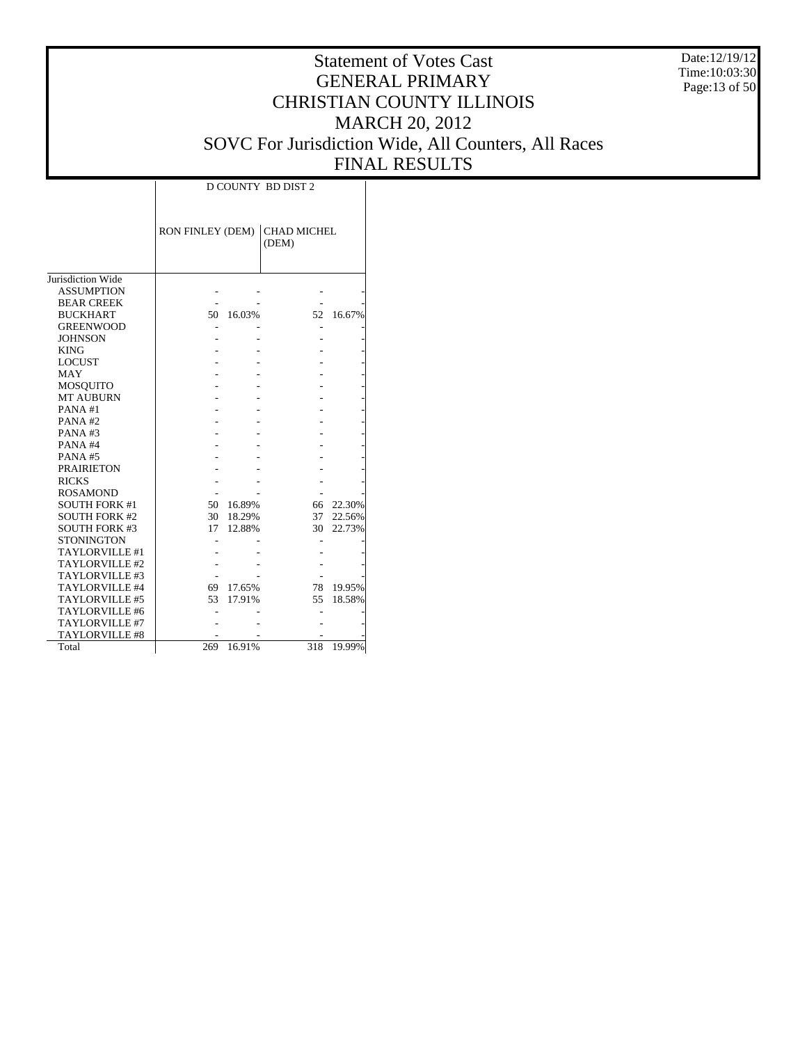# Statement of Votes Cast
# GENERAL PRIMARY
# CHRISTIAN COUNTY ILLINOIS
# MARCH 20, 2012
# SOVC For Jurisdiction Wide, All Counters, All Races
# FINAL RESULTS

Date:12/19/12
Time:10:03:30

| | D COUNTY BD DIST 2 | | | |
|---|---|---|---|---|
| | RON FINLEY (DEM) | | CHAD MICHEL (DEM) | |
| Jurisdiction Wide | | | | |
| ASSUMPTION | - | - | - | - |
| BEAR CREEK | - | - | - | - |
| BUCKHART | 50 | 16.03% | 52 | 16.67% |
| GREENWOOD | - | - | - | - |
| JOHNSON | - | - | - | - |
| KING | - | - | - | - |
| LOCUST | - | - | - | - |
| MAY | - | - | - | - |
| MOSQUITO | - | - | - | - |
| MT AUBURN | - | - | - | - |
| PANA #1 | - | - | - | - |
| PANA #2 | - | - | - | - |
| PANA #3 | - | - | - | - |
| PANA #4 | - | - | - | - |
| PANA #5 | - | - | - | - |
| PRAIRIETON | - | - | - | - |
| RICKS | - | - | - | - |
| ROSAMOND | - | - | - | - |
| SOUTH FORK #1 | 50 | 16.89% | 66 | 22.30% |
| SOUTH FORK #2 | 30 | 18.29% | 37 | 22.56% |
| SOUTH FORK #3 | 17 | 12.88% | 30 | 22.73% |
| STONINGTON | - | - | - | - |
| TAYLORVILLE #1 | - | - | - | - |
| TAYLORVILLE #2 | - | - | - | - |
| TAYLORVILLE #3 | - | - | - | - |
| TAYLORVILLE #4 | 69 | 17.65% | 78 | 19.95% |
| TAYLORVILLE #5 | 53 | 17.91% | 55 | 18.58% |
| TAYLORVILLE #6 | - | - | - | - |
| TAYLORVILLE #7 | - | - | - | - |
| TAYLORVILLE #8 | - | - | - | - |
| Total | 269 | 16.91% | 318 | 19.99% |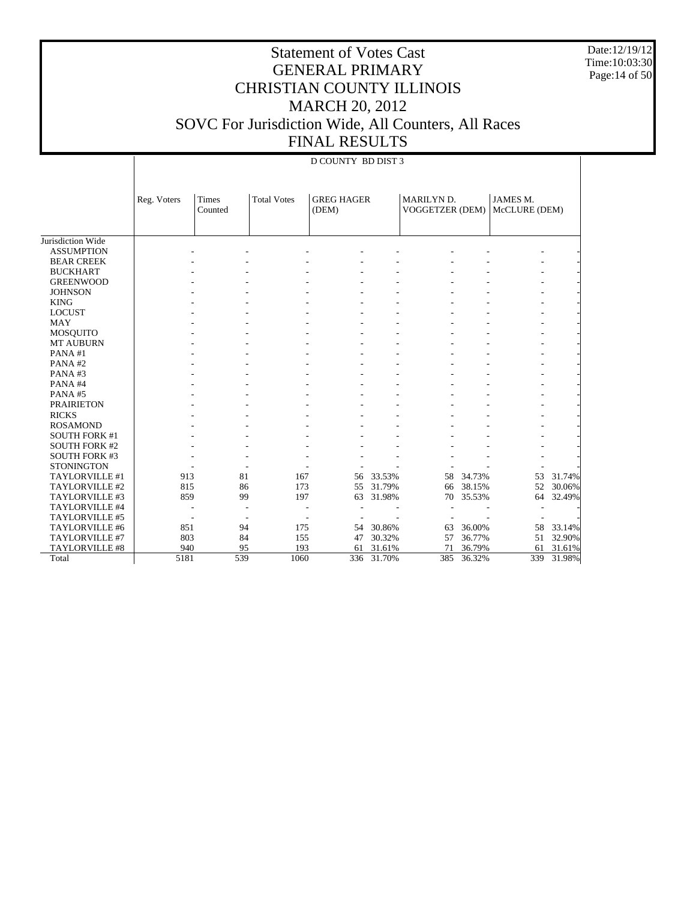# Statement of Votes Cast
# GENERAL PRIMARY
# CHRISTIAN COUNTY ILLINOIS
# MARCH 20, 2012
# SOVC For Jurisdiction Wide, All Counters, All Races
# FINAL RESULTS

Date:12/19/12
Time:10:03:30

D COUNTY BD DIST 3

| | Reg. Voters | Times Counted | Total Votes | GREG HAGER (DEM) | | MARILYN D. VOGGETZER (DEM) | | JAMES M. McCLURE (DEM) | |
|---|---|---|---|---|---|---|---|---|---|
| Jurisdiction Wide | | | | | | | | | |
| ASSUMPTION | - | - | - | - | - | - | - | - | - |
| BEAR CREEK | - | - | - | - | - | - | - | - | - |
| BUCKHART | - | - | - | - | - | - | - | - | - |
| GREENWOOD | - | - | - | - | - | - | - | - | - |
| JOHNSON | - | - | - | - | - | - | - | - | - |
| KING | - | - | - | - | - | - | - | - | - |
| LOCUST | - | - | - | - | - | - | - | - | - |
| MAY | - | - | - | - | - | - | - | - | - |
| MOSQUITO | - | - | - | - | - | - | - | - | - |
| MT AUBURN | - | - | - | - | - | - | - | - | - |
| PANA #1 | - | - | - | - | - | - | - | - | - |
| PANA #2 | - | - | - | - | - | - | - | - | - |
| PANA #3 | - | - | - | - | - | - | - | - | - |
| PANA #4 | - | - | - | - | - | - | - | - | - |
| PANA #5 | - | - | - | - | - | - | - | - | - |
| PRAIRIETON | - | - | - | - | - | - | - | - | - |
| RICKS | - | - | - | - | - | - | - | - | - |
| ROSAMOND | - | - | - | - | - | - | - | - | - |
| SOUTH FORK #1 | - | - | - | - | - | - | - | - | - |
| SOUTH FORK #2 | - | - | - | - | - | - | - | - | - |
| SOUTH FORK #3 | - | - | - | - | - | - | - | - | - |
| STONINGTON | - | - | - | - | - | - | - | - | - |
| TAYLORVILLE #1 | 913 | 81 | 167 | 56 | 33.53% | 58 | 34.73% | 53 | 31.74% |
| TAYLORVILLE #2 | 815 | 86 | 173 | 55 | 31.79% | 66 | 38.15% | 52 | 30.06% |
| TAYLORVILLE #3 | 859 | 99 | 197 | 63 | 31.98% | 70 | 35.53% | 64 | 32.49% |
| TAYLORVILLE #4 | - | - | - | - | - | - | - | - | - |
| TAYLORVILLE #5 | - | - | - | - | - | - | - | - | - |
| TAYLORVILLE #6 | 851 | 94 | 175 | 54 | 30.86% | 63 | 36.00% | 58 | 33.14% |
| TAYLORVILLE #7 | 803 | 84 | 155 | 47 | 30.32% | 57 | 36.77% | 51 | 32.90% |
| TAYLORVILLE #8 | 940 | 95 | 193 | 61 | 31.61% | 71 | 36.79% | 61 | 31.61% |
| Total | 5181 | 539 | 1060 | 336 | 31.70% | 385 | 36.32% | 339 | 31.98% |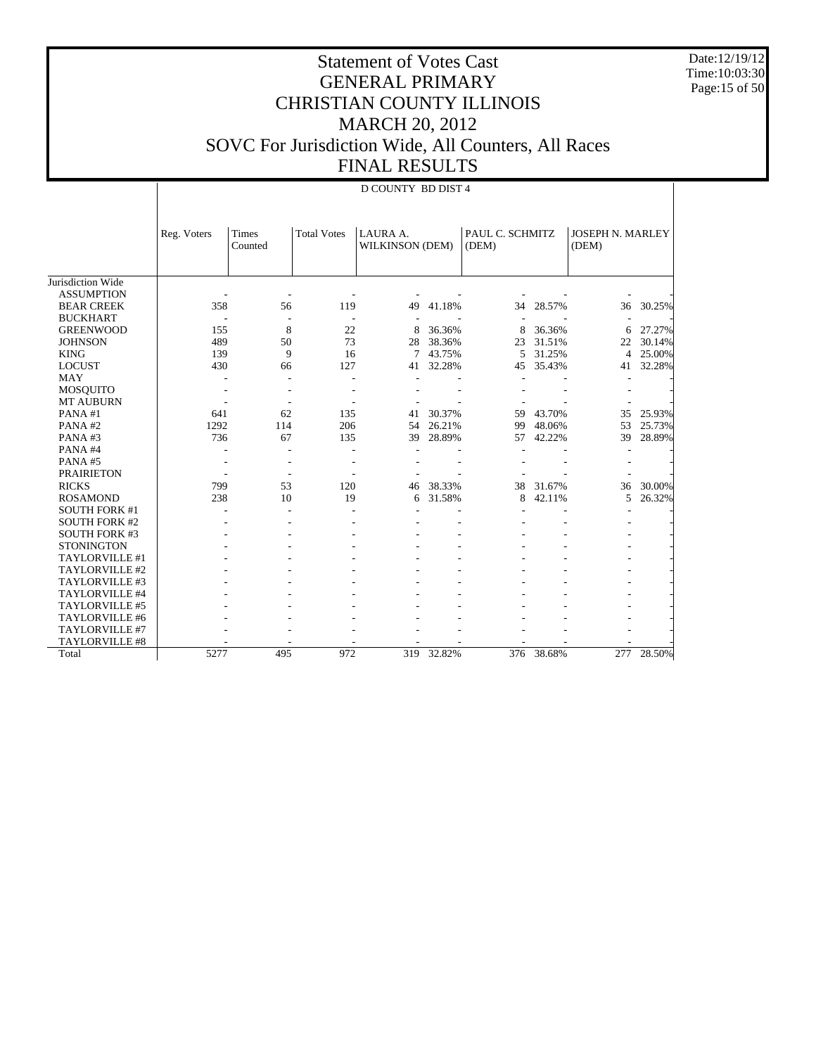# Statement of Votes Cast
# GENERAL PRIMARY
# CHRISTIAN COUNTY ILLINOIS
# MARCH 20, 2012
# SOVC For Jurisdiction Wide, All Counters, All Races
# FINAL RESULTS

Date:12/19/12
Time:10:03:30

D COUNTY BD DIST 4

| | Reg. Voters | Times Counted | Total Votes | LAURA A. WILKINSON (DEM) | | PAUL C. SCHMITZ (DEM) | | JOSEPH N. MARLEY (DEM) | |
|---|---|---|---|---|---|---|---|---|---|
| Jurisdiction Wide | | | | | | | | | |
| ASSUMPTION | - | - | - | - | - | - | - | - | - |
| BEAR CREEK | 358 | 56 | 119 | 49 | 41.18% | 34 | 28.57% | 36 | 30.25% |
| BUCKHART | - | - | - | - | - | - | - | - | - |
| GREENWOOD | 155 | 8 | 22 | 8 | 36.36% | 8 | 36.36% | 6 | 27.27% |
| JOHNSON | 489 | 50 | 73 | 28 | 38.36% | 23 | 31.51% | 22 | 30.14% |
| KING | 139 | 9 | 16 | 7 | 43.75% | 5 | 31.25% | 4 | 25.00% |
| LOCUST | 430 | 66 | 127 | 41 | 32.28% | 45 | 35.43% | 41 | 32.28% |
| MAY | - | - | - | - | - | - | - | - | - |
| MOSQUITO | - | - | - | - | - | - | - | - | - |
| MT AUBURN | - | - | - | - | - | - | - | - | - |
| PANA #1 | 641 | 62 | 135 | 41 | 30.37% | 59 | 43.70% | 35 | 25.93% |
| PANA #2 | 1292 | 114 | 206 | 54 | 26.21% | 99 | 48.06% | 53 | 25.73% |
| PANA #3 | 736 | 67 | 135 | 39 | 28.89% | 57 | 42.22% | 39 | 28.89% |
| PANA #4 | - | - | - | - | - | - | - | - | - |
| PANA #5 | - | - | - | - | - | - | - | - | - |
| PRAIRIETON | - | - | - | - | - | - | - | - | - |
| RICKS | 799 | 53 | 120 | 46 | 38.33% | 38 | 31.67% | 36 | 30.00% |
| ROSAMOND | 238 | 10 | 19 | 6 | 31.58% | 8 | 42.11% | 5 | 26.32% |
| SOUTH FORK #1 | - | - | - | - | - | - | - | - | - |
| SOUTH FORK #2 | - | - | - | - | - | - | - | - | - |
| SOUTH FORK #3 | - | - | - | - | - | - | - | - | - |
| STONINGTON | - | - | - | - | - | - | - | - | - |
| TAYLORVILLE #1 | - | - | - | - | - | - | - | - | - |
| TAYLORVILLE #2 | - | - | - | - | - | - | - | - | - |
| TAYLORVILLE #3 | - | - | - | - | - | - | - | - | - |
| TAYLORVILLE #4 | - | - | - | - | - | - | - | - | - |
| TAYLORVILLE #5 | - | - | - | - | - | - | - | - | - |
| TAYLORVILLE #6 | - | - | - | - | - | - | - | - | - |
| TAYLORVILLE #7 | - | - | - | - | - | - | - | - | - |
| TAYLORVILLE #8 | - | - | - | - | - | - | - | - | - |
| Total | 5277 | 495 | 972 | 319 | 32.82% | 376 | 38.68% | 277 | 28.50% |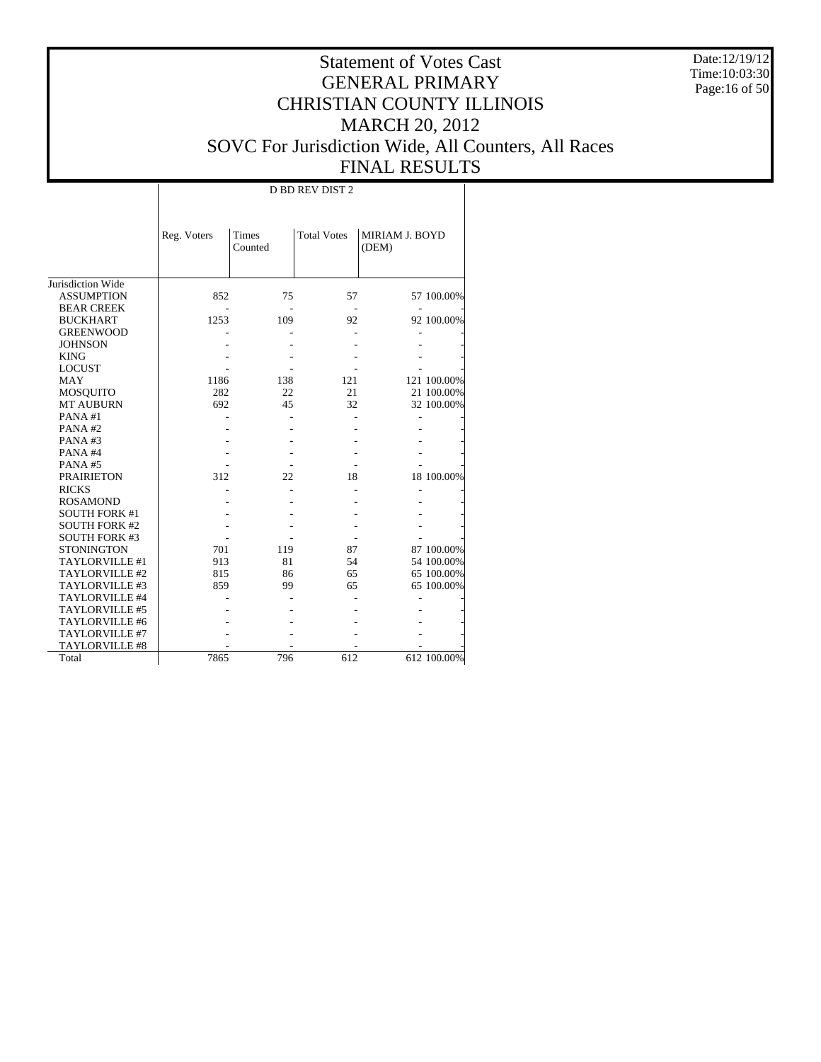# Statement of Votes Cast
## GENERAL PRIMARY
## CHRISTIAN COUNTY ILLINOIS
## MARCH 20, 2012
## SOVC For Jurisdiction Wide, All Counters, All Races
## FINAL RESULTS

Date:12/19/12
Time:10:03:30

| | D BD REV DIST 2 | | | | |
|---|---|---|---|---|---|
| | Reg. Voters | Times Counted | Total Votes | MIRIAM J. BOYD (DEM) | |
| Jurisdiction Wide | | | | | |
| ASSUMPTION | 852 | 75 | 57 | 57 | 100.00% |
| BEAR CREEK | - | - | - | - | - |
| BUCKHART | 1253 | 109 | 92 | 92 | 100.00% |
| GREENWOOD | - | - | - | - | - |
| JOHNSON | - | - | - | - | - |
| KING | - | - | - | - | - |
| LOCUST | - | - | - | - | - |
| MAY | 1186 | 138 | 121 | 121 | 100.00% |
| MOSQUITO | 282 | 22 | 21 | 21 | 100.00% |
| MT AUBURN | 692 | 45 | 32 | 32 | 100.00% |
| PANA #1 | - | - | - | - | - |
| PANA #2 | - | - | - | - | - |
| PANA #3 | - | - | - | - | - |
| PANA #4 | - | - | - | - | - |
| PANA #5 | - | - | - | - | - |
| PRAIRIETON | 312 | 22 | 18 | 18 | 100.00% |
| RICKS | - | - | - | - | - |
| ROSAMOND | - | - | - | - | - |
| SOUTH FORK #1 | - | - | - | - | - |
| SOUTH FORK #2 | - | - | - | - | - |
| SOUTH FORK #3 | - | - | - | - | - |
| STONINGTON | 701 | 119 | 87 | 87 | 100.00% |
| TAYLORVILLE #1 | 913 | 81 | 54 | 54 | 100.00% |
| TAYLORVILLE #2 | 815 | 86 | 65 | 65 | 100.00% |
| TAYLORVILLE #3 | 859 | 99 | 65 | 65 | 100.00% |
| TAYLORVILLE #4 | - | - | - | - | - |
| TAYLORVILLE #5 | - | - | - | - | - |
| TAYLORVILLE #6 | - | - | - | - | - |
| TAYLORVILLE #7 | - | - | - | - | - |
| TAYLORVILLE #8 | - | - | - | - | - |
| Total | 7865 | 796 | 612 | 612 | 100.00% |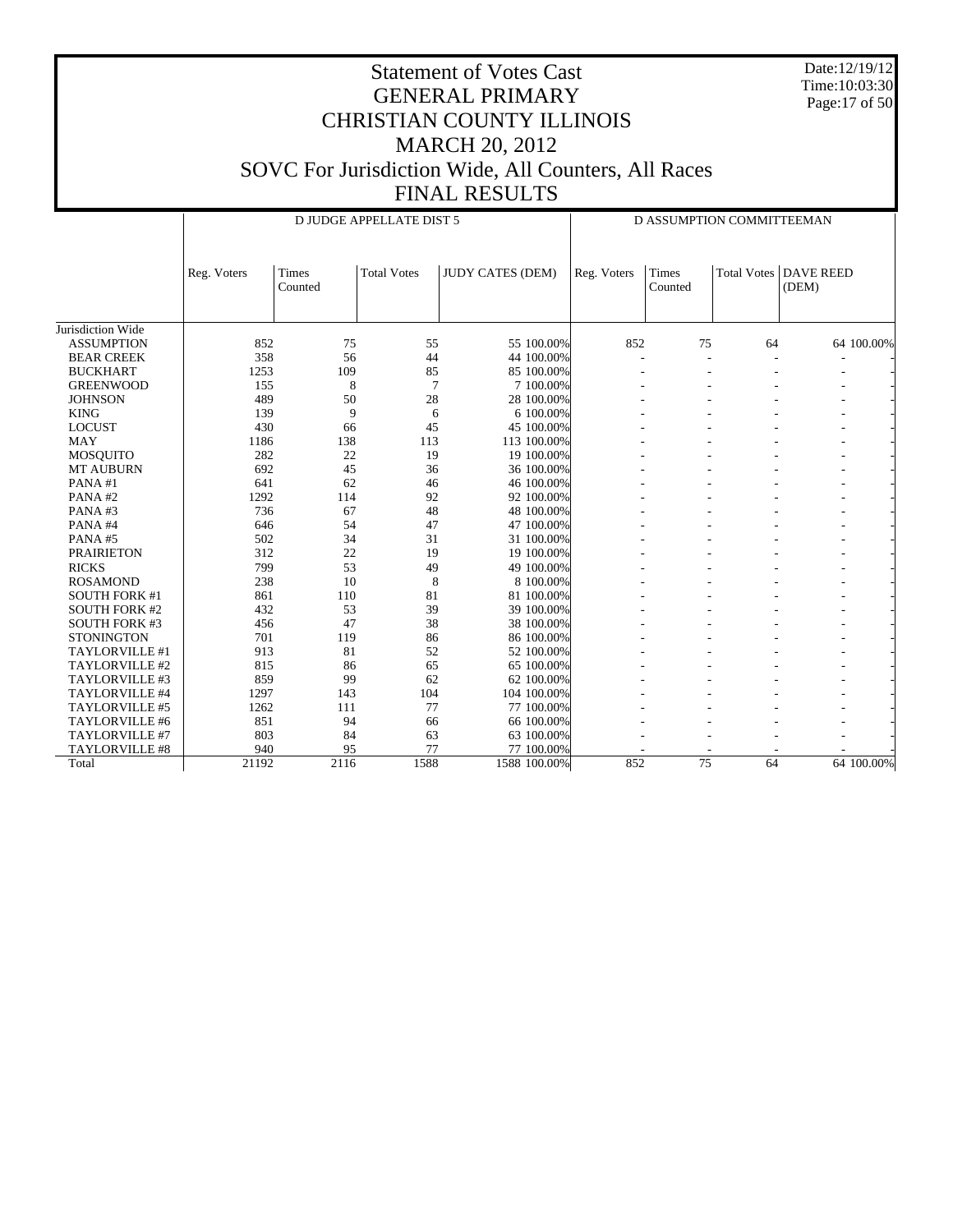# Statement of Votes Cast
## GENERAL PRIMARY
## CHRISTIAN COUNTY ILLINOIS
## MARCH 20, 2012
## SOVC For Jurisdiction Wide, All Counters, All Races
## FINAL RESULTS

Date:12/19/12
Time:10:03:30

| | D JUDGE APPELLATE DIST 5 | | | | | D ASSUMPTION COMMITTEEMAN | | | | |
|---|---|---|---|---|---|---|---|---|---|---|
| | Reg. Voters | Times Counted | Total Votes | JUDY CATES (DEM) | | Reg. Voters | Times Counted | Total Votes | DAVE REED (DEM) | |
| Jurisdiction Wide | | | | | | | | | | |
| ASSUMPTION | 852 | 75 | 55 | 55 | 100.00% | 852 | 75 | 64 | 64 | 100.00% |
| BEAR CREEK | 358 | 56 | 44 | 44 | 100.00% | - | - | - | - | - |
| BUCKHART | 1253 | 109 | 85 | 85 | 100.00% | - | - | - | - | - |
| GREENWOOD | 155 | 8 | 7 | 7 | 100.00% | - | - | - | - | - |
| JOHNSON | 489 | 50 | 28 | 28 | 100.00% | - | - | - | - | - |
| KING | 139 | 9 | 6 | 6 | 100.00% | - | - | - | - | - |
| LOCUST | 430 | 66 | 45 | 45 | 100.00% | - | - | - | - | - |
| MAY | 1186 | 138 | 113 | 113 | 100.00% | - | - | - | - | - |
| MOSQUITO | 282 | 22 | 19 | 19 | 100.00% | - | - | - | - | - |
| MT AUBURN | 692 | 45 | 36 | 36 | 100.00% | - | - | - | - | - |
| PANA #1 | 641 | 62 | 46 | 46 | 100.00% | - | - | - | - | - |
| PANA #2 | 1292 | 114 | 92 | 92 | 100.00% | - | - | - | - | - |
| PANA #3 | 736 | 67 | 48 | 48 | 100.00% | - | - | - | - | - |
| PANA #4 | 646 | 54 | 47 | 47 | 100.00% | - | - | - | - | - |
| PANA #5 | 502 | 34 | 31 | 31 | 100.00% | - | - | - | - | - |
| PRAIRIETON | 312 | 22 | 19 | 19 | 100.00% | - | - | - | - | - |
| RICKS | 799 | 53 | 49 | 49 | 100.00% | - | - | - | - | - |
| ROSAMOND | 238 | 10 | 8 | 8 | 100.00% | - | - | - | - | - |
| SOUTH FORK #1 | 861 | 110 | 81 | 81 | 100.00% | - | - | - | - | - |
| SOUTH FORK #2 | 432 | 53 | 39 | 39 | 100.00% | - | - | - | - | - |
| SOUTH FORK #3 | 456 | 47 | 38 | 38 | 100.00% | - | - | - | - | - |
| STONINGTON | 701 | 119 | 86 | 86 | 100.00% | - | - | - | - | - |
| TAYLORVILLE #1 | 913 | 81 | 52 | 52 | 100.00% | - | - | - | - | - |
| TAYLORVILLE #2 | 815 | 86 | 65 | 65 | 100.00% | - | - | - | - | - |
| TAYLORVILLE #3 | 859 | 99 | 62 | 62 | 100.00% | - | - | - | - | - |
| TAYLORVILLE #4 | 1297 | 143 | 104 | 104 | 100.00% | - | - | - | - | - |
| TAYLORVILLE #5 | 1262 | 111 | 77 | 77 | 100.00% | - | - | - | - | - |
| TAYLORVILLE #6 | 851 | 94 | 66 | 66 | 100.00% | - | - | - | - | - |
| TAYLORVILLE #7 | 803 | 84 | 63 | 63 | 100.00% | - | - | - | - | - |
| TAYLORVILLE #8 | 940 | 95 | 77 | 77 | 100.00% | - | - | - | - | - |
| Total | 21192 | 2116 | 1588 | 1588 | 100.00% | 852 | 75 | 64 | 64 | 100.00% |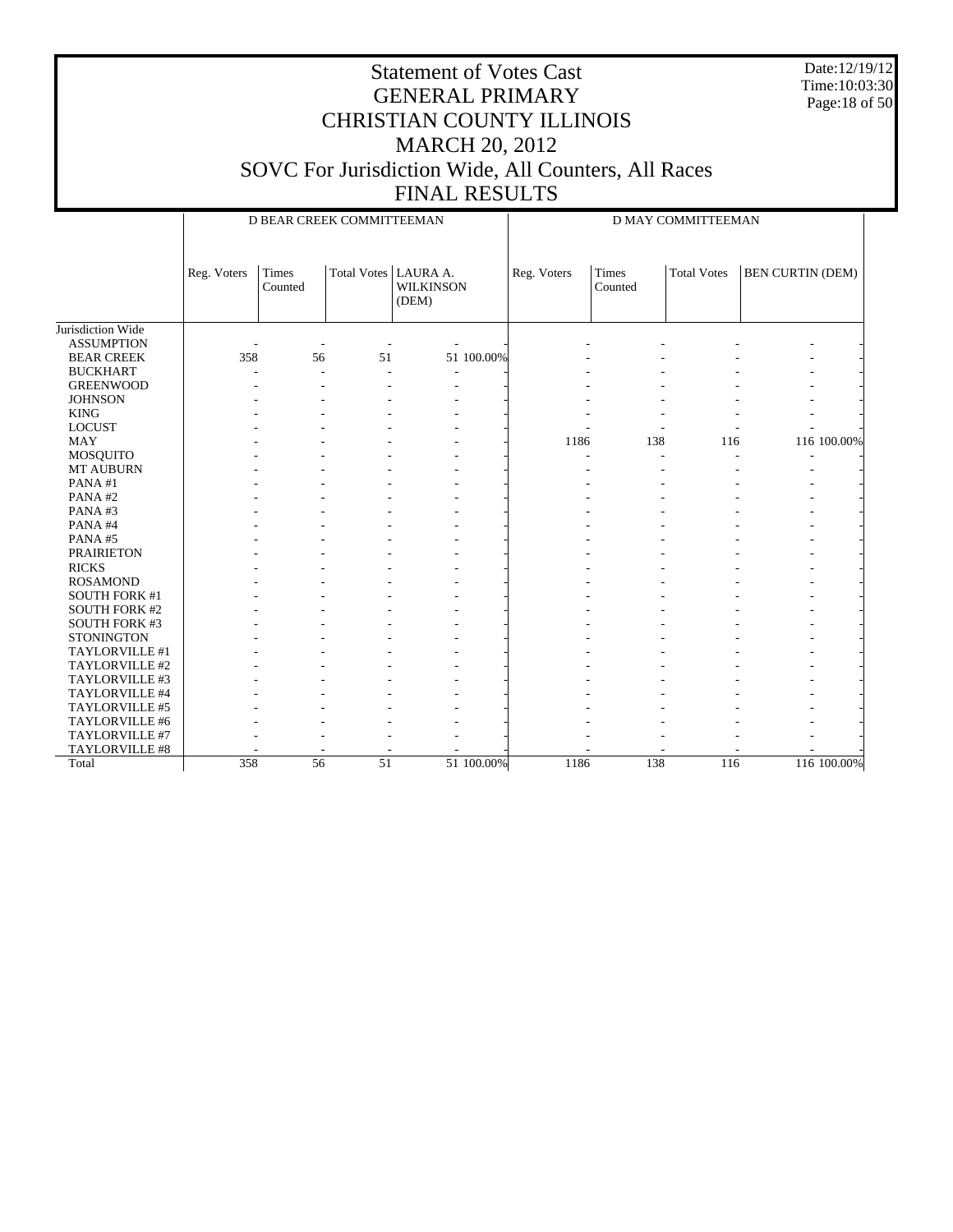# Statement of Votes Cast
# GENERAL PRIMARY
# CHRISTIAN COUNTY ILLINOIS
# MARCH 20, 2012
# SOVC For Jurisdiction Wide, All Counters, All Races
# FINAL RESULTS

Date:12/19/12
Time:10:03:30

| | D BEAR CREEK COMMITTEEMAN | | | | | D MAY COMMITTEEMAN | | | | |
|---|---|---|---|---|---|---|---|---|---|---|
| | Reg. Voters | Times Counted | Total Votes | LAURA A. WILKINSON (DEM) | | Reg. Voters | Times Counted | Total Votes | BEN CURTIN (DEM) | |
| Jurisdiction Wide | | | | | | | | | | |
| ASSUMPTION | - | - | - | - | - | - | - | - | - | - |
| BEAR CREEK | 358 | 56 | 51 | 51 | 100.00% | - | - | - | - | - |
| BUCKHART | - | - | - | - | - | - | - | - | - | - |
| GREENWOOD | - | - | - | - | - | - | - | - | - | - |
| JOHNSON | - | - | - | - | - | - | - | - | - | - |
| KING | - | - | - | - | - | - | - | - | - | - |
| LOCUST | - | - | - | - | - | - | - | - | - | - |
| MAY | - | - | - | - | - | 1186 | 138 | 116 | 116 | 100.00% |
| MOSQUITO | - | - | - | - | - | - | - | - | - | - |
| MT AUBURN | - | - | - | - | - | - | - | - | - | - |
| PANA #1 | - | - | - | - | - | - | - | - | - | - |
| PANA #2 | - | - | - | - | - | - | - | - | - | - |
| PANA #3 | - | - | - | - | - | - | - | - | - | - |
| PANA #4 | - | - | - | - | - | - | - | - | - | - |
| PANA #5 | - | - | - | - | - | - | - | - | - | - |
| PRAIRIETON | - | - | - | - | - | - | - | - | - | - |
| RICKS | - | - | - | - | - | - | - | - | - | - |
| ROSAMOND | - | - | - | - | - | - | - | - | - | - |
| SOUTH FORK #1 | - | - | - | - | - | - | - | - | - | - |
| SOUTH FORK #2 | - | - | - | - | - | - | - | - | - | - |
| SOUTH FORK #3 | - | - | - | - | - | - | - | - | - | - |
| STONINGTON | - | - | - | - | - | - | - | - | - | - |
| TAYLORVILLE #1 | - | - | - | - | - | - | - | - | - | - |
| TAYLORVILLE #2 | - | - | - | - | - | - | - | - | - | - |
| TAYLORVILLE #3 | - | - | - | - | - | - | - | - | - | - |
| TAYLORVILLE #4 | - | - | - | - | - | - | - | - | - | - |
| TAYLORVILLE #5 | - | - | - | - | - | - | - | - | - | - |
| TAYLORVILLE #6 | - | - | - | - | - | - | - | - | - | - |
| TAYLORVILLE #7 | - | - | - | - | - | - | - | - | - | - |
| TAYLORVILLE #8 | - | - | - | - | - | - | - | - | - | - |
| Total | 358 | 56 | 51 | 51 | 100.00% | 1186 | 138 | 116 | 116 | 100.00% |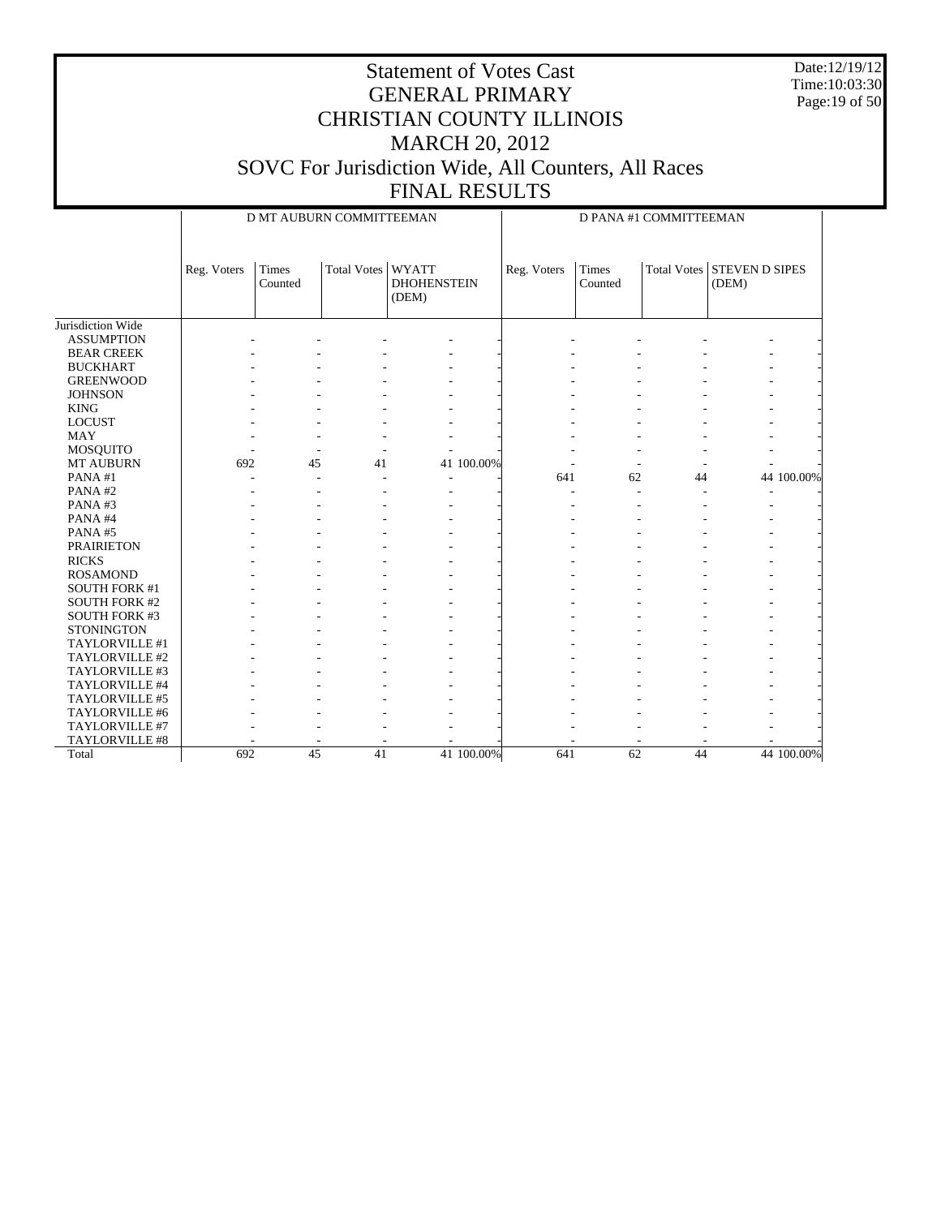# Statement of Votes Cast
# GENERAL PRIMARY
# CHRISTIAN COUNTY ILLINOIS
# MARCH 20, 2012
# SOVC For Jurisdiction Wide, All Counters, All Races
# FINAL RESULTS

Date:12/19/12
Time:10:03:30

| | D MT AUBURN COMMITTEEMAN | | | | | D PANA #1 COMMITTEEMAN | | | | |
|---|---|---|---|---|---|---|---|---|---|---|
| | Reg. Voters | Times Counted | Total Votes | WYATT DHOHENSTEIN (DEM) | | Reg. Voters | Times Counted | Total Votes | STEVEN D SIPES (DEM) | |
| Jurisdiction Wide | | | | | | | | | | |
| ASSUMPTION | - | - | - | - | - | - | - | - | - | - |
| BEAR CREEK | - | - | - | - | - | - | - | - | - | - |
| BUCKHART | - | - | - | - | - | - | - | - | - | - |
| GREENWOOD | - | - | - | - | - | - | - | - | - | - |
| JOHNSON | - | - | - | - | - | - | - | - | - | - |
| KING | - | - | - | - | - | - | - | - | - | - |
| LOCUST | - | - | - | - | - | - | - | - | - | - |
| MAY | - | - | - | - | - | - | - | - | - | - |
| MOSQUITO | - | - | - | - | - | - | - | - | - | - |
| MT AUBURN | 692 | 45 | 41 | 41 | 100.00% | - | - | - | - | - |
| PANA #1 | - | - | - | - | - | 641 | 62 | 44 | 44 | 100.00% |
| PANA #2 | - | - | - | - | - | - | - | - | - | - |
| PANA #3 | - | - | - | - | - | - | - | - | - | - |
| PANA #4 | - | - | - | - | - | - | - | - | - | - |
| PANA #5 | - | - | - | - | - | - | - | - | - | - |
| PRAIRIETON | - | - | - | - | - | - | - | - | - | - |
| RICKS | - | - | - | - | - | - | - | - | - | - |
| ROSAMOND | - | - | - | - | - | - | - | - | - | - |
| SOUTH FORK #1 | - | - | - | - | - | - | - | - | - | - |
| SOUTH FORK #2 | - | - | - | - | - | - | - | - | - | - |
| SOUTH FORK #3 | - | - | - | - | - | - | - | - | - | - |
| STONINGTON | - | - | - | - | - | - | - | - | - | - |
| TAYLORVILLE #1 | - | - | - | - | - | - | - | - | - | - |
| TAYLORVILLE #2 | - | - | - | - | - | - | - | - | - | - |
| TAYLORVILLE #3 | - | - | - | - | - | - | - | - | - | - |
| TAYLORVILLE #4 | - | - | - | - | - | - | - | - | - | - |
| TAYLORVILLE #5 | - | - | - | - | - | - | - | - | - | - |
| TAYLORVILLE #6 | - | - | - | - | - | - | - | - | - | - |
| TAYLORVILLE #7 | - | - | - | - | - | - | - | - | - | - |
| TAYLORVILLE #8 | - | - | - | - | - | - | - | - | - | - |
| Total | 692 | 45 | 41 | 41 | 100.00% | 641 | 62 | 44 | 44 | 100.00% |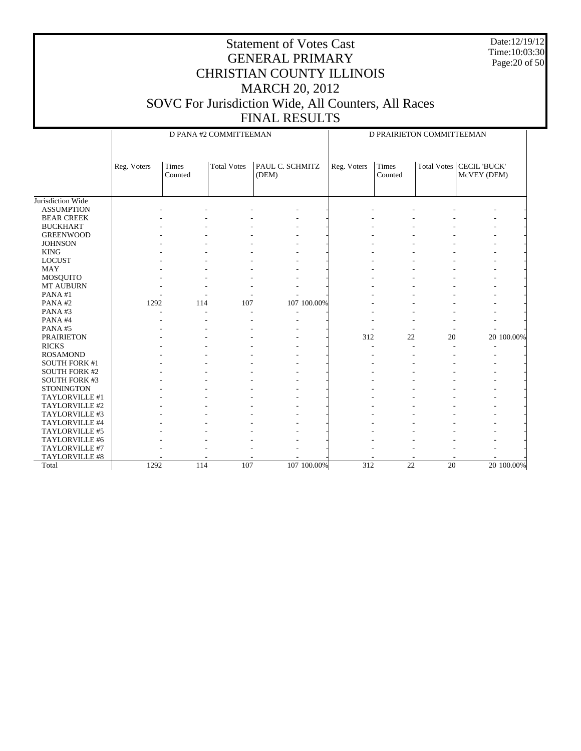# Statement of Votes Cast
# GENERAL PRIMARY
# CHRISTIAN COUNTY ILLINOIS
# MARCH 20, 2012
# SOVC For Jurisdiction Wide, All Counters, All Races
# FINAL RESULTS

Date:12/19/12
Time:10:03:30

| | D PANA #2 COMMITTEEMAN | | | | | D PRAIRIETON COMMITTEEMAN | | | | |
|---|---|---|---|---|---|---|---|---|---|---|
| | Reg. Voters | Times Counted | Total Votes | PAUL C. SCHMITZ (DEM) | | Reg. Voters | Times Counted | Total Votes | CECIL 'BUCK' McVEY (DEM) | |
| Jurisdiction Wide | | | | | | | | | | |
| ASSUMPTION | - | - | - | - | - | - | - | - | - | - |
| BEAR CREEK | - | - | - | - | - | - | - | - | - | - |
| BUCKHART | - | - | - | - | - | - | - | - | - | - |
| GREENWOOD | - | - | - | - | - | - | - | - | - | - |
| JOHNSON | - | - | - | - | - | - | - | - | - | - |
| KING | - | - | - | - | - | - | - | - | - | - |
| LOCUST | - | - | - | - | - | - | - | - | - | - |
| MAY | - | - | - | - | - | - | - | - | - | - |
| MOSQUITO | - | - | - | - | - | - | - | - | - | - |
| MT AUBURN | - | - | - | - | - | - | - | - | - | - |
| PANA #1 | - | - | - | - | - | - | - | - | - | - |
| PANA #2 | 1292 | 114 | 107 | 107 | 100.00% | - | - | - | - | - |
| PANA #3 | - | - | - | - | - | - | - | - | - | - |
| PANA #4 | - | - | - | - | - | - | - | - | - | - |
| PANA #5 | - | - | - | - | - | - | - | - | - | - |
| PRAIRIETON | - | - | - | - | - | 312 | 22 | 20 | 20 | 100.00% |
| RICKS | - | - | - | - | - | - | - | - | - | - |
| ROSAMOND | - | - | - | - | - | - | - | - | - | - |
| SOUTH FORK #1 | - | - | - | - | - | - | - | - | - | - |
| SOUTH FORK #2 | - | - | - | - | - | - | - | - | - | - |
| SOUTH FORK #3 | - | - | - | - | - | - | - | - | - | - |
| STONINGTON | - | - | - | - | - | - | - | - | - | - |
| TAYLORVILLE #1 | - | - | - | - | - | - | - | - | - | - |
| TAYLORVILLE #2 | - | - | - | - | - | - | - | - | - | - |
| TAYLORVILLE #3 | - | - | - | - | - | - | - | - | - | - |
| TAYLORVILLE #4 | - | - | - | - | - | - | - | - | - | - |
| TAYLORVILLE #5 | - | - | - | - | - | - | - | - | - | - |
| TAYLORVILLE #6 | - | - | - | - | - | - | - | - | - | - |
| TAYLORVILLE #7 | - | - | - | - | - | - | - | - | - | - |
| TAYLORVILLE #8 | - | - | - | - | - | - | - | - | - | - |
| Total | 1292 | 114 | 107 | 107 | 100.00% | 312 | 22 | 20 | 20 | 100.00% |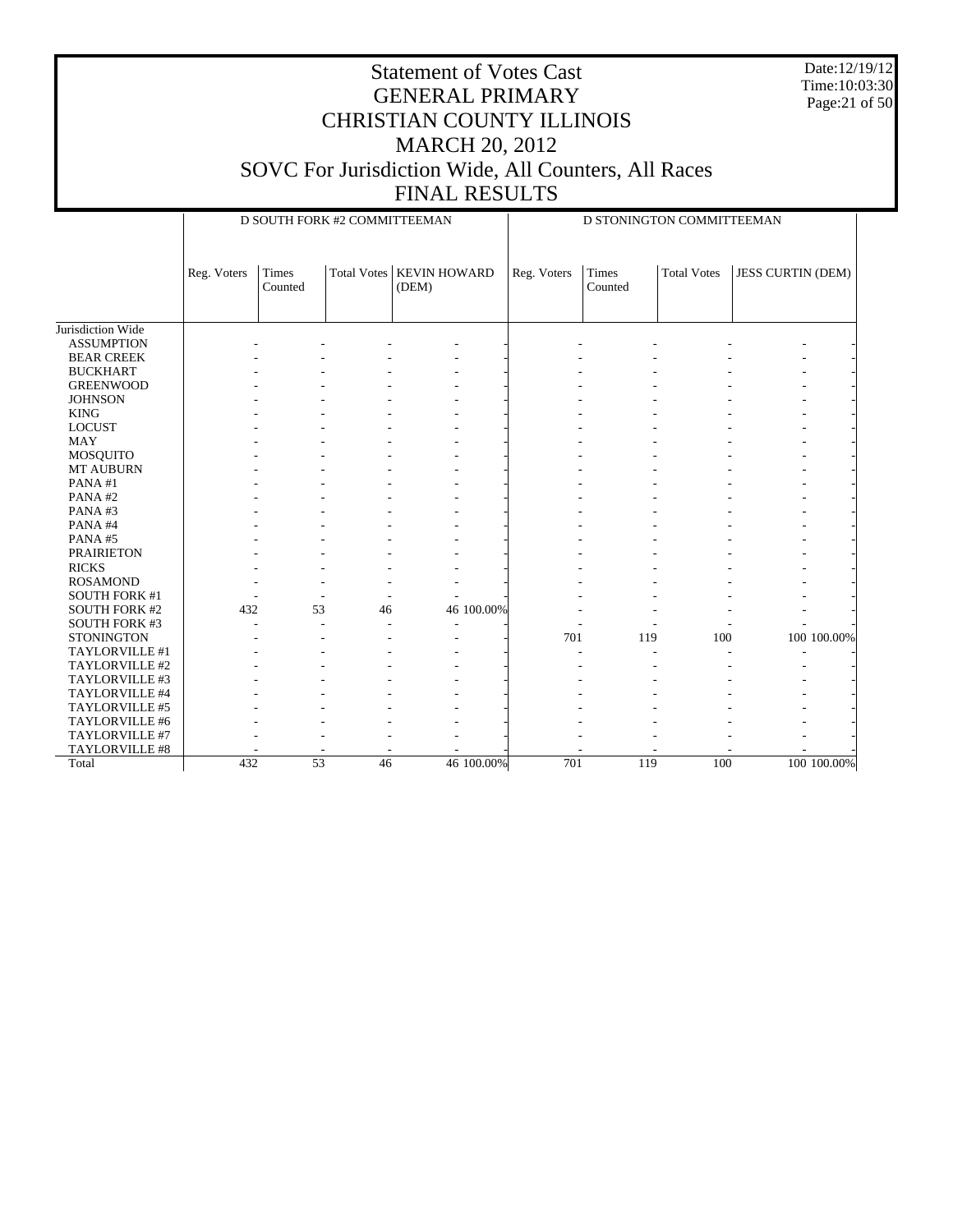# Statement of Votes Cast
# GENERAL PRIMARY
# CHRISTIAN COUNTY ILLINOIS
# MARCH 20, 2012
# SOVC For Jurisdiction Wide, All Counters, All Races
# FINAL RESULTS

Date:12/19/12
Time:10:03:30

| | D SOUTH FORK #2 COMMITTEEMAN | | | | | D STONINGTON COMMITTEEMAN | | | | |
|---|---|---|---|---|---|---|---|---|---|---|
| | Reg. Voters | Times Counted | Total Votes | KEVIN HOWARD (DEM) | | Reg. Voters | Times Counted | Total Votes | JESS CURTIN (DEM) | |
| Jurisdiction Wide | | | | | | | | | | |
| ASSUMPTION | - | - | - | - | - | - | - | - | - | - |
| BEAR CREEK | - | - | - | - | - | - | - | - | - | - |
| BUCKHART | - | - | - | - | - | - | - | - | - | - |
| GREENWOOD | - | - | - | - | - | - | - | - | - | - |
| JOHNSON | - | - | - | - | - | - | - | - | - | - |
| KING | - | - | - | - | - | - | - | - | - | - |
| LOCUST | - | - | - | - | - | - | - | - | - | - |
| MAY | - | - | - | - | - | - | - | - | - | - |
| MOSQUITO | - | - | - | - | - | - | - | - | - | - |
| MT AUBURN | - | - | - | - | - | - | - | - | - | - |
| PANA #1 | - | - | - | - | - | - | - | - | - | - |
| PANA #2 | - | - | - | - | - | - | - | - | - | - |
| PANA #3 | - | - | - | - | - | - | - | - | - | - |
| PANA #4 | - | - | - | - | - | - | - | - | - | - |
| PANA #5 | - | - | - | - | - | - | - | - | - | - |
| PRAIRIETON | - | - | - | - | - | - | - | - | - | - |
| RICKS | - | - | - | - | - | - | - | - | - | - |
| ROSAMOND | - | - | - | - | - | - | - | - | - | - |
| SOUTH FORK #1 | - | - | - | - | - | - | - | - | - | - |
| SOUTH FORK #2 | 432 | 53 | 46 | 46 | 100.00% | - | - | - | - | - |
| SOUTH FORK #3 | - | - | - | - | - | - | - | - | - | - |
| STONINGTON | - | - | - | - | - | 701 | 119 | 100 | 100 | 100.00% |
| TAYLORVILLE #1 | - | - | - | - | - | - | - | - | - | - |
| TAYLORVILLE #2 | - | - | - | - | - | - | - | - | - | - |
| TAYLORVILLE #3 | - | - | - | - | - | - | - | - | - | - |
| TAYLORVILLE #4 | - | - | - | - | - | - | - | - | - | - |
| TAYLORVILLE #5 | - | - | - | - | - | - | - | - | - | - |
| TAYLORVILLE #6 | - | - | - | - | - | - | - | - | - | - |
| TAYLORVILLE #7 | - | - | - | - | - | - | - | - | - | - |
| TAYLORVILLE #8 | - | - | - | - | - | - | - | - | - | - |
| Total | 432 | 53 | 46 | 46 | 100.00% | 701 | 119 | 100 | 100 | 100.00% |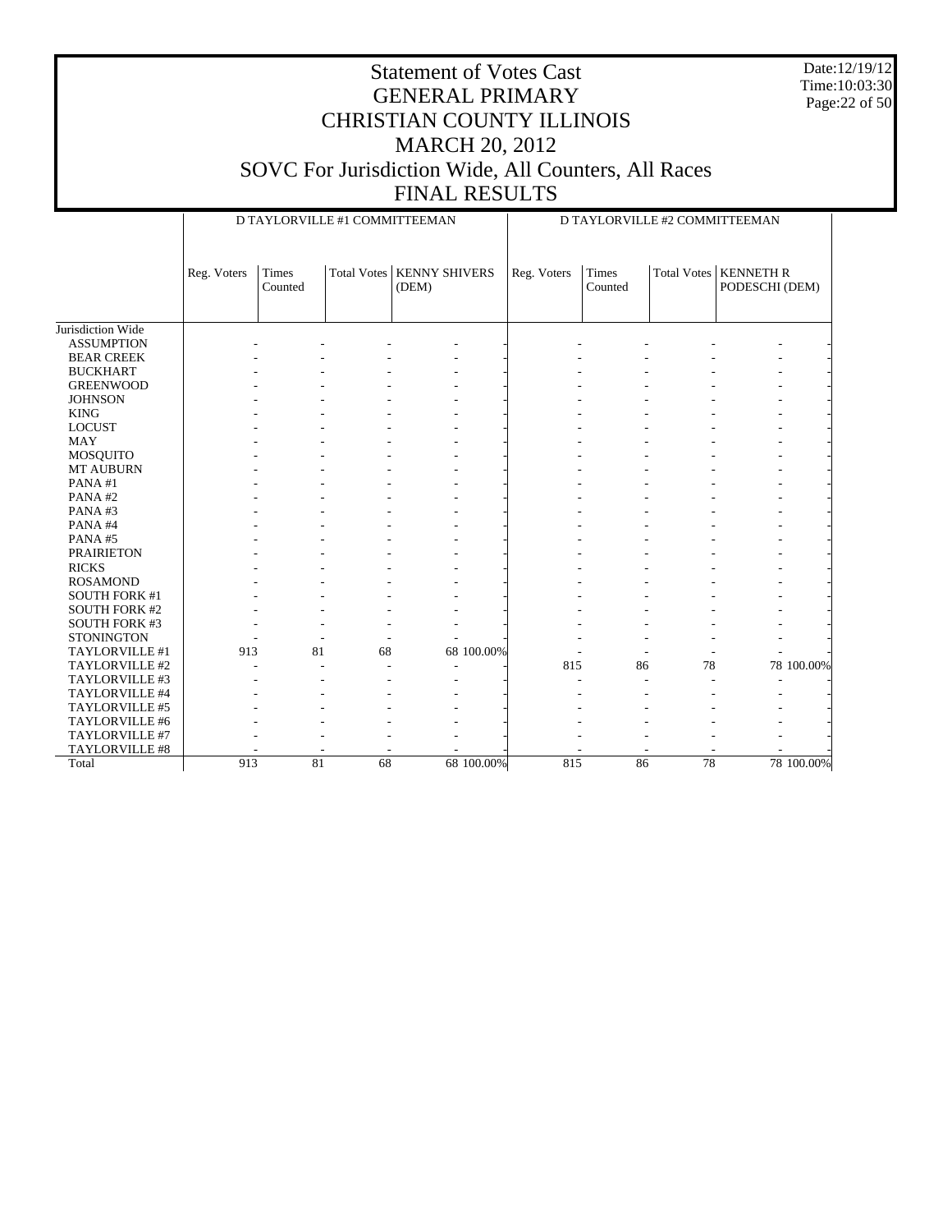# Statement of Votes Cast
# GENERAL PRIMARY
# CHRISTIAN COUNTY ILLINOIS
# MARCH 20, 2012
# SOVC For Jurisdiction Wide, All Counters, All Races
# FINAL RESULTS

Date:12/19/12
Time:10:03:30

| | D TAYLORVILLE #1 COMMITTEEMAN | | | | | D TAYLORVILLE #2 COMMITTEEMAN | | | | |
|---|---|---|---|---|---|---|---|---|---|---|
| | Reg. Voters | Times Counted | Total Votes | KENNY SHIVERS (DEM) | | Reg. Voters | Times Counted | Total Votes | KENNETH R PODESCHI (DEM) | |
| Jurisdiction Wide | | | | | | | | | | |
| ASSUMPTION | - | - | - | - | - | - | - | - | - | - |
| BEAR CREEK | - | - | - | - | - | - | - | - | - | - |
| BUCKHART | - | - | - | - | - | - | - | - | - | - |
| GREENWOOD | - | - | - | - | - | - | - | - | - | - |
| JOHNSON | - | - | - | - | - | - | - | - | - | - |
| KING | - | - | - | - | - | - | - | - | - | - |
| LOCUST | - | - | - | - | - | - | - | - | - | - |
| MAY | - | - | - | - | - | - | - | - | - | - |
| MOSQUITO | - | - | - | - | - | - | - | - | - | - |
| MT AUBURN | - | - | - | - | - | - | - | - | - | - |
| PANA #1 | - | - | - | - | - | - | - | - | - | - |
| PANA #2 | - | - | - | - | - | - | - | - | - | - |
| PANA #3 | - | - | - | - | - | - | - | - | - | - |
| PANA #4 | - | - | - | - | - | - | - | - | - | - |
| PANA #5 | - | - | - | - | - | - | - | - | - | - |
| PRAIRIETON | - | - | - | - | - | - | - | - | - | - |
| RICKS | - | - | - | - | - | - | - | - | - | - |
| ROSAMOND | - | - | - | - | - | - | - | - | - | - |
| SOUTH FORK #1 | - | - | - | - | - | - | - | - | - | - |
| SOUTH FORK #2 | - | - | - | - | - | - | - | - | - | - |
| SOUTH FORK #3 | - | - | - | - | - | - | - | - | - | - |
| STONINGTON | - | - | - | - | - | - | - | - | - | - |
| TAYLORVILLE #1 | 913 | 81 | 68 | 68 | 100.00% | - | - | - | - | - |
| TAYLORVILLE #2 | - | - | - | - | - | 815 | 86 | 78 | 78 | 100.00% |
| TAYLORVILLE #3 | - | - | - | - | - | - | - | - | - | - |
| TAYLORVILLE #4 | - | - | - | - | - | - | - | - | - | - |
| TAYLORVILLE #5 | - | - | - | - | - | - | - | - | - | - |
| TAYLORVILLE #6 | - | - | - | - | - | - | - | - | - | - |
| TAYLORVILLE #7 | - | - | - | - | - | - | - | - | - | - |
| TAYLORVILLE #8 | - | - | - | - | - | - | - | - | - | - |
| Total | 913 | 81 | 68 | 68 | 100.00% | 815 | 86 | 78 | 78 | 100.00% |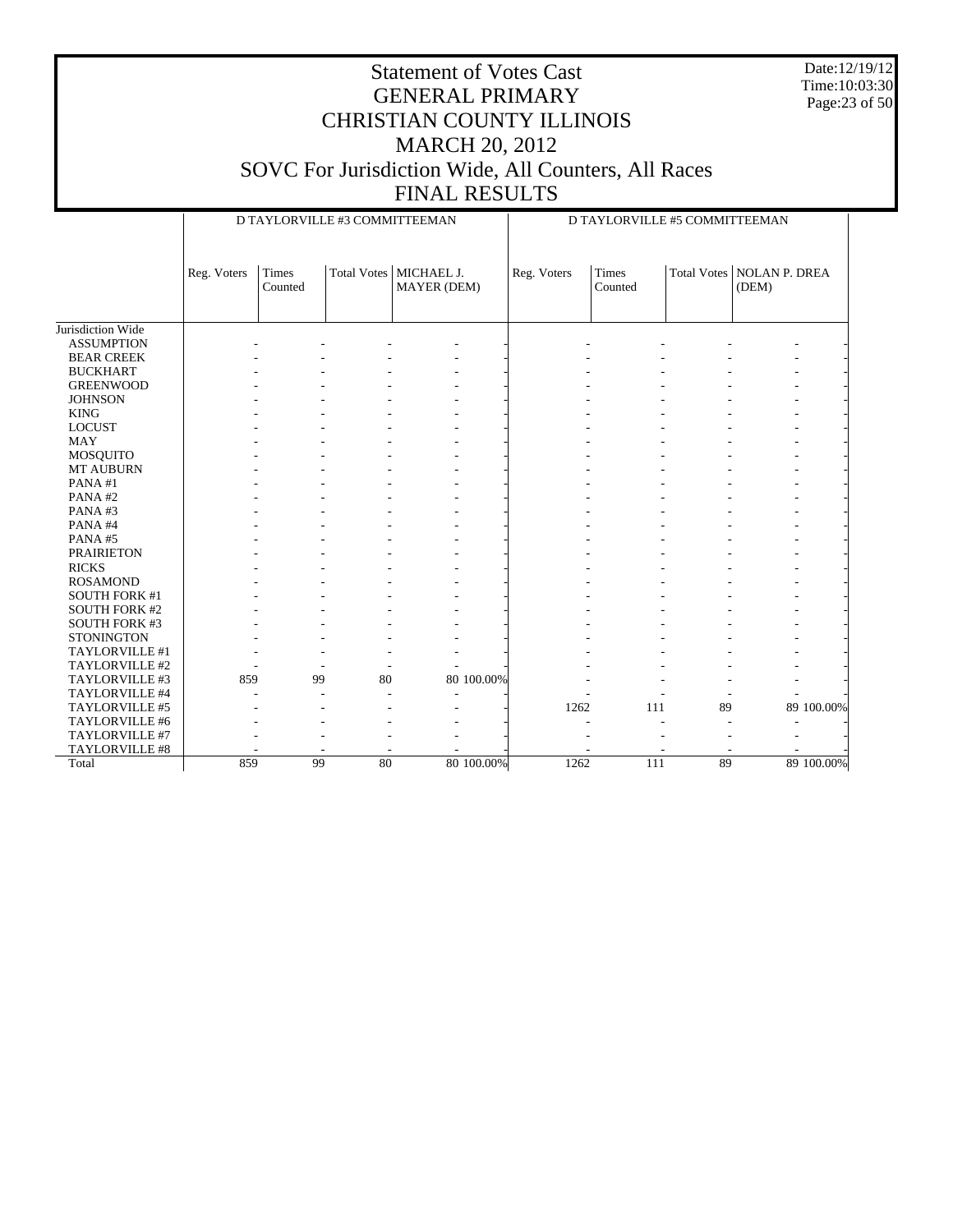# Statement of Votes Cast
# GENERAL PRIMARY
# CHRISTIAN COUNTY ILLINOIS
# MARCH 20, 2012
# SOVC For Jurisdiction Wide, All Counters, All Races
# FINAL RESULTS

Date:12/19/12
Time:10:03:30

| | D TAYLORVILLE #3 COMMITTEEMAN | | | | | D TAYLORVILLE #5 COMMITTEEMAN | | | | |
|---|---|---|---|---|---|---|---|---|---|---|
| | Reg. Voters | Times Counted | Total Votes | MICHAEL J. MAYER (DEM) | | Reg. Voters | Times Counted | Total Votes | NOLAN P. DREA (DEM) | |
| Jurisdiction Wide | | | | | | | | | | |
| ASSUMPTION | - | - | - | - | - | - | - | - | - | - |
| BEAR CREEK | - | - | - | - | - | - | - | - | - | - |
| BUCKHART | - | - | - | - | - | - | - | - | - | - |
| GREENWOOD | - | - | - | - | - | - | - | - | - | - |
| JOHNSON | - | - | - | - | - | - | - | - | - | - |
| KING | - | - | - | - | - | - | - | - | - | - |
| LOCUST | - | - | - | - | - | - | - | - | - | - |
| MAY | - | - | - | - | - | - | - | - | - | - |
| MOSQUITO | - | - | - | - | - | - | - | - | - | - |
| MT AUBURN | - | - | - | - | - | - | - | - | - | - |
| PANA #1 | - | - | - | - | - | - | - | - | - | - |
| PANA #2 | - | - | - | - | - | - | - | - | - | - |
| PANA #3 | - | - | - | - | - | - | - | - | - | - |
| PANA #4 | - | - | - | - | - | - | - | - | - | - |
| PANA #5 | - | - | - | - | - | - | - | - | - | - |
| PRAIRIETON | - | - | - | - | - | - | - | - | - | - |
| RICKS | - | - | - | - | - | - | - | - | - | - |
| ROSAMOND | - | - | - | - | - | - | - | - | - | - |
| SOUTH FORK #1 | - | - | - | - | - | - | - | - | - | - |
| SOUTH FORK #2 | - | - | - | - | - | - | - | - | - | - |
| SOUTH FORK #3 | - | - | - | - | - | - | - | - | - | - |
| STONINGTON | - | - | - | - | - | - | - | - | - | - |
| TAYLORVILLE #1 | - | - | - | - | - | - | - | - | - | - |
| TAYLORVILLE #2 | - | - | - | - | - | - | - | - | - | - |
| TAYLORVILLE #3 | 859 | 99 | 80 | 80 | 100.00% | - | - | - | - | - |
| TAYLORVILLE #4 | - | - | - | - | - | - | - | - | - | - |
| TAYLORVILLE #5 | - | - | - | - | - | 1262 | 111 | 89 | 89 | 100.00% |
| TAYLORVILLE #6 | - | - | - | - | - | - | - | - | - | - |
| TAYLORVILLE #7 | - | - | - | - | - | - | - | - | - | - |
| TAYLORVILLE #8 | - | - | - | - | - | - | - | - | - | - |
| Total | 859 | 99 | 80 | 80 | 100.00% | 1262 | 111 | 89 | 89 | 100.00% |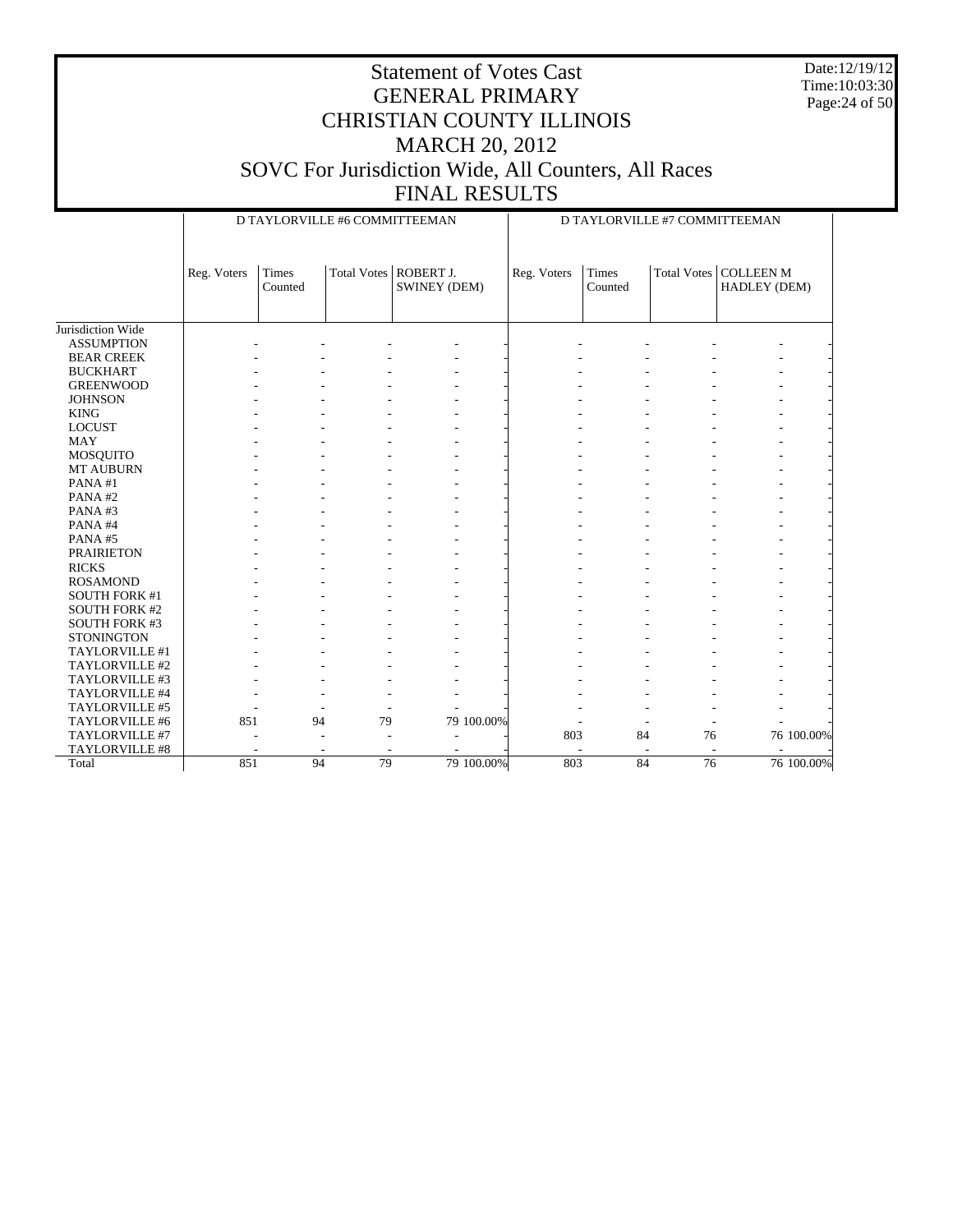# Statement of Votes Cast
# GENERAL PRIMARY
# CHRISTIAN COUNTY ILLINOIS
# MARCH 20, 2012
# SOVC For Jurisdiction Wide, All Counters, All Races
# FINAL RESULTS

Date:12/19/12
Time:10:03:30

| | D TAYLORVILLE #6 COMMITTEEMAN | | | | | D TAYLORVILLE #7 COMMITTEEMAN | | | | |
|---|---|---|---|---|---|---|---|---|---|---|
| | Reg. Voters | Times Counted | Total Votes | ROBERT J. SWINEY (DEM) | | Reg. Voters | Times Counted | Total Votes | COLLEEN M HADLEY (DEM) | |
| Jurisdiction Wide | | | | | | | | | | |
| ASSUMPTION | - | - | - | - | - | - | - | - | - | - |
| BEAR CREEK | - | - | - | - | - | - | - | - | - | - |
| BUCKHART | - | - | - | - | - | - | - | - | - | - |
| GREENWOOD | - | - | - | - | - | - | - | - | - | - |
| JOHNSON | - | - | - | - | - | - | - | - | - | - |
| KING | - | - | - | - | - | - | - | - | - | - |
| LOCUST | - | - | - | - | - | - | - | - | - | - |
| MAY | - | - | - | - | - | - | - | - | - | - |
| MOSQUITO | - | - | - | - | - | - | - | - | - | - |
| MT AUBURN | - | - | - | - | - | - | - | - | - | - |
| PANA #1 | - | - | - | - | - | - | - | - | - | - |
| PANA #2 | - | - | - | - | - | - | - | - | - | - |
| PANA #3 | - | - | - | - | - | - | - | - | - | - |
| PANA #4 | - | - | - | - | - | - | - | - | - | - |
| PANA #5 | - | - | - | - | - | - | - | - | - | - |
| PRAIRIETON | - | - | - | - | - | - | - | - | - | - |
| RICKS | - | - | - | - | - | - | - | - | - | - |
| ROSAMOND | - | - | - | - | - | - | - | - | - | - |
| SOUTH FORK #1 | - | - | - | - | - | - | - | - | - | - |
| SOUTH FORK #2 | - | - | - | - | - | - | - | - | - | - |
| SOUTH FORK #3 | - | - | - | - | - | - | - | - | - | - |
| STONINGTON | - | - | - | - | - | - | - | - | - | - |
| TAYLORVILLE #1 | - | - | - | - | - | - | - | - | - | - |
| TAYLORVILLE #2 | - | - | - | - | - | - | - | - | - | - |
| TAYLORVILLE #3 | - | - | - | - | - | - | - | - | - | - |
| TAYLORVILLE #4 | - | - | - | - | - | - | - | - | - | - |
| TAYLORVILLE #5 | - | - | - | - | - | - | - | - | - | - |
| TAYLORVILLE #6 | 851 | 94 | 79 | 79 | 100.00% | - | - | - | - | - |
| TAYLORVILLE #7 | - | - | - | - | - | 803 | 84 | 76 | 76 | 100.00% |
| TAYLORVILLE #8 | - | - | - | - | - | - | - | - | - | - |
| Total | 851 | 94 | 79 | 79 | 100.00% | 803 | 84 | 76 | 76 | 100.00% |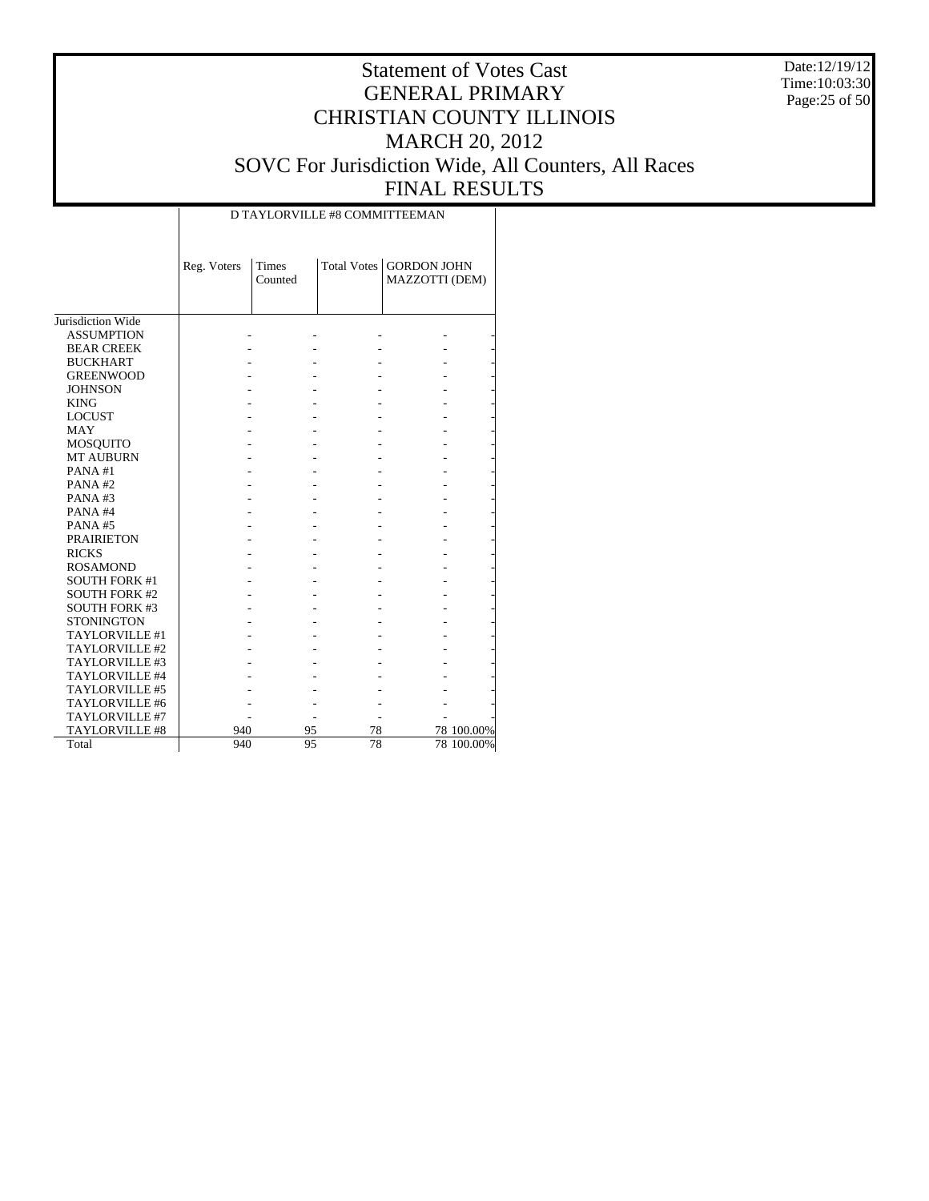# Statement of Votes Cast
# GENERAL PRIMARY
# CHRISTIAN COUNTY ILLINOIS
# MARCH 20, 2012
# SOVC For Jurisdiction Wide, All Counters, All Races
# FINAL RESULTS

Date:12/19/12
Time:10:03:30

| | D TAYLORVILLE #8 COMMITTEEMAN | | | | |
|---|---|---|---|---|---|
| | Reg. Voters | Times Counted | Total Votes | GORDON JOHN MAZZOTTI (DEM) | |
| Jurisdiction Wide | | | | | |
| ASSUMPTION | - | - | - | - | - |
| BEAR CREEK | - | - | - | - | - |
| BUCKHART | - | - | - | - | - |
| GREENWOOD | - | - | - | - | - |
| JOHNSON | - | - | - | - | - |
| KING | - | - | - | - | - |
| LOCUST | - | - | - | - | - |
| MAY | - | - | - | - | - |
| MOSQUITO | - | - | - | - | - |
| MT AUBURN | - | - | - | - | - |
| PANA #1 | - | - | - | - | - |
| PANA #2 | - | - | - | - | - |
| PANA #3 | - | - | - | - | - |
| PANA #4 | - | - | - | - | - |
| PANA #5 | - | - | - | - | - |
| PRAIRIETON | - | - | - | - | - |
| RICKS | - | - | - | - | - |
| ROSAMOND | - | - | - | - | - |
| SOUTH FORK #1 | - | - | - | - | - |
| SOUTH FORK #2 | - | - | - | - | - |
| SOUTH FORK #3 | - | - | - | - | - |
| STONINGTON | - | - | - | - | - |
| TAYLORVILLE #1 | - | - | - | - | - |
| TAYLORVILLE #2 | - | - | - | - | - |
| TAYLORVILLE #3 | - | - | - | - | - |
| TAYLORVILLE #4 | - | - | - | - | - |
| TAYLORVILLE #5 | - | - | - | - | - |
| TAYLORVILLE #6 | - | - | - | - | - |
| TAYLORVILLE #7 | - | - | - | - | - |
| TAYLORVILLE #8 | 940 | 95 | 78 | 78 | 100.00% |
| Total | 940 | 95 | 78 | 78 | 100.00% |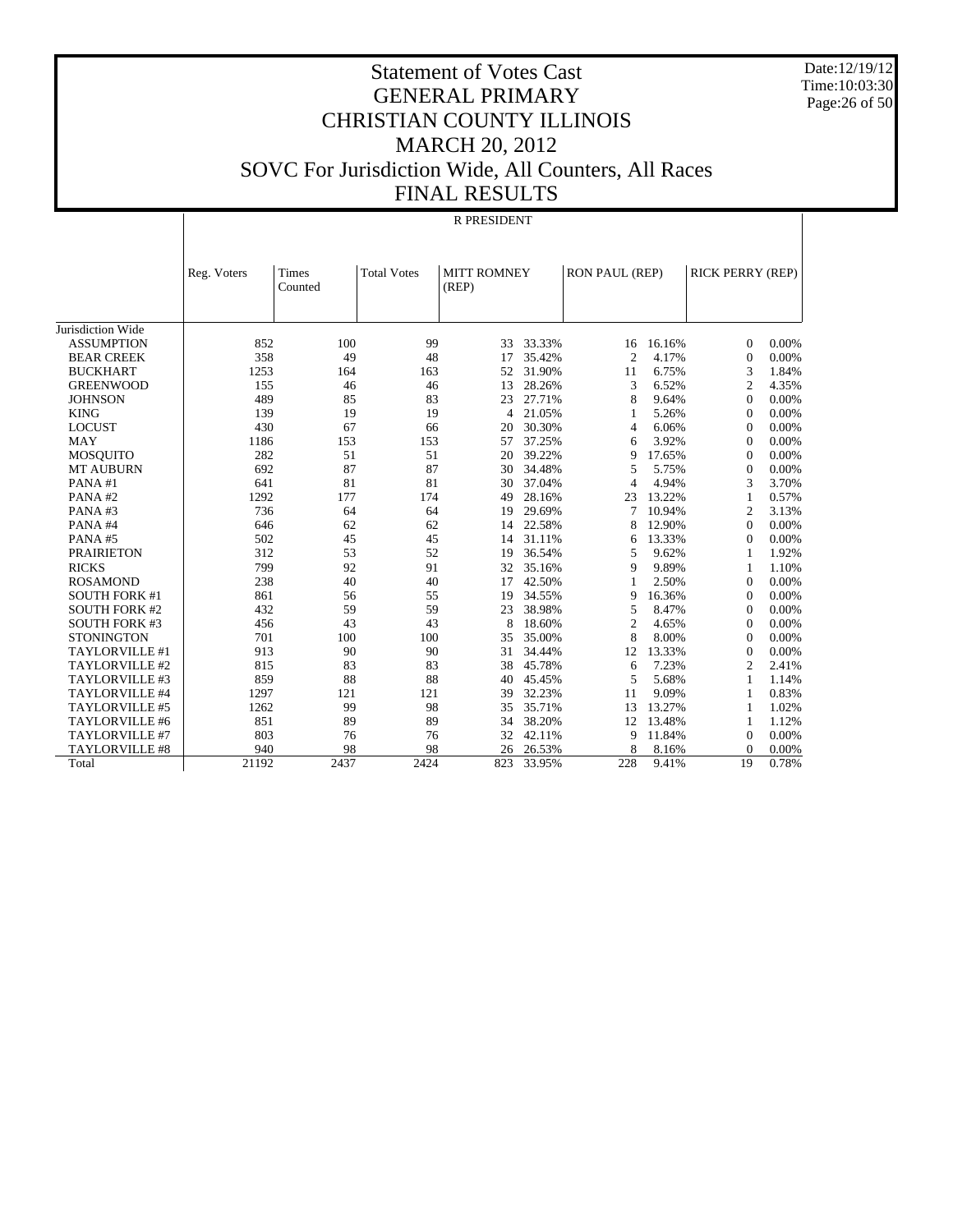# Statement of Votes Cast
# GENERAL PRIMARY
# CHRISTIAN COUNTY ILLINOIS
# MARCH 20, 2012
# SOVC For Jurisdiction Wide, All Counters, All Races
# FINAL RESULTS

Date:12/19/12
Time:10:03:30

R PRESIDENT

| | Reg. Voters | Times Counted | Total Votes | MITT ROMNEY (REP) | | RON PAUL (REP) | | RICK PERRY (REP) | |
|---|---|---|---|---|---|---|---|---|---|
| Jurisdiction Wide | | | | | | | | | |
| ASSUMPTION | 852 | 100 | 99 | 33 | 33.33% | 16 | 16.16% | 0 | 0.00% |
| BEAR CREEK | 358 | 49 | 48 | 17 | 35.42% | 2 | 4.17% | 0 | 0.00% |
| BUCKHART | 1253 | 164 | 163 | 52 | 31.90% | 11 | 6.75% | 3 | 1.84% |
| GREENWOOD | 155 | 46 | 46 | 13 | 28.26% | 3 | 6.52% | 2 | 4.35% |
| JOHNSON | 489 | 85 | 83 | 23 | 27.71% | 8 | 9.64% | 0 | 0.00% |
| KING | 139 | 19 | 19 | 4 | 21.05% | 1 | 5.26% | 0 | 0.00% |
| LOCUST | 430 | 67 | 66 | 20 | 30.30% | 4 | 6.06% | 0 | 0.00% |
| MAY | 1186 | 153 | 153 | 57 | 37.25% | 6 | 3.92% | 0 | 0.00% |
| MOSQUITO | 282 | 51 | 51 | 20 | 39.22% | 9 | 17.65% | 0 | 0.00% |
| MT AUBURN | 692 | 87 | 87 | 30 | 34.48% | 5 | 5.75% | 0 | 0.00% |
| PANA #1 | 641 | 81 | 81 | 30 | 37.04% | 4 | 4.94% | 3 | 3.70% |
| PANA #2 | 1292 | 177 | 174 | 49 | 28.16% | 23 | 13.22% | 1 | 0.57% |
| PANA #3 | 736 | 64 | 64 | 19 | 29.69% | 7 | 10.94% | 2 | 3.13% |
| PANA #4 | 646 | 62 | 62 | 14 | 22.58% | 8 | 12.90% | 0 | 0.00% |
| PANA #5 | 502 | 45 | 45 | 14 | 31.11% | 6 | 13.33% | 0 | 0.00% |
| PRAIRIETON | 312 | 53 | 52 | 19 | 36.54% | 5 | 9.62% | 1 | 1.92% |
| RICKS | 799 | 92 | 91 | 32 | 35.16% | 9 | 9.89% | 1 | 1.10% |
| ROSAMOND | 238 | 40 | 40 | 17 | 42.50% | 1 | 2.50% | 0 | 0.00% |
| SOUTH FORK #1 | 861 | 56 | 55 | 19 | 34.55% | 9 | 16.36% | 0 | 0.00% |
| SOUTH FORK #2 | 432 | 59 | 59 | 23 | 38.98% | 5 | 8.47% | 0 | 0.00% |
| SOUTH FORK #3 | 456 | 43 | 43 | 8 | 18.60% | 2 | 4.65% | 0 | 0.00% |
| STONINGTON | 701 | 100 | 100 | 35 | 35.00% | 8 | 8.00% | 0 | 0.00% |
| TAYLORVILLE #1 | 913 | 90 | 90 | 31 | 34.44% | 12 | 13.33% | 0 | 0.00% |
| TAYLORVILLE #2 | 815 | 83 | 83 | 38 | 45.78% | 6 | 7.23% | 2 | 2.41% |
| TAYLORVILLE #3 | 859 | 88 | 88 | 40 | 45.45% | 5 | 5.68% | 1 | 1.14% |
| TAYLORVILLE #4 | 1297 | 121 | 121 | 39 | 32.23% | 11 | 9.09% | 1 | 0.83% |
| TAYLORVILLE #5 | 1262 | 99 | 98 | 35 | 35.71% | 13 | 13.27% | 1 | 1.02% |
| TAYLORVILLE #6 | 851 | 89 | 89 | 34 | 38.20% | 12 | 13.48% | 1 | 1.12% |
| TAYLORVILLE #7 | 803 | 76 | 76 | 32 | 42.11% | 9 | 11.84% | 0 | 0.00% |
| TAYLORVILLE #8 | 940 | 98 | 98 | 26 | 26.53% | 8 | 8.16% | 0 | 0.00% |
| Total | 21192 | 2437 | 2424 | 823 | 33.95% | 228 | 9.41% | 19 | 0.78% |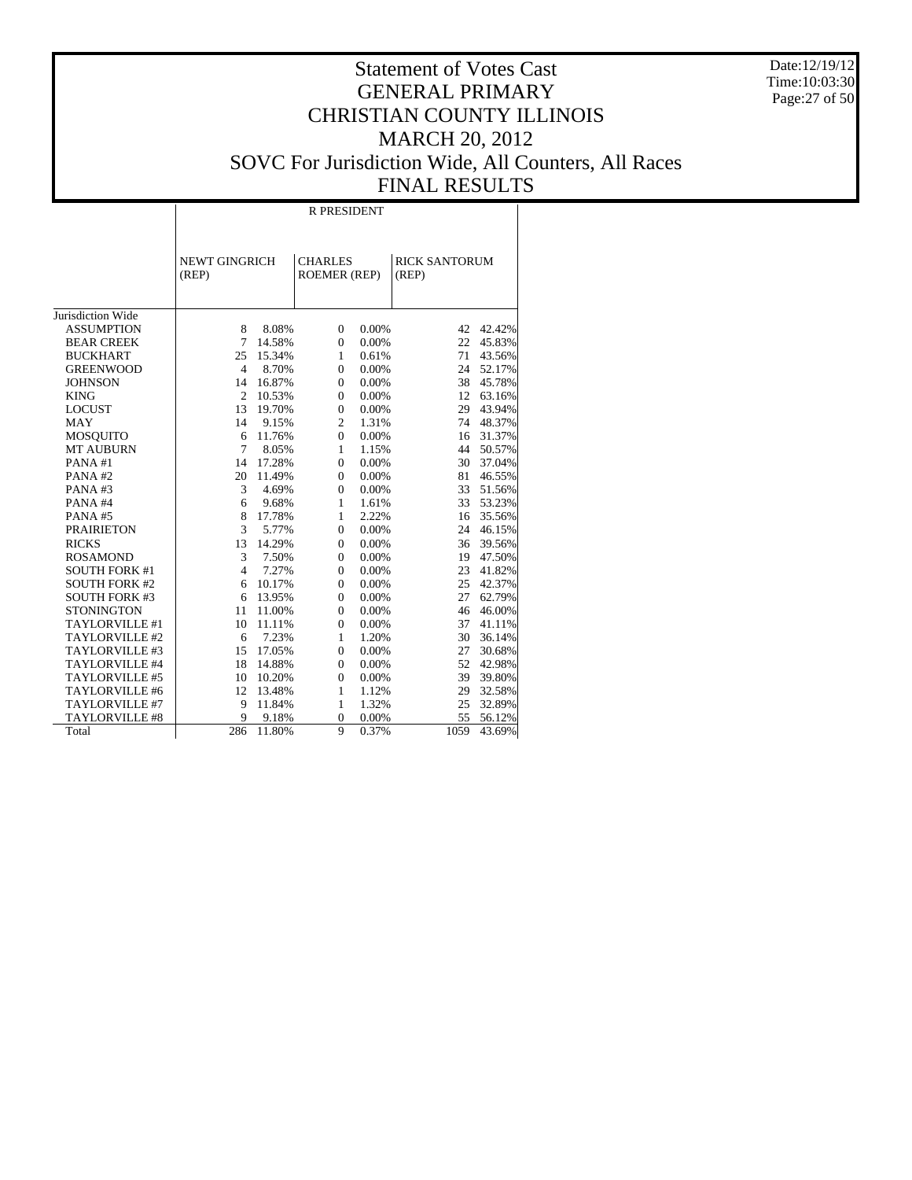# Statement of Votes Cast
# GENERAL PRIMARY
# CHRISTIAN COUNTY ILLINOIS
# MARCH 20, 2012
# SOVC For Jurisdiction Wide, All Counters, All Races
# FINAL RESULTS

Date:12/19/12
Time:10:03:30

| | R PRESIDENT | | | | | |
|---|---|---|---|---|---|---|
| | NEWT GINGRICH (REP) | | CHARLES ROEMER (REP) | | RICK SANTORUM (REP) | |
| Jurisdiction Wide | | | | | | |
| ASSUMPTION | 8 | 8.08% | 0 | 0.00% | 42 | 42.42% |
| BEAR CREEK | 7 | 14.58% | 0 | 0.00% | 22 | 45.83% |
| BUCKHART | 25 | 15.34% | 1 | 0.61% | 71 | 43.56% |
| GREENWOOD | 4 | 8.70% | 0 | 0.00% | 24 | 52.17% |
| JOHNSON | 14 | 16.87% | 0 | 0.00% | 38 | 45.78% |
| KING | 2 | 10.53% | 0 | 0.00% | 12 | 63.16% |
| LOCUST | 13 | 19.70% | 0 | 0.00% | 29 | 43.94% |
| MAY | 14 | 9.15% | 2 | 1.31% | 74 | 48.37% |
| MOSQUITO | 6 | 11.76% | 0 | 0.00% | 16 | 31.37% |
| MT AUBURN | 7 | 8.05% | 1 | 1.15% | 44 | 50.57% |
| PANA #1 | 14 | 17.28% | 0 | 0.00% | 30 | 37.04% |
| PANA #2 | 20 | 11.49% | 0 | 0.00% | 81 | 46.55% |
| PANA #3 | 3 | 4.69% | 0 | 0.00% | 33 | 51.56% |
| PANA #4 | 6 | 9.68% | 1 | 1.61% | 33 | 53.23% |
| PANA #5 | 8 | 17.78% | 1 | 2.22% | 16 | 35.56% |
| PRAIRIETON | 3 | 5.77% | 0 | 0.00% | 24 | 46.15% |
| RICKS | 13 | 14.29% | 0 | 0.00% | 36 | 39.56% |
| ROSAMOND | 3 | 7.50% | 0 | 0.00% | 19 | 47.50% |
| SOUTH FORK #1 | 4 | 7.27% | 0 | 0.00% | 23 | 41.82% |
| SOUTH FORK #2 | 6 | 10.17% | 0 | 0.00% | 25 | 42.37% |
| SOUTH FORK #3 | 6 | 13.95% | 0 | 0.00% | 27 | 62.79% |
| STONINGTON | 11 | 11.00% | 0 | 0.00% | 46 | 46.00% |
| TAYLORVILLE #1 | 10 | 11.11% | 0 | 0.00% | 37 | 41.11% |
| TAYLORVILLE #2 | 6 | 7.23% | 1 | 1.20% | 30 | 36.14% |
| TAYLORVILLE #3 | 15 | 17.05% | 0 | 0.00% | 27 | 30.68% |
| TAYLORVILLE #4 | 18 | 14.88% | 0 | 0.00% | 52 | 42.98% |
| TAYLORVILLE #5 | 10 | 10.20% | 0 | 0.00% | 39 | 39.80% |
| TAYLORVILLE #6 | 12 | 13.48% | 1 | 1.12% | 29 | 32.58% |
| TAYLORVILLE #7 | 9 | 11.84% | 1 | 1.32% | 25 | 32.89% |
| TAYLORVILLE #8 | 9 | 9.18% | 0 | 0.00% | 55 | 56.12% |
| Total | 286 | 11.80% | 9 | 0.37% | 1059 | 43.69% |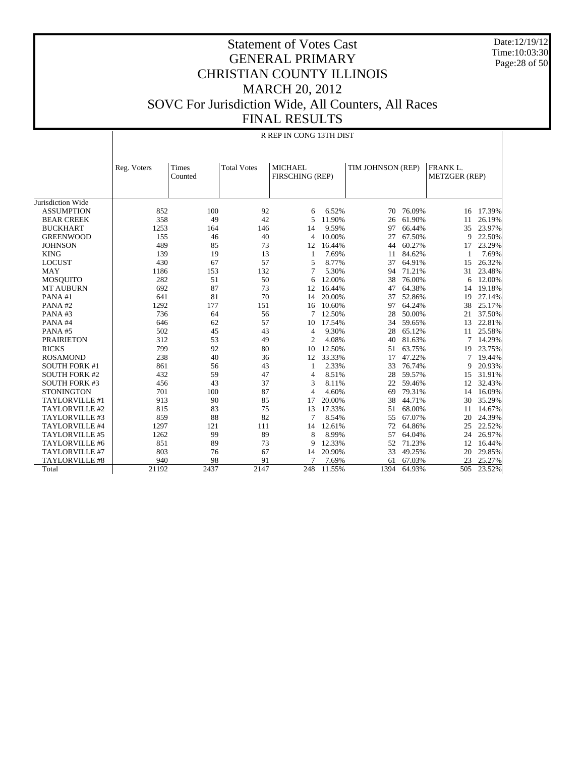# Statement of Votes Cast
# GENERAL PRIMARY
# CHRISTIAN COUNTY ILLINOIS
# MARCH 20, 2012
# SOVC For Jurisdiction Wide, All Counters, All Races
# FINAL RESULTS

Date:12/19/12
Time:10:03:30

R REP IN CONG 13TH DIST

| | Reg. Voters | Times Counted | Total Votes | MICHAEL FIRSCHING (REP) | | TIM JOHNSON (REP) | | FRANK L. METZGER (REP) | |
|---|---|---|---|---|---|---|---|---|---|
| Jurisdiction Wide | | | | | | | | | |
| ASSUMPTION | 852 | 100 | 92 | 6 | 6.52% | 70 | 76.09% | 16 | 17.39% |
| BEAR CREEK | 358 | 49 | 42 | 5 | 11.90% | 26 | 61.90% | 11 | 26.19% |
| BUCKHART | 1253 | 164 | 146 | 14 | 9.59% | 97 | 66.44% | 35 | 23.97% |
| GREENWOOD | 155 | 46 | 40 | 4 | 10.00% | 27 | 67.50% | 9 | 22.50% |
| JOHNSON | 489 | 85 | 73 | 12 | 16.44% | 44 | 60.27% | 17 | 23.29% |
| KING | 139 | 19 | 13 | 1 | 7.69% | 11 | 84.62% | 1 | 7.69% |
| LOCUST | 430 | 67 | 57 | 5 | 8.77% | 37 | 64.91% | 15 | 26.32% |
| MAY | 1186 | 153 | 132 | 7 | 5.30% | 94 | 71.21% | 31 | 23.48% |
| MOSQUITO | 282 | 51 | 50 | 6 | 12.00% | 38 | 76.00% | 6 | 12.00% |
| MT AUBURN | 692 | 87 | 73 | 12 | 16.44% | 47 | 64.38% | 14 | 19.18% |
| PANA #1 | 641 | 81 | 70 | 14 | 20.00% | 37 | 52.86% | 19 | 27.14% |
| PANA #2 | 1292 | 177 | 151 | 16 | 10.60% | 97 | 64.24% | 38 | 25.17% |
| PANA #3 | 736 | 64 | 56 | 7 | 12.50% | 28 | 50.00% | 21 | 37.50% |
| PANA #4 | 646 | 62 | 57 | 10 | 17.54% | 34 | 59.65% | 13 | 22.81% |
| PANA #5 | 502 | 45 | 43 | 4 | 9.30% | 28 | 65.12% | 11 | 25.58% |
| PRAIRIETON | 312 | 53 | 49 | 2 | 4.08% | 40 | 81.63% | 7 | 14.29% |
| RICKS | 799 | 92 | 80 | 10 | 12.50% | 51 | 63.75% | 19 | 23.75% |
| ROSAMOND | 238 | 40 | 36 | 12 | 33.33% | 17 | 47.22% | 7 | 19.44% |
| SOUTH FORK #1 | 861 | 56 | 43 | 1 | 2.33% | 33 | 76.74% | 9 | 20.93% |
| SOUTH FORK #2 | 432 | 59 | 47 | 4 | 8.51% | 28 | 59.57% | 15 | 31.91% |
| SOUTH FORK #3 | 456 | 43 | 37 | 3 | 8.11% | 22 | 59.46% | 12 | 32.43% |
| STONINGTON | 701 | 100 | 87 | 4 | 4.60% | 69 | 79.31% | 14 | 16.09% |
| TAYLORVILLE #1 | 913 | 90 | 85 | 17 | 20.00% | 38 | 44.71% | 30 | 35.29% |
| TAYLORVILLE #2 | 815 | 83 | 75 | 13 | 17.33% | 51 | 68.00% | 11 | 14.67% |
| TAYLORVILLE #3 | 859 | 88 | 82 | 7 | 8.54% | 55 | 67.07% | 20 | 24.39% |
| TAYLORVILLE #4 | 1297 | 121 | 111 | 14 | 12.61% | 72 | 64.86% | 25 | 22.52% |
| TAYLORVILLE #5 | 1262 | 99 | 89 | 8 | 8.99% | 57 | 64.04% | 24 | 26.97% |
| TAYLORVILLE #6 | 851 | 89 | 73 | 9 | 12.33% | 52 | 71.23% | 12 | 16.44% |
| TAYLORVILLE #7 | 803 | 76 | 67 | 14 | 20.90% | 33 | 49.25% | 20 | 29.85% |
| TAYLORVILLE #8 | 940 | 98 | 91 | 7 | 7.69% | 61 | 67.03% | 23 | 25.27% |
| Total | 21192 | 2437 | 2147 | 248 | 11.55% | 1394 | 64.93% | 505 | 23.52% |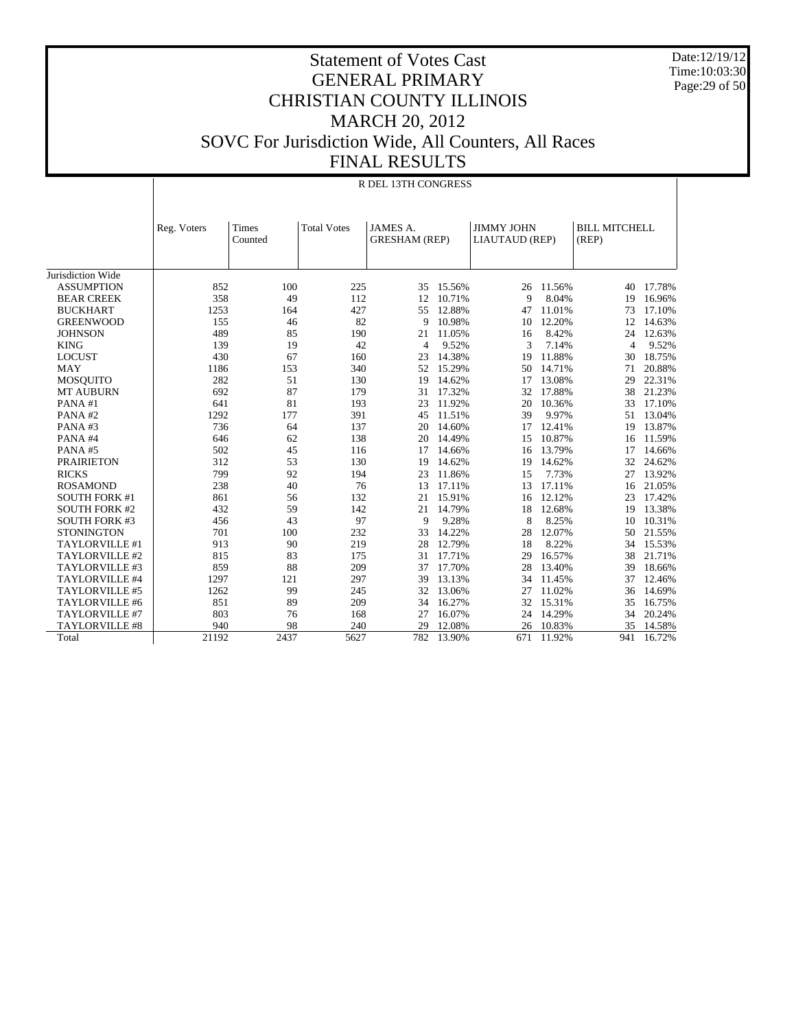# Statement of Votes Cast
# GENERAL PRIMARY
# CHRISTIAN COUNTY ILLINOIS
# MARCH 20, 2012
# SOVC For Jurisdiction Wide, All Counters, All Races
# FINAL RESULTS

Date:12/19/12
Time:10:03:30

R DEL 13TH CONGRESS

| | Reg. Voters | Times Counted | Total Votes | JAMES A. GRESHAM (REP) | | JIMMY JOHN LIAUTAUD (REP) | | BILL MITCHELL (REP) | |
|---|---|---|---|---|---|---|---|---|---|
| Jurisdiction Wide | | | | | | | | | |
| ASSUMPTION | 852 | 100 | 225 | 35 | 15.56% | 26 | 11.56% | 40 | 17.78% |
| BEAR CREEK | 358 | 49 | 112 | 12 | 10.71% | 9 | 8.04% | 19 | 16.96% |
| BUCKHART | 1253 | 164 | 427 | 55 | 12.88% | 47 | 11.01% | 73 | 17.10% |
| GREENWOOD | 155 | 46 | 82 | 9 | 10.98% | 10 | 12.20% | 12 | 14.63% |
| JOHNSON | 489 | 85 | 190 | 21 | 11.05% | 16 | 8.42% | 24 | 12.63% |
| KING | 139 | 19 | 42 | 4 | 9.52% | 3 | 7.14% | 4 | 9.52% |
| LOCUST | 430 | 67 | 160 | 23 | 14.38% | 19 | 11.88% | 30 | 18.75% |
| MAY | 1186 | 153 | 340 | 52 | 15.29% | 50 | 14.71% | 71 | 20.88% |
| MOSQUITO | 282 | 51 | 130 | 19 | 14.62% | 17 | 13.08% | 29 | 22.31% |
| MT AUBURN | 692 | 87 | 179 | 31 | 17.32% | 32 | 17.88% | 38 | 21.23% |
| PANA #1 | 641 | 81 | 193 | 23 | 11.92% | 20 | 10.36% | 33 | 17.10% |
| PANA #2 | 1292 | 177 | 391 | 45 | 11.51% | 39 | 9.97% | 51 | 13.04% |
| PANA #3 | 736 | 64 | 137 | 20 | 14.60% | 17 | 12.41% | 19 | 13.87% |
| PANA #4 | 646 | 62 | 138 | 20 | 14.49% | 15 | 10.87% | 16 | 11.59% |
| PANA #5 | 502 | 45 | 116 | 17 | 14.66% | 16 | 13.79% | 17 | 14.66% |
| PRAIRIETON | 312 | 53 | 130 | 19 | 14.62% | 19 | 14.62% | 32 | 24.62% |
| RICKS | 799 | 92 | 194 | 23 | 11.86% | 15 | 7.73% | 27 | 13.92% |
| ROSAMOND | 238 | 40 | 76 | 13 | 17.11% | 13 | 17.11% | 16 | 21.05% |
| SOUTH FORK #1 | 861 | 56 | 132 | 21 | 15.91% | 16 | 12.12% | 23 | 17.42% |
| SOUTH FORK #2 | 432 | 59 | 142 | 21 | 14.79% | 18 | 12.68% | 19 | 13.38% |
| SOUTH FORK #3 | 456 | 43 | 97 | 9 | 9.28% | 8 | 8.25% | 10 | 10.31% |
| STONINGTON | 701 | 100 | 232 | 33 | 14.22% | 28 | 12.07% | 50 | 21.55% |
| TAYLORVILLE #1 | 913 | 90 | 219 | 28 | 12.79% | 18 | 8.22% | 34 | 15.53% |
| TAYLORVILLE #2 | 815 | 83 | 175 | 31 | 17.71% | 29 | 16.57% | 38 | 21.71% |
| TAYLORVILLE #3 | 859 | 88 | 209 | 37 | 17.70% | 28 | 13.40% | 39 | 18.66% |
| TAYLORVILLE #4 | 1297 | 121 | 297 | 39 | 13.13% | 34 | 11.45% | 37 | 12.46% |
| TAYLORVILLE #5 | 1262 | 99 | 245 | 32 | 13.06% | 27 | 11.02% | 36 | 14.69% |
| TAYLORVILLE #6 | 851 | 89 | 209 | 34 | 16.27% | 32 | 15.31% | 35 | 16.75% |
| TAYLORVILLE #7 | 803 | 76 | 168 | 27 | 16.07% | 24 | 14.29% | 34 | 20.24% |
| TAYLORVILLE #8 | 940 | 98 | 240 | 29 | 12.08% | 26 | 10.83% | 35 | 14.58% |
| Total | 21192 | 2437 | 5627 | 782 | 13.90% | 671 | 11.92% | 941 | 16.72% |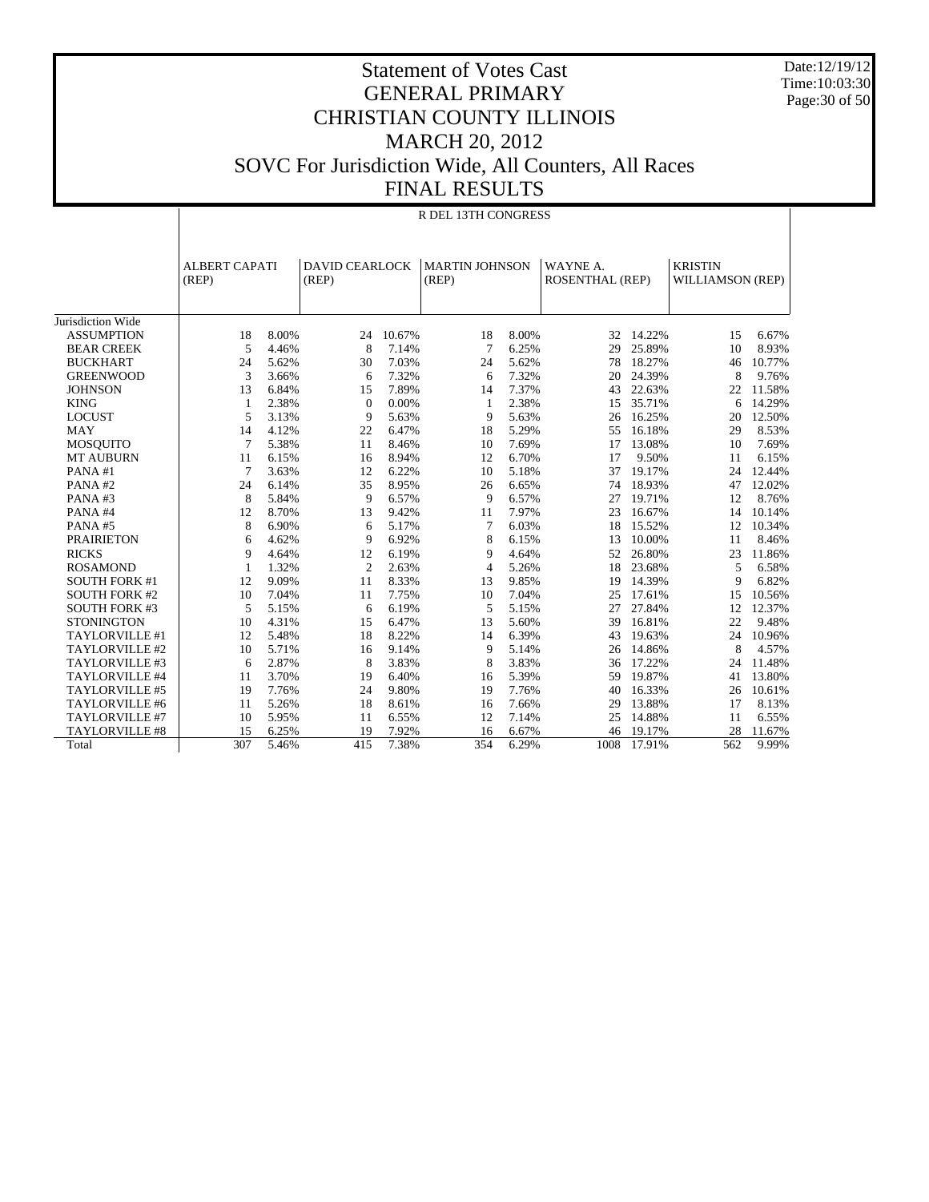# Statement of Votes Cast
# GENERAL PRIMARY
# CHRISTIAN COUNTY ILLINOIS
# MARCH 20, 2012
# SOVC For Jurisdiction Wide, All Counters, All Races
# FINAL RESULTS

Date:12/19/12
Time:10:03:30

R DEL 13TH CONGRESS

| | ALBERT CAPATI (REP) | | DAVID CEARLOCK (REP) | | MARTIN JOHNSON (REP) | | WAYNE A. ROSENTHAL (REP) | | KRISTIN WILLIAMSON (REP) | |
|---|---|---|---|---|---|---|---|---|---|---|
| Jurisdiction Wide | | | | | | | | | | |
| ASSUMPTION | 18 | 8.00% | 24 | 10.67% | 18 | 8.00% | 32 | 14.22% | 15 | 6.67% |
| BEAR CREEK | 5 | 4.46% | 8 | 7.14% | 7 | 6.25% | 29 | 25.89% | 10 | 8.93% |
| BUCKHART | 24 | 5.62% | 30 | 7.03% | 24 | 5.62% | 78 | 18.27% | 46 | 10.77% |
| GREENWOOD | 3 | 3.66% | 6 | 7.32% | 6 | 7.32% | 20 | 24.39% | 8 | 9.76% |
| JOHNSON | 13 | 6.84% | 15 | 7.89% | 14 | 7.37% | 43 | 22.63% | 22 | 11.58% |
| KING | 1 | 2.38% | 0 | 0.00% | 1 | 2.38% | 15 | 35.71% | 6 | 14.29% |
| LOCUST | 5 | 3.13% | 9 | 5.63% | 9 | 5.63% | 26 | 16.25% | 20 | 12.50% |
| MAY | 14 | 4.12% | 22 | 6.47% | 18 | 5.29% | 55 | 16.18% | 29 | 8.53% |
| MOSQUITO | 7 | 5.38% | 11 | 8.46% | 10 | 7.69% | 17 | 13.08% | 10 | 7.69% |
| MT AUBURN | 11 | 6.15% | 16 | 8.94% | 12 | 6.70% | 17 | 9.50% | 11 | 6.15% |
| PANA #1 | 7 | 3.63% | 12 | 6.22% | 10 | 5.18% | 37 | 19.17% | 24 | 12.44% |
| PANA #2 | 24 | 6.14% | 35 | 8.95% | 26 | 6.65% | 74 | 18.93% | 47 | 12.02% |
| PANA #3 | 8 | 5.84% | 9 | 6.57% | 9 | 6.57% | 27 | 19.71% | 12 | 8.76% |
| PANA #4 | 12 | 8.70% | 13 | 9.42% | 11 | 7.97% | 23 | 16.67% | 14 | 10.14% |
| PANA #5 | 8 | 6.90% | 6 | 5.17% | 7 | 6.03% | 18 | 15.52% | 12 | 10.34% |
| PRAIRIETON | 6 | 4.62% | 9 | 6.92% | 8 | 6.15% | 13 | 10.00% | 11 | 8.46% |
| RICKS | 9 | 4.64% | 12 | 6.19% | 9 | 4.64% | 52 | 26.80% | 23 | 11.86% |
| ROSAMOND | 1 | 1.32% | 2 | 2.63% | 4 | 5.26% | 18 | 23.68% | 5 | 6.58% |
| SOUTH FORK #1 | 12 | 9.09% | 11 | 8.33% | 13 | 9.85% | 19 | 14.39% | 9 | 6.82% |
| SOUTH FORK #2 | 10 | 7.04% | 11 | 7.75% | 10 | 7.04% | 25 | 17.61% | 15 | 10.56% |
| SOUTH FORK #3 | 5 | 5.15% | 6 | 6.19% | 5 | 5.15% | 27 | 27.84% | 12 | 12.37% |
| STONINGTON | 10 | 4.31% | 15 | 6.47% | 13 | 5.60% | 39 | 16.81% | 22 | 9.48% |
| TAYLORVILLE #1 | 12 | 5.48% | 18 | 8.22% | 14 | 6.39% | 43 | 19.63% | 24 | 10.96% |
| TAYLORVILLE #2 | 10 | 5.71% | 16 | 9.14% | 9 | 5.14% | 26 | 14.86% | 8 | 4.57% |
| TAYLORVILLE #3 | 6 | 2.87% | 8 | 3.83% | 8 | 3.83% | 36 | 17.22% | 24 | 11.48% |
| TAYLORVILLE #4 | 11 | 3.70% | 19 | 6.40% | 16 | 5.39% | 59 | 19.87% | 41 | 13.80% |
| TAYLORVILLE #5 | 19 | 7.76% | 24 | 9.80% | 19 | 7.76% | 40 | 16.33% | 26 | 10.61% |
| TAYLORVILLE #6 | 11 | 5.26% | 18 | 8.61% | 16 | 7.66% | 29 | 13.88% | 17 | 8.13% |
| TAYLORVILLE #7 | 10 | 5.95% | 11 | 6.55% | 12 | 7.14% | 25 | 14.88% | 11 | 6.55% |
| TAYLORVILLE #8 | 15 | 6.25% | 19 | 7.92% | 16 | 6.67% | 46 | 19.17% | 28 | 11.67% |
| Total | 307 | 5.46% | 415 | 7.38% | 354 | 6.29% | 1008 | 17.91% | 562 | 9.99% |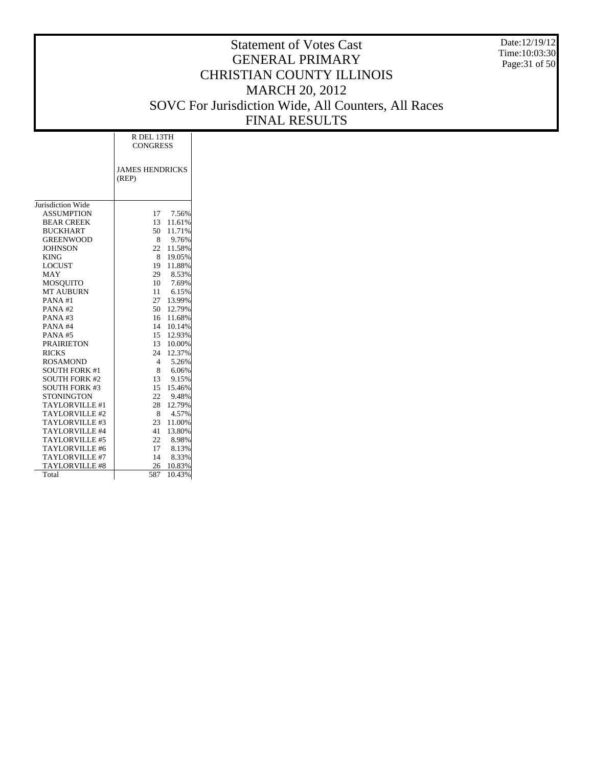# Statement of Votes Cast
# GENERAL PRIMARY
# CHRISTIAN COUNTY ILLINOIS
# MARCH 20, 2012
# SOVC For Jurisdiction Wide, All Counters, All Races
# FINAL RESULTS

Date:12/19/12
Time:10:03:30

| | R DEL 13TH CONGRESS | |
|---|---|---|
| | JAMES HENDRICKS (REP) | |
| Jurisdiction Wide | | |
| ASSUMPTION | 17 | 7.56% |
| BEAR CREEK | 13 | 11.61% |
| BUCKHART | 50 | 11.71% |
| GREENWOOD | 8 | 9.76% |
| JOHNSON | 22 | 11.58% |
| KING | 8 | 19.05% |
| LOCUST | 19 | 11.88% |
| MAY | 29 | 8.53% |
| MOSQUITO | 10 | 7.69% |
| MT AUBURN | 11 | 6.15% |
| PANA #1 | 27 | 13.99% |
| PANA #2 | 50 | 12.79% |
| PANA #3 | 16 | 11.68% |
| PANA #4 | 14 | 10.14% |
| PANA #5 | 15 | 12.93% |
| PRAIRIETON | 13 | 10.00% |
| RICKS | 24 | 12.37% |
| ROSAMOND | 4 | 5.26% |
| SOUTH FORK #1 | 8 | 6.06% |
| SOUTH FORK #2 | 13 | 9.15% |
| SOUTH FORK #3 | 15 | 15.46% |
| STONINGTON | 22 | 9.48% |
| TAYLORVILLE #1 | 28 | 12.79% |
| TAYLORVILLE #2 | 8 | 4.57% |
| TAYLORVILLE #3 | 23 | 11.00% |
| TAYLORVILLE #4 | 41 | 13.80% |
| TAYLORVILLE #5 | 22 | 8.98% |
| TAYLORVILLE #6 | 17 | 8.13% |
| TAYLORVILLE #7 | 14 | 8.33% |
| TAYLORVILLE #8 | 26 | 10.83% |
| Total | 587 | 10.43% |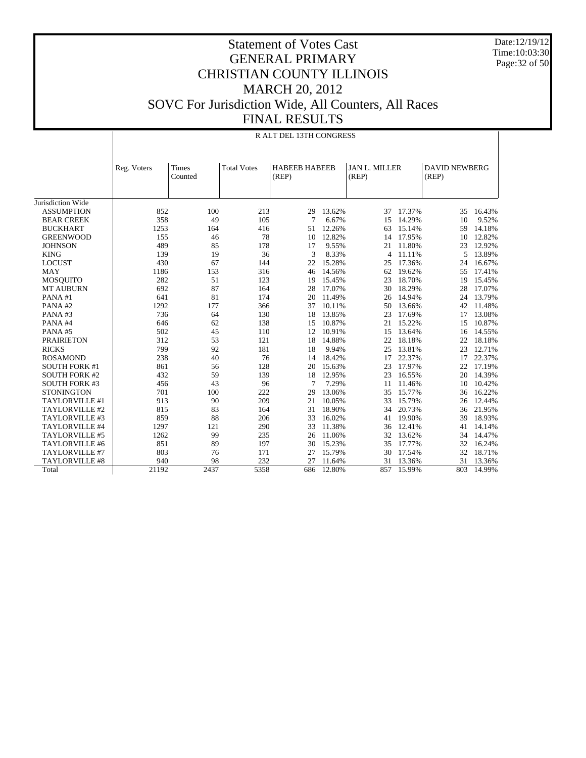# Statement of Votes Cast
# GENERAL PRIMARY
# CHRISTIAN COUNTY ILLINOIS
# MARCH 20, 2012
# SOVC For Jurisdiction Wide, All Counters, All Races
# FINAL RESULTS

Date:12/19/12
Time:10:03:30

R ALT DEL 13TH CONGRESS

| | Reg. Voters | Times Counted | Total Votes | HABEEB HABEEB (REP) | | JAN L. MILLER (REP) | | DAVID NEWBERG (REP) | |
|---|---|---|---|---|---|---|---|---|---|
| Jurisdiction Wide | | | | | | | | | |
| ASSUMPTION | 852 | 100 | 213 | 29 | 13.62% | 37 | 17.37% | 35 | 16.43% |
| BEAR CREEK | 358 | 49 | 105 | 7 | 6.67% | 15 | 14.29% | 10 | 9.52% |
| BUCKHART | 1253 | 164 | 416 | 51 | 12.26% | 63 | 15.14% | 59 | 14.18% |
| GREENWOOD | 155 | 46 | 78 | 10 | 12.82% | 14 | 17.95% | 10 | 12.82% |
| JOHNSON | 489 | 85 | 178 | 17 | 9.55% | 21 | 11.80% | 23 | 12.92% |
| KING | 139 | 19 | 36 | 3 | 8.33% | 4 | 11.11% | 5 | 13.89% |
| LOCUST | 430 | 67 | 144 | 22 | 15.28% | 25 | 17.36% | 24 | 16.67% |
| MAY | 1186 | 153 | 316 | 46 | 14.56% | 62 | 19.62% | 55 | 17.41% |
| MOSQUITO | 282 | 51 | 123 | 19 | 15.45% | 23 | 18.70% | 19 | 15.45% |
| MT AUBURN | 692 | 87 | 164 | 28 | 17.07% | 30 | 18.29% | 28 | 17.07% |
| PANA #1 | 641 | 81 | 174 | 20 | 11.49% | 26 | 14.94% | 24 | 13.79% |
| PANA #2 | 1292 | 177 | 366 | 37 | 10.11% | 50 | 13.66% | 42 | 11.48% |
| PANA #3 | 736 | 64 | 130 | 18 | 13.85% | 23 | 17.69% | 17 | 13.08% |
| PANA #4 | 646 | 62 | 138 | 15 | 10.87% | 21 | 15.22% | 15 | 10.87% |
| PANA #5 | 502 | 45 | 110 | 12 | 10.91% | 15 | 13.64% | 16 | 14.55% |
| PRAIRIETON | 312 | 53 | 121 | 18 | 14.88% | 22 | 18.18% | 22 | 18.18% |
| RICKS | 799 | 92 | 181 | 18 | 9.94% | 25 | 13.81% | 23 | 12.71% |
| ROSAMOND | 238 | 40 | 76 | 14 | 18.42% | 17 | 22.37% | 17 | 22.37% |
| SOUTH FORK #1 | 861 | 56 | 128 | 20 | 15.63% | 23 | 17.97% | 22 | 17.19% |
| SOUTH FORK #2 | 432 | 59 | 139 | 18 | 12.95% | 23 | 16.55% | 20 | 14.39% |
| SOUTH FORK #3 | 456 | 43 | 96 | 7 | 7.29% | 11 | 11.46% | 10 | 10.42% |
| STONINGTON | 701 | 100 | 222 | 29 | 13.06% | 35 | 15.77% | 36 | 16.22% |
| TAYLORVILLE #1 | 913 | 90 | 209 | 21 | 10.05% | 33 | 15.79% | 26 | 12.44% |
| TAYLORVILLE #2 | 815 | 83 | 164 | 31 | 18.90% | 34 | 20.73% | 36 | 21.95% |
| TAYLORVILLE #3 | 859 | 88 | 206 | 33 | 16.02% | 41 | 19.90% | 39 | 18.93% |
| TAYLORVILLE #4 | 1297 | 121 | 290 | 33 | 11.38% | 36 | 12.41% | 41 | 14.14% |
| TAYLORVILLE #5 | 1262 | 99 | 235 | 26 | 11.06% | 32 | 13.62% | 34 | 14.47% |
| TAYLORVILLE #6 | 851 | 89 | 197 | 30 | 15.23% | 35 | 17.77% | 32 | 16.24% |
| TAYLORVILLE #7 | 803 | 76 | 171 | 27 | 15.79% | 30 | 17.54% | 32 | 18.71% |
| TAYLORVILLE #8 | 940 | 98 | 232 | 27 | 11.64% | 31 | 13.36% | 31 | 13.36% |
| Total | 21192 | 2437 | 5358 | 686 | 12.80% | 857 | 15.99% | 803 | 14.99% |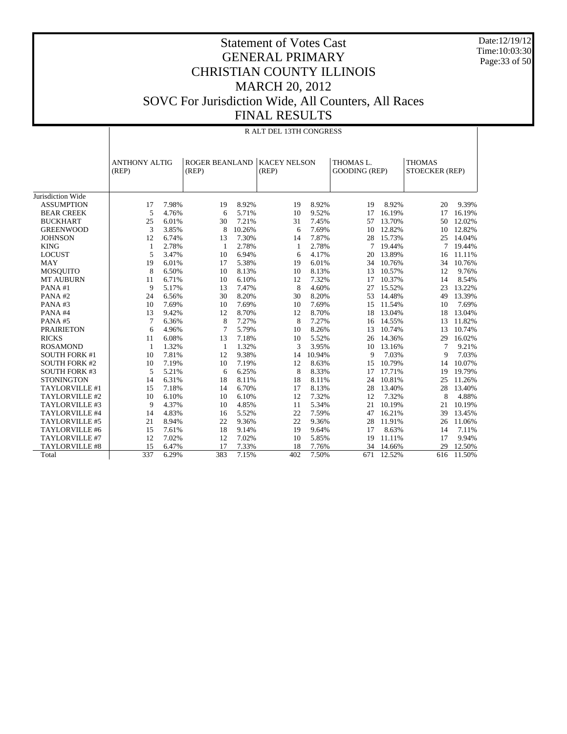# Statement of Votes Cast
## GENERAL PRIMARY
## CHRISTIAN COUNTY ILLINOIS
## MARCH 20, 2012
## SOVC For Jurisdiction Wide, All Counters, All Races
## FINAL RESULTS

Date:12/19/12
Time:10:03:30

### R ALT DEL 13TH CONGRESS

| | ANTHONY ALTIG (REP) | | ROGER BEANLAND (REP) | | KACEY NELSON (REP) | | THOMAS L. GOODING (REP) | | THOMAS STOECKER (REP) | |
|---|---|---|---|---|---|---|---|---|---|---|
| Jurisdiction Wide | | | | | | | | | | |
| ASSUMPTION | 17 | 7.98% | 19 | 8.92% | 19 | 8.92% | 19 | 8.92% | 20 | 9.39% |
| BEAR CREEK | 5 | 4.76% | 6 | 5.71% | 10 | 9.52% | 17 | 16.19% | 17 | 16.19% |
| BUCKHART | 25 | 6.01% | 30 | 7.21% | 31 | 7.45% | 57 | 13.70% | 50 | 12.02% |
| GREENWOOD | 3 | 3.85% | 8 | 10.26% | 6 | 7.69% | 10 | 12.82% | 10 | 12.82% |
| JOHNSON | 12 | 6.74% | 13 | 7.30% | 14 | 7.87% | 28 | 15.73% | 25 | 14.04% |
| KING | 1 | 2.78% | 1 | 2.78% | 1 | 2.78% | 7 | 19.44% | 7 | 19.44% |
| LOCUST | 5 | 3.47% | 10 | 6.94% | 6 | 4.17% | 20 | 13.89% | 16 | 11.11% |
| MAY | 19 | 6.01% | 17 | 5.38% | 19 | 6.01% | 34 | 10.76% | 34 | 10.76% |
| MOSQUITO | 8 | 6.50% | 10 | 8.13% | 10 | 8.13% | 13 | 10.57% | 12 | 9.76% |
| MT AUBURN | 11 | 6.71% | 10 | 6.10% | 12 | 7.32% | 17 | 10.37% | 14 | 8.54% |
| PANA #1 | 9 | 5.17% | 13 | 7.47% | 8 | 4.60% | 27 | 15.52% | 23 | 13.22% |
| PANA #2 | 24 | 6.56% | 30 | 8.20% | 30 | 8.20% | 53 | 14.48% | 49 | 13.39% |
| PANA #3 | 10 | 7.69% | 10 | 7.69% | 10 | 7.69% | 15 | 11.54% | 10 | 7.69% |
| PANA #4 | 13 | 9.42% | 12 | 8.70% | 12 | 8.70% | 18 | 13.04% | 18 | 13.04% |
| PANA #5 | 7 | 6.36% | 8 | 7.27% | 8 | 7.27% | 16 | 14.55% | 13 | 11.82% |
| PRAIRIETON | 6 | 4.96% | 7 | 5.79% | 10 | 8.26% | 13 | 10.74% | 13 | 10.74% |
| RICKS | 11 | 6.08% | 13 | 7.18% | 10 | 5.52% | 26 | 14.36% | 29 | 16.02% |
| ROSAMOND | 1 | 1.32% | 1 | 1.32% | 3 | 3.95% | 10 | 13.16% | 7 | 9.21% |
| SOUTH FORK #1 | 10 | 7.81% | 12 | 9.38% | 14 | 10.94% | 9 | 7.03% | 9 | 7.03% |
| SOUTH FORK #2 | 10 | 7.19% | 10 | 7.19% | 12 | 8.63% | 15 | 10.79% | 14 | 10.07% |
| SOUTH FORK #3 | 5 | 5.21% | 6 | 6.25% | 8 | 8.33% | 17 | 17.71% | 19 | 19.79% |
| STONINGTON | 14 | 6.31% | 18 | 8.11% | 18 | 8.11% | 24 | 10.81% | 25 | 11.26% |
| TAYLORVILLE #1 | 15 | 7.18% | 14 | 6.70% | 17 | 8.13% | 28 | 13.40% | 28 | 13.40% |
| TAYLORVILLE #2 | 10 | 6.10% | 10 | 6.10% | 12 | 7.32% | 12 | 7.32% | 8 | 4.88% |
| TAYLORVILLE #3 | 9 | 4.37% | 10 | 4.85% | 11 | 5.34% | 21 | 10.19% | 21 | 10.19% |
| TAYLORVILLE #4 | 14 | 4.83% | 16 | 5.52% | 22 | 7.59% | 47 | 16.21% | 39 | 13.45% |
| TAYLORVILLE #5 | 21 | 8.94% | 22 | 9.36% | 22 | 9.36% | 28 | 11.91% | 26 | 11.06% |
| TAYLORVILLE #6 | 15 | 7.61% | 18 | 9.14% | 19 | 9.64% | 17 | 8.63% | 14 | 7.11% |
| TAYLORVILLE #7 | 12 | 7.02% | 12 | 7.02% | 10 | 5.85% | 19 | 11.11% | 17 | 9.94% |
| TAYLORVILLE #8 | 15 | 6.47% | 17 | 7.33% | 18 | 7.76% | 34 | 14.66% | 29 | 12.50% |
| Total | 337 | 6.29% | 383 | 7.15% | 402 | 7.50% | 671 | 12.52% | 616 | 11.50% |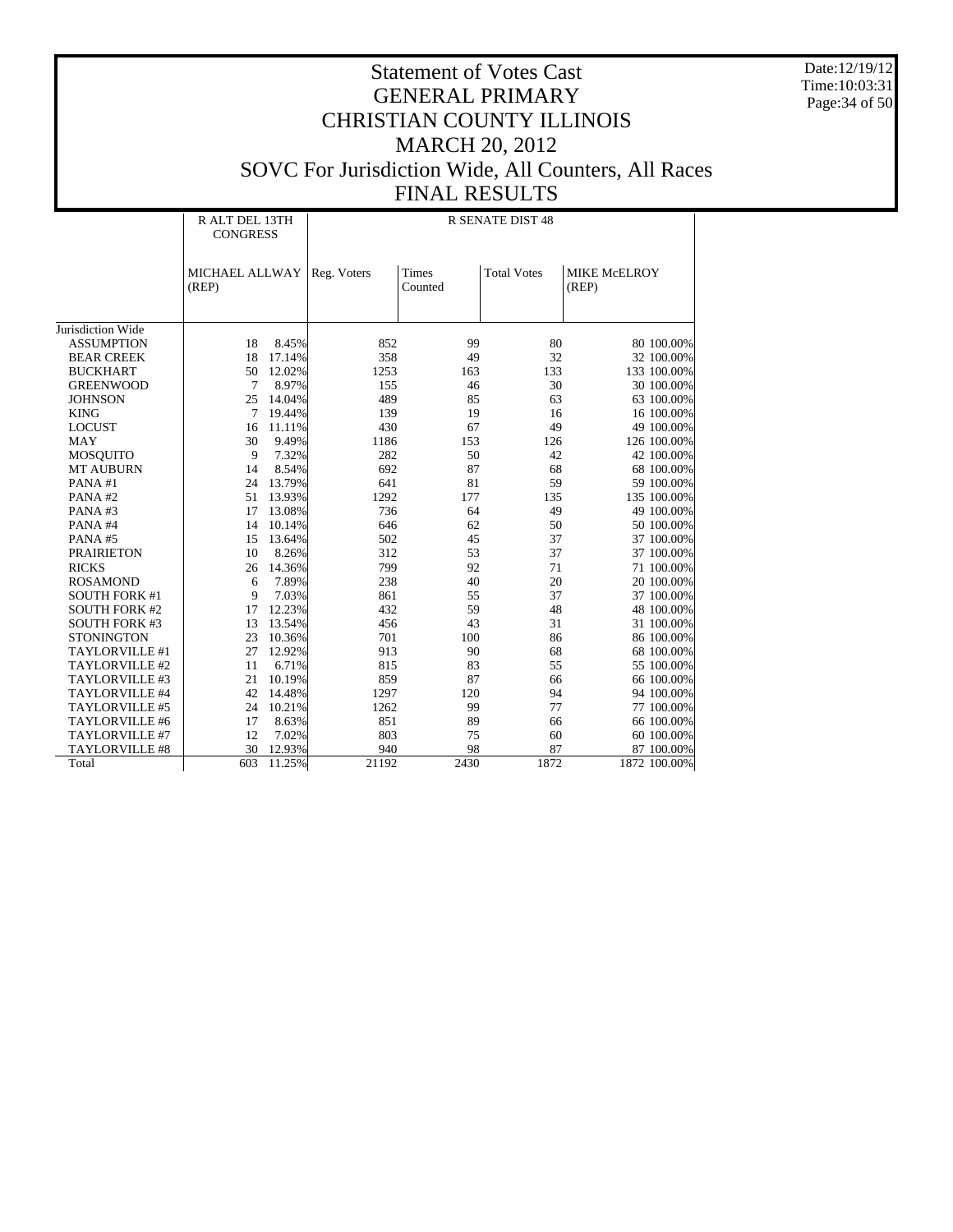# Statement of Votes Cast
# GENERAL PRIMARY
# CHRISTIAN COUNTY ILLINOIS
# MARCH 20, 2012
# SOVC For Jurisdiction Wide, All Counters, All Races
# FINAL RESULTS

Date:12/19/12
Time:10:03:31
Page:34 of 50

| | R ALT DEL 13TH CONGRESS | | R SENATE DIST 48 | | | | |
|---|---|---|---|---|---|---|---|
| | MICHAEL ALLWAY (REP) | | Reg. Voters | Times Counted | Total Votes | MIKE McELROY (REP) | |
| Jurisdiction Wide | | | | | | | |
| ASSUMPTION | 18 | 8.45% | 852 | 99 | 80 | 80 | 100.00% |
| BEAR CREEK | 18 | 17.14% | 358 | 49 | 32 | 32 | 100.00% |
| BUCKHART | 50 | 12.02% | 1253 | 163 | 133 | 133 | 100.00% |
| GREENWOOD | 7 | 8.97% | 155 | 46 | 30 | 30 | 100.00% |
| JOHNSON | 25 | 14.04% | 489 | 85 | 63 | 63 | 100.00% |
| KING | 7 | 19.44% | 139 | 19 | 16 | 16 | 100.00% |
| LOCUST | 16 | 11.11% | 430 | 67 | 49 | 49 | 100.00% |
| MAY | 30 | 9.49% | 1186 | 153 | 126 | 126 | 100.00% |
| MOSQUITO | 9 | 7.32% | 282 | 50 | 42 | 42 | 100.00% |
| MT AUBURN | 14 | 8.54% | 692 | 87 | 68 | 68 | 100.00% |
| PANA #1 | 24 | 13.79% | 641 | 81 | 59 | 59 | 100.00% |
| PANA #2 | 51 | 13.93% | 1292 | 177 | 135 | 135 | 100.00% |
| PANA #3 | 17 | 13.08% | 736 | 64 | 49 | 49 | 100.00% |
| PANA #4 | 14 | 10.14% | 646 | 62 | 50 | 50 | 100.00% |
| PANA #5 | 15 | 13.64% | 502 | 45 | 37 | 37 | 100.00% |
| PRAIRIETON | 10 | 8.26% | 312 | 53 | 37 | 37 | 100.00% |
| RICKS | 26 | 14.36% | 799 | 92 | 71 | 71 | 100.00% |
| ROSAMOND | 6 | 7.89% | 238 | 40 | 20 | 20 | 100.00% |
| SOUTH FORK #1 | 9 | 7.03% | 861 | 55 | 37 | 37 | 100.00% |
| SOUTH FORK #2 | 17 | 12.23% | 432 | 59 | 48 | 48 | 100.00% |
| SOUTH FORK #3 | 13 | 13.54% | 456 | 43 | 31 | 31 | 100.00% |
| STONINGTON | 23 | 10.36% | 701 | 100 | 86 | 86 | 100.00% |
| TAYLORVILLE #1 | 27 | 12.92% | 913 | 90 | 68 | 68 | 100.00% |
| TAYLORVILLE #2 | 11 | 6.71% | 815 | 83 | 55 | 55 | 100.00% |
| TAYLORVILLE #3 | 21 | 10.19% | 859 | 87 | 66 | 66 | 100.00% |
| TAYLORVILLE #4 | 42 | 14.48% | 1297 | 120 | 94 | 94 | 100.00% |
| TAYLORVILLE #5 | 24 | 10.21% | 1262 | 99 | 77 | 77 | 100.00% |
| TAYLORVILLE #6 | 17 | 8.63% | 851 | 89 | 66 | 66 | 100.00% |
| TAYLORVILLE #7 | 12 | 7.02% | 803 | 75 | 60 | 60 | 100.00% |
| TAYLORVILLE #8 | 30 | 12.93% | 940 | 98 | 87 | 87 | 100.00% |
| Total | 603 | 11.25% | 21192 | 2430 | 1872 | 1872 | 100.00% |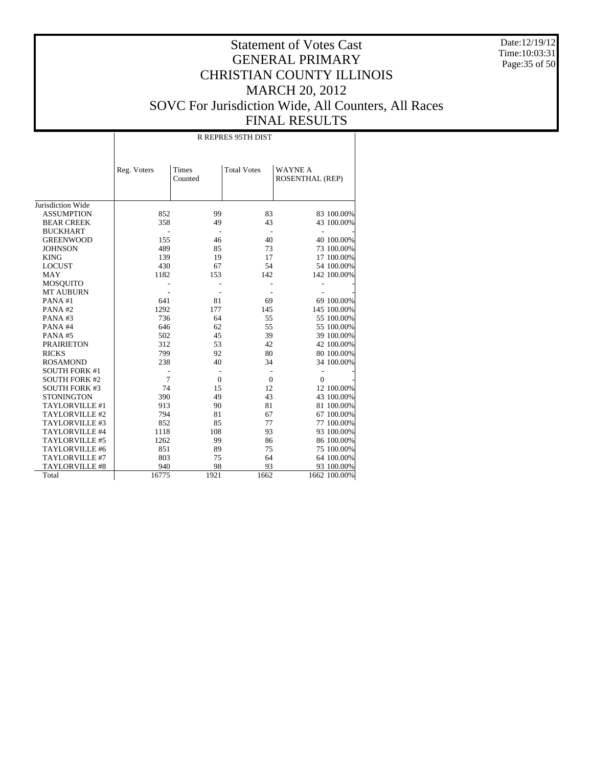# Statement of Votes Cast
# GENERAL PRIMARY
# CHRISTIAN COUNTY ILLINOIS
# MARCH 20, 2012
# SOVC For Jurisdiction Wide, All Counters, All Races
# FINAL RESULTS

Date:12/19/12
Time:10:03:31

| | R REPRES 95TH DIST | | | | |
|---|---|---|---|---|---|
| | Reg. Voters | Times Counted | Total Votes | WAYNE A ROSENTHAL (REP) | |
| Jurisdiction Wide | | | | | |
| ASSUMPTION | 852 | 99 | 83 | 83 | 100.00% |
| BEAR CREEK | 358 | 49 | 43 | 43 | 100.00% |
| BUCKHART | - | - | - | - | - |
| GREENWOOD | 155 | 46 | 40 | 40 | 100.00% |
| JOHNSON | 489 | 85 | 73 | 73 | 100.00% |
| KING | 139 | 19 | 17 | 17 | 100.00% |
| LOCUST | 430 | 67 | 54 | 54 | 100.00% |
| MAY | 1182 | 153 | 142 | 142 | 100.00% |
| MOSQUITO | - | - | - | - | - |
| MT AUBURN | - | - | - | - | - |
| PANA #1 | 641 | 81 | 69 | 69 | 100.00% |
| PANA #2 | 1292 | 177 | 145 | 145 | 100.00% |
| PANA #3 | 736 | 64 | 55 | 55 | 100.00% |
| PANA #4 | 646 | 62 | 55 | 55 | 100.00% |
| PANA #5 | 502 | 45 | 39 | 39 | 100.00% |
| PRAIRIETON | 312 | 53 | 42 | 42 | 100.00% |
| RICKS | 799 | 92 | 80 | 80 | 100.00% |
| ROSAMOND | 238 | 40 | 34 | 34 | 100.00% |
| SOUTH FORK #1 | - | - | - | - | - |
| SOUTH FORK #2 | 7 | 0 | 0 | 0 | - |
| SOUTH FORK #3 | 74 | 15 | 12 | 12 | 100.00% |
| STONINGTON | 390 | 49 | 43 | 43 | 100.00% |
| TAYLORVILLE #1 | 913 | 90 | 81 | 81 | 100.00% |
| TAYLORVILLE #2 | 794 | 81 | 67 | 67 | 100.00% |
| TAYLORVILLE #3 | 852 | 85 | 77 | 77 | 100.00% |
| TAYLORVILLE #4 | 1118 | 108 | 93 | 93 | 100.00% |
| TAYLORVILLE #5 | 1262 | 99 | 86 | 86 | 100.00% |
| TAYLORVILLE #6 | 851 | 89 | 75 | 75 | 100.00% |
| TAYLORVILLE #7 | 803 | 75 | 64 | 64 | 100.00% |
| TAYLORVILLE #8 | 940 | 98 | 93 | 93 | 100.00% |
| Total | 16775 | 1921 | 1662 | 1662 | 100.00% |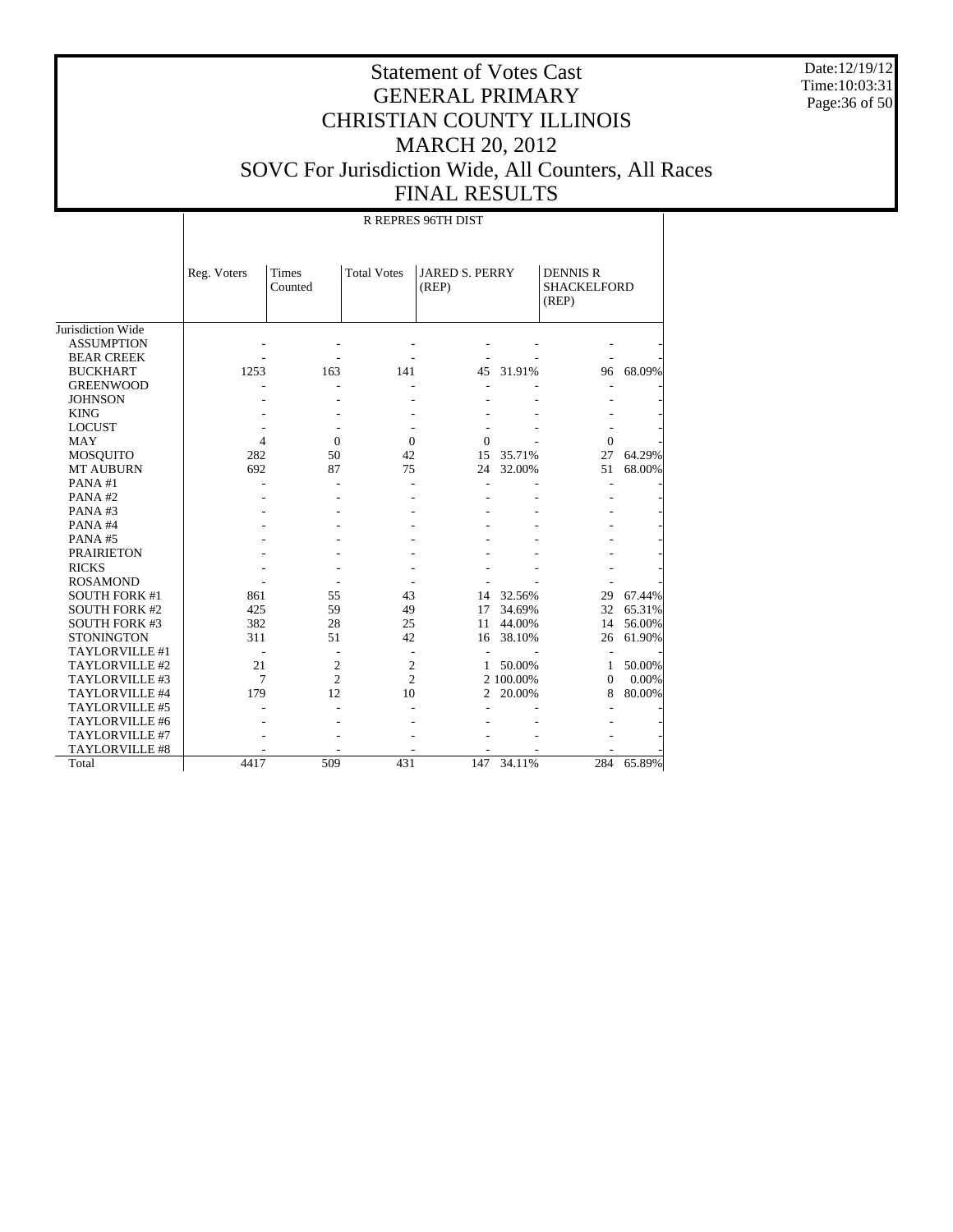# Statement of Votes Cast
# GENERAL PRIMARY
# CHRISTIAN COUNTY ILLINOIS
# MARCH 20, 2012
# SOVC For Jurisdiction Wide, All Counters, All Races
# FINAL RESULTS

Date:12/19/12
Time:10:03:31

| | R REPRES 96TH DIST | | | | | | |
|---|---|---|---|---|---|---|---|
| | Reg. Voters | Times Counted | Total Votes | JARED S. PERRY (REP) | | DENNIS R SHACKELFORD (REP) | |
| Jurisdiction Wide | | | | | | | |
| ASSUMPTION | - | - | - | - | - | - | - |
| BEAR CREEK | - | - | - | - | - | - | - |
| BUCKHART | 1253 | 163 | 141 | 45 | 31.91% | 96 | 68.09% |
| GREENWOOD | - | - | - | - | - | - | - |
| JOHNSON | - | - | - | - | - | - | - |
| KING | - | - | - | - | - | - | - |
| LOCUST | - | - | - | - | - | - | - |
| MAY | 4 | 0 | 0 | 0 | - | 0 | - |
| MOSQUITO | 282 | 50 | 42 | 15 | 35.71% | 27 | 64.29% |
| MT AUBURN | 692 | 87 | 75 | 24 | 32.00% | 51 | 68.00% |
| PANA #1 | - | - | - | - | - | - | - |
| PANA #2 | - | - | - | - | - | - | - |
| PANA #3 | - | - | - | - | - | - | - |
| PANA #4 | - | - | - | - | - | - | - |
| PANA #5 | - | - | - | - | - | - | - |
| PRAIRIETON | - | - | - | - | - | - | - |
| RICKS | - | - | - | - | - | - | - |
| ROSAMOND | - | - | - | - | - | - | - |
| SOUTH FORK #1 | 861 | 55 | 43 | 14 | 32.56% | 29 | 67.44% |
| SOUTH FORK #2 | 425 | 59 | 49 | 17 | 34.69% | 32 | 65.31% |
| SOUTH FORK #3 | 382 | 28 | 25 | 11 | 44.00% | 14 | 56.00% |
| STONINGTON | 311 | 51 | 42 | 16 | 38.10% | 26 | 61.90% |
| TAYLORVILLE #1 | - | - | - | - | - | - | - |
| TAYLORVILLE #2 | 21 | 2 | 2 | 1 | 50.00% | 1 | 50.00% |
| TAYLORVILLE #3 | 7 | 2 | 2 | 2 | 100.00% | 0 | 0.00% |
| TAYLORVILLE #4 | 179 | 12 | 10 | 2 | 20.00% | 8 | 80.00% |
| TAYLORVILLE #5 | - | - | - | - | - | - | - |
| TAYLORVILLE #6 | - | - | - | - | - | - | - |
| TAYLORVILLE #7 | - | - | - | - | - | - | - |
| TAYLORVILLE #8 | - | - | - | - | - | - | - |
| Total | 4417 | 509 | 431 | 147 | 34.11% | 284 | 65.89% |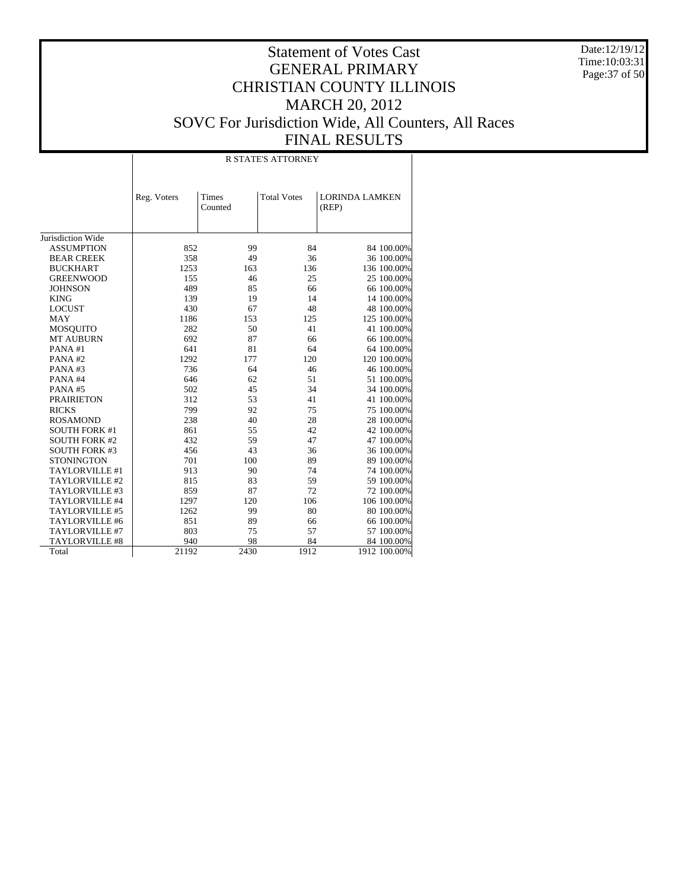# Statement of Votes Cast
## GENERAL PRIMARY
## CHRISTIAN COUNTY ILLINOIS
## MARCH 20, 2012
## SOVC For Jurisdiction Wide, All Counters, All Races
## FINAL RESULTS

Date:12/19/12
Time:10:03:31

| | R STATE'S ATTORNEY | | | | |
|---|---|---|---|---|---|
| | Reg. Voters | Times Counted | Total Votes | LORINDA LAMKEN (REP) | |
| Jurisdiction Wide | | | | | |
| ASSUMPTION | 852 | 99 | 84 | 84 | 100.00% |
| BEAR CREEK | 358 | 49 | 36 | 36 | 100.00% |
| BUCKHART | 1253 | 163 | 136 | 136 | 100.00% |
| GREENWOOD | 155 | 46 | 25 | 25 | 100.00% |
| JOHNSON | 489 | 85 | 66 | 66 | 100.00% |
| KING | 139 | 19 | 14 | 14 | 100.00% |
| LOCUST | 430 | 67 | 48 | 48 | 100.00% |
| MAY | 1186 | 153 | 125 | 125 | 100.00% |
| MOSQUITO | 282 | 50 | 41 | 41 | 100.00% |
| MT AUBURN | 692 | 87 | 66 | 66 | 100.00% |
| PANA #1 | 641 | 81 | 64 | 64 | 100.00% |
| PANA #2 | 1292 | 177 | 120 | 120 | 100.00% |
| PANA #3 | 736 | 64 | 46 | 46 | 100.00% |
| PANA #4 | 646 | 62 | 51 | 51 | 100.00% |
| PANA #5 | 502 | 45 | 34 | 34 | 100.00% |
| PRAIRIETON | 312 | 53 | 41 | 41 | 100.00% |
| RICKS | 799 | 92 | 75 | 75 | 100.00% |
| ROSAMOND | 238 | 40 | 28 | 28 | 100.00% |
| SOUTH FORK #1 | 861 | 55 | 42 | 42 | 100.00% |
| SOUTH FORK #2 | 432 | 59 | 47 | 47 | 100.00% |
| SOUTH FORK #3 | 456 | 43 | 36 | 36 | 100.00% |
| STONINGTON | 701 | 100 | 89 | 89 | 100.00% |
| TAYLORVILLE #1 | 913 | 90 | 74 | 74 | 100.00% |
| TAYLORVILLE #2 | 815 | 83 | 59 | 59 | 100.00% |
| TAYLORVILLE #3 | 859 | 87 | 72 | 72 | 100.00% |
| TAYLORVILLE #4 | 1297 | 120 | 106 | 106 | 100.00% |
| TAYLORVILLE #5 | 1262 | 99 | 80 | 80 | 100.00% |
| TAYLORVILLE #6 | 851 | 89 | 66 | 66 | 100.00% |
| TAYLORVILLE #7 | 803 | 75 | 57 | 57 | 100.00% |
| TAYLORVILLE #8 | 940 | 98 | 84 | 84 | 100.00% |
| Total | 21192 | 2430 | 1912 | 1912 | 100.00% |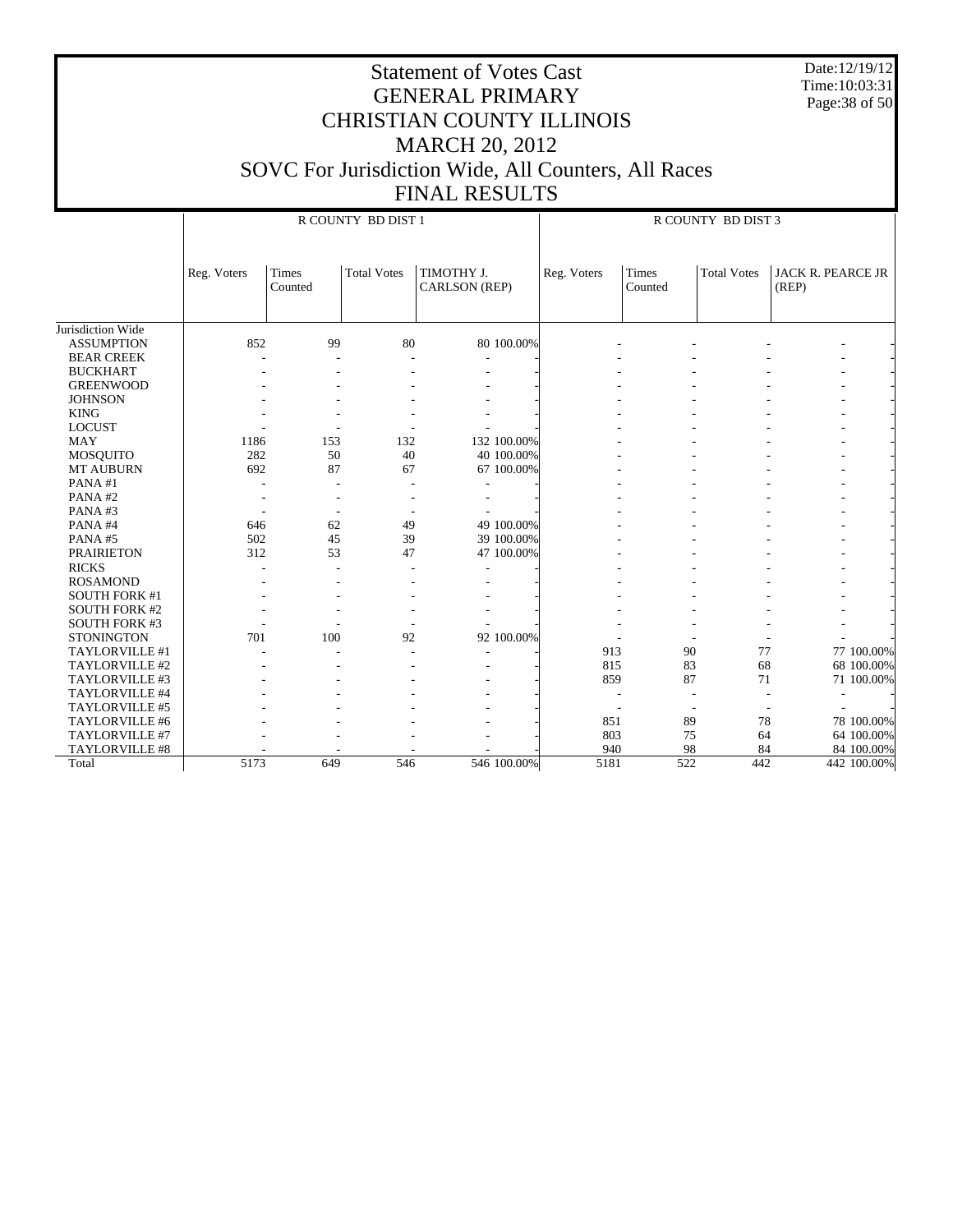# Statement of Votes Cast
## GENERAL PRIMARY
## CHRISTIAN COUNTY ILLINOIS
## MARCH 20, 2012
## SOVC For Jurisdiction Wide, All Counters, All Races
## FINAL RESULTS

Date:12/19/12
Time:10:03:31

| | R COUNTY BD DIST 1 | | | | | R COUNTY BD DIST 3 | | | | |
|---|---|---|---|---|---|---|---|---|---|---|
| | Reg. Voters | Times Counted | Total Votes | TIMOTHY J. CARLSON (REP) | | Reg. Voters | Times Counted | Total Votes | JACK R. PEARCE JR (REP) | |
| Jurisdiction Wide | | | | | | | | | | |
| ASSUMPTION | 852 | 99 | 80 | 80 | 100.00% | - | - | - | - | - |
| BEAR CREEK | - | - | - | - | - | - | - | - | - | - |
| BUCKHART | - | - | - | - | - | - | - | - | - | - |
| GREENWOOD | - | - | - | - | - | - | - | - | - | - |
| JOHNSON | - | - | - | - | - | - | - | - | - | - |
| KING | - | - | - | - | - | - | - | - | - | - |
| LOCUST | - | - | - | - | - | - | - | - | - | - |
| MAY | 1186 | 153 | 132 | 132 | 100.00% | - | - | - | - | - |
| MOSQUITO | 282 | 50 | 40 | 40 | 100.00% | - | - | - | - | - |
| MT AUBURN | 692 | 87 | 67 | 67 | 100.00% | - | - | - | - | - |
| PANA #1 | - | - | - | - | - | - | - | - | - | - |
| PANA #2 | - | - | - | - | - | - | - | - | - | - |
| PANA #3 | - | - | - | - | - | - | - | - | - | - |
| PANA #4 | 646 | 62 | 49 | 49 | 100.00% | - | - | - | - | - |
| PANA #5 | 502 | 45 | 39 | 39 | 100.00% | - | - | - | - | - |
| PRAIRIETON | 312 | 53 | 47 | 47 | 100.00% | - | - | - | - | - |
| RICKS | - | - | - | - | - | - | - | - | - | - |
| ROSAMOND | - | - | - | - | - | - | - | - | - | - |
| SOUTH FORK #1 | - | - | - | - | - | - | - | - | - | - |
| SOUTH FORK #2 | - | - | - | - | - | - | - | - | - | - |
| SOUTH FORK #3 | - | - | - | - | - | - | - | - | - | - |
| STONINGTON | 701 | 100 | 92 | 92 | 100.00% | - | - | - | - | - |
| TAYLORVILLE #1 | - | - | - | - | - | 913 | 90 | 77 | 77 | 100.00% |
| TAYLORVILLE #2 | - | - | - | - | - | 815 | 83 | 68 | 68 | 100.00% |
| TAYLORVILLE #3 | - | - | - | - | - | 859 | 87 | 71 | 71 | 100.00% |
| TAYLORVILLE #4 | - | - | - | - | - | - | - | - | - | - |
| TAYLORVILLE #5 | - | - | - | - | - | - | - | - | - | - |
| TAYLORVILLE #6 | - | - | - | - | - | 851 | 89 | 78 | 78 | 100.00% |
| TAYLORVILLE #7 | - | - | - | - | - | 803 | 75 | 64 | 64 | 100.00% |
| TAYLORVILLE #8 | - | - | - | - | - | 940 | 98 | 84 | 84 | 100.00% |
| Total | 5173 | 649 | 546 | 546 | 100.00% | 5181 | 522 | 442 | 442 | 100.00% |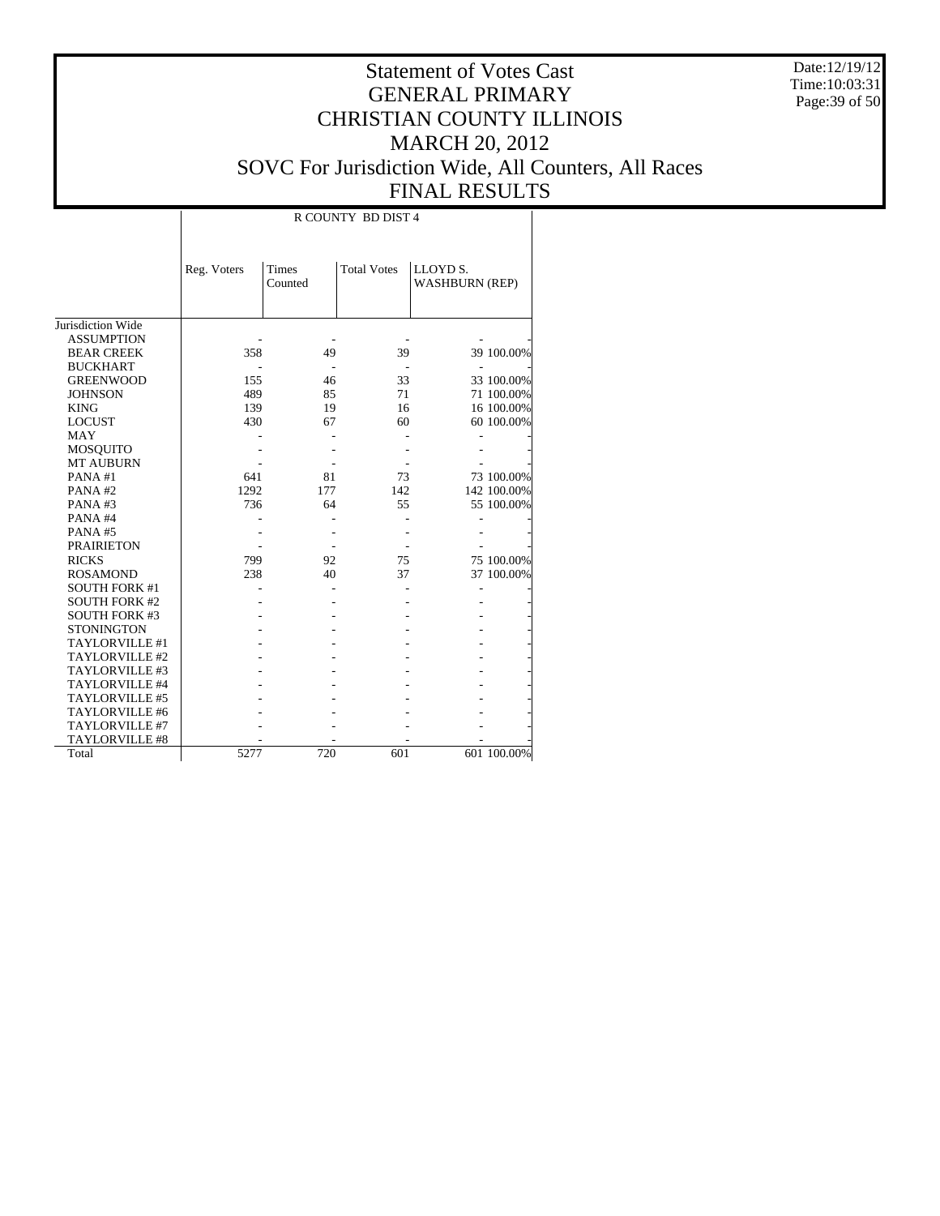# Statement of Votes Cast
# GENERAL PRIMARY
# CHRISTIAN COUNTY ILLINOIS
# MARCH 20, 2012
# SOVC For Jurisdiction Wide, All Counters, All Races
# FINAL RESULTS

Date:12/19/12
Time:10:03:31

| | R COUNTY BD DIST 4 | | | | |
|---|---|---|---|---|---|
| | Reg. Voters | Times Counted | Total Votes | LLOYD S. WASHBURN (REP) | |
| Jurisdiction Wide | | | | | |
| ASSUMPTION | - | - | - | - | - |
| BEAR CREEK | 358 | 49 | 39 | 39 | 100.00% |
| BUCKHART | - | - | - | - | - |
| GREENWOOD | 155 | 46 | 33 | 33 | 100.00% |
| JOHNSON | 489 | 85 | 71 | 71 | 100.00% |
| KING | 139 | 19 | 16 | 16 | 100.00% |
| LOCUST | 430 | 67 | 60 | 60 | 100.00% |
| MAY | - | - | - | - | - |
| MOSQUITO | - | - | - | - | - |
| MT AUBURN | - | - | - | - | - |
| PANA #1 | 641 | 81 | 73 | 73 | 100.00% |
| PANA #2 | 1292 | 177 | 142 | 142 | 100.00% |
| PANA #3 | 736 | 64 | 55 | 55 | 100.00% |
| PANA #4 | - | - | - | - | - |
| PANA #5 | - | - | - | - | - |
| PRAIRIETON | - | - | - | - | - |
| RICKS | 799 | 92 | 75 | 75 | 100.00% |
| ROSAMOND | 238 | 40 | 37 | 37 | 100.00% |
| SOUTH FORK #1 | - | - | - | - | - |
| SOUTH FORK #2 | - | - | - | - | - |
| SOUTH FORK #3 | - | - | - | - | - |
| STONINGTON | - | - | - | - | - |
| TAYLORVILLE #1 | - | - | - | - | - |
| TAYLORVILLE #2 | - | - | - | - | - |
| TAYLORVILLE #3 | - | - | - | - | - |
| TAYLORVILLE #4 | - | - | - | - | - |
| TAYLORVILLE #5 | - | - | - | - | - |
| TAYLORVILLE #6 | - | - | - | - | - |
| TAYLORVILLE #7 | - | - | - | - | - |
| TAYLORVILLE #8 | - | - | - | - | - |
| Total | 5277 | 720 | 601 | 601 | 100.00% |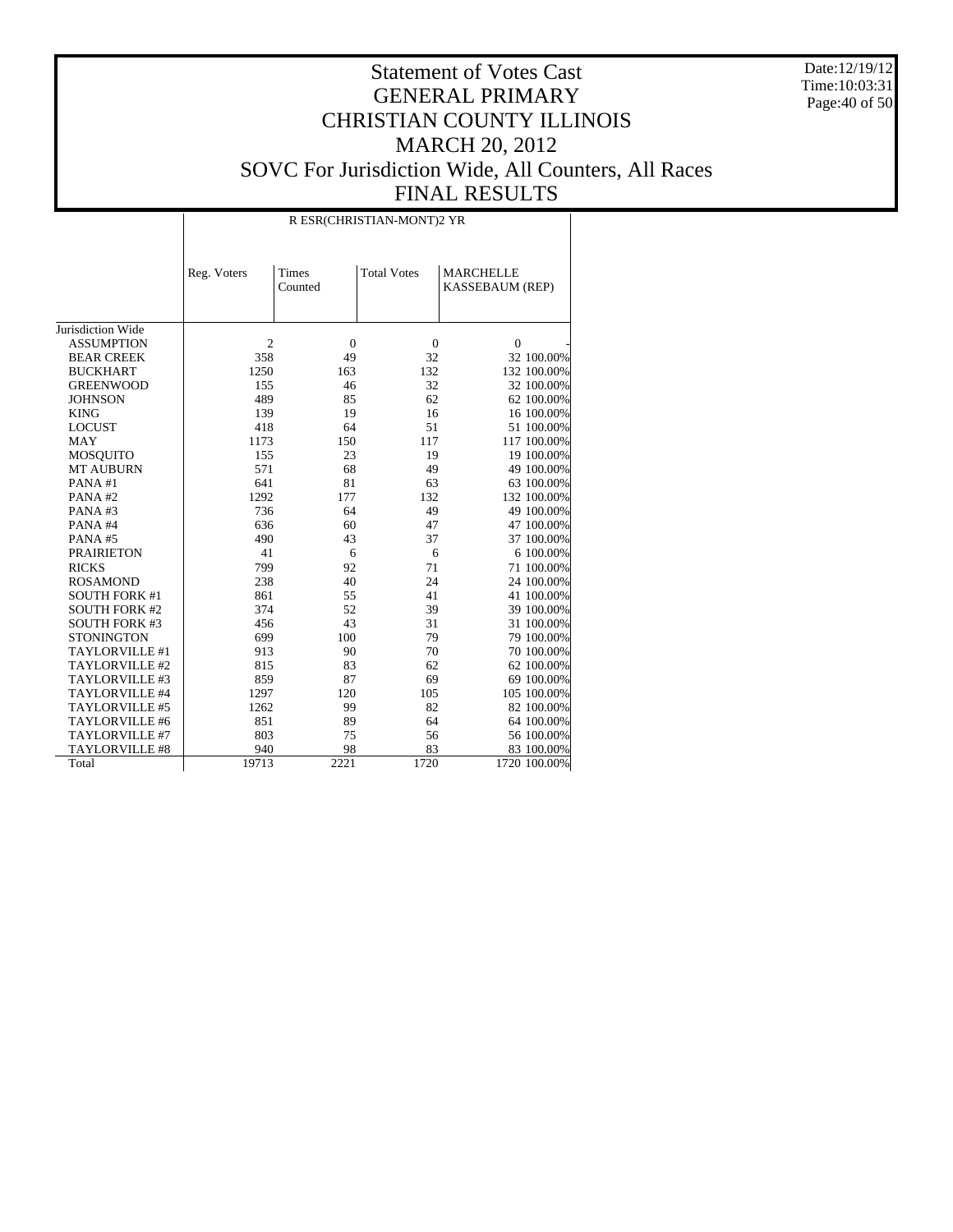# Statement of Votes Cast
## GENERAL PRIMARY
## CHRISTIAN COUNTY ILLINOIS
## MARCH 20, 2012
## SOVC For Jurisdiction Wide, All Counters, All Races
## FINAL RESULTS

Date:12/19/12
Time:10:03:31

| | R ESR(CHRISTIAN-MONT)2 YR | | | | |
|---|---|---|---|---|---|
| | Reg. Voters | Times Counted | Total Votes | MARCHELLE KASSEBAUM (REP) | |
| Jurisdiction Wide | | | | | |
| ASSUMPTION | 2 | 0 | 0 | 0 | - |
| BEAR CREEK | 358 | 49 | 32 | 32 | 100.00% |
| BUCKHART | 1250 | 163 | 132 | 132 | 100.00% |
| GREENWOOD | 155 | 46 | 32 | 32 | 100.00% |
| JOHNSON | 489 | 85 | 62 | 62 | 100.00% |
| KING | 139 | 19 | 16 | 16 | 100.00% |
| LOCUST | 418 | 64 | 51 | 51 | 100.00% |
| MAY | 1173 | 150 | 117 | 117 | 100.00% |
| MOSQUITO | 155 | 23 | 19 | 19 | 100.00% |
| MT AUBURN | 571 | 68 | 49 | 49 | 100.00% |
| PANA #1 | 641 | 81 | 63 | 63 | 100.00% |
| PANA #2 | 1292 | 177 | 132 | 132 | 100.00% |
| PANA #3 | 736 | 64 | 49 | 49 | 100.00% |
| PANA #4 | 636 | 60 | 47 | 47 | 100.00% |
| PANA #5 | 490 | 43 | 37 | 37 | 100.00% |
| PRAIRIETON | 41 | 6 | 6 | 6 | 100.00% |
| RICKS | 799 | 92 | 71 | 71 | 100.00% |
| ROSAMOND | 238 | 40 | 24 | 24 | 100.00% |
| SOUTH FORK #1 | 861 | 55 | 41 | 41 | 100.00% |
| SOUTH FORK #2 | 374 | 52 | 39 | 39 | 100.00% |
| SOUTH FORK #3 | 456 | 43 | 31 | 31 | 100.00% |
| STONINGTON | 699 | 100 | 79 | 79 | 100.00% |
| TAYLORVILLE #1 | 913 | 90 | 70 | 70 | 100.00% |
| TAYLORVILLE #2 | 815 | 83 | 62 | 62 | 100.00% |
| TAYLORVILLE #3 | 859 | 87 | 69 | 69 | 100.00% |
| TAYLORVILLE #4 | 1297 | 120 | 105 | 105 | 100.00% |
| TAYLORVILLE #5 | 1262 | 99 | 82 | 82 | 100.00% |
| TAYLORVILLE #6 | 851 | 89 | 64 | 64 | 100.00% |
| TAYLORVILLE #7 | 803 | 75 | 56 | 56 | 100.00% |
| TAYLORVILLE #8 | 940 | 98 | 83 | 83 | 100.00% |
| Total | 19713 | 2221 | 1720 | 1720 | 100.00% |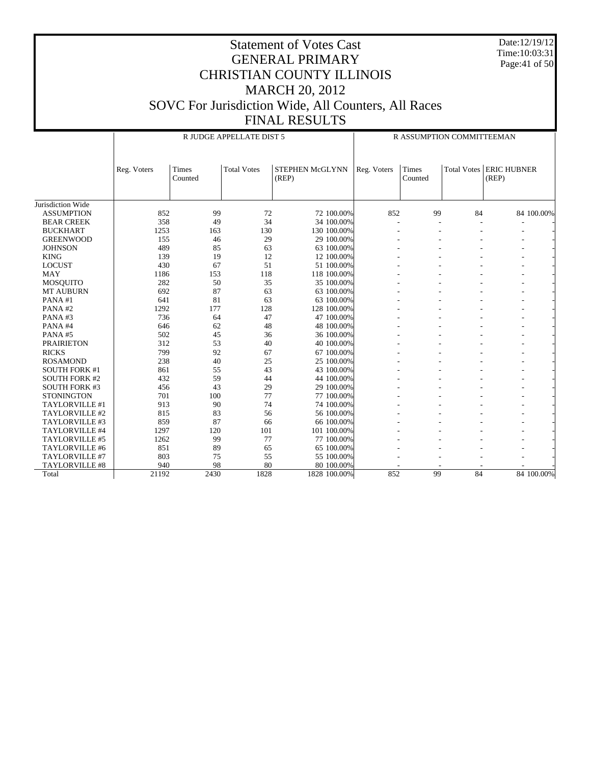# Statement of Votes Cast
# GENERAL PRIMARY
# CHRISTIAN COUNTY ILLINOIS
# MARCH 20, 2012
# SOVC For Jurisdiction Wide, All Counters, All Races
# FINAL RESULTS

Date:12/19/12
Time:10:03:31

| | R JUDGE APPELLATE DIST 5 | | | | | R ASSUMPTION COMMITTEEMAN | | | | |
|---|---|---|---|---|---|---|---|---|---|---|
| | Reg. Voters | Times Counted | Total Votes | STEPHEN McGLYNN (REP) | | Reg. Voters | Times Counted | Total Votes | ERIC HUBNER (REP) | |
| Jurisdiction Wide | | | | | | | | | | |
| ASSUMPTION | 852 | 99 | 72 | 72 | 100.00% | 852 | 99 | 84 | 84 | 100.00% |
| BEAR CREEK | 358 | 49 | 34 | 34 | 100.00% | - | - | - | - | - |
| BUCKHART | 1253 | 163 | 130 | 130 | 100.00% | - | - | - | - | - |
| GREENWOOD | 155 | 46 | 29 | 29 | 100.00% | - | - | - | - | - |
| JOHNSON | 489 | 85 | 63 | 63 | 100.00% | - | - | - | - | - |
| KING | 139 | 19 | 12 | 12 | 100.00% | - | - | - | - | - |
| LOCUST | 430 | 67 | 51 | 51 | 100.00% | - | - | - | - | - |
| MAY | 1186 | 153 | 118 | 118 | 100.00% | - | - | - | - | - |
| MOSQUITO | 282 | 50 | 35 | 35 | 100.00% | - | - | - | - | - |
| MT AUBURN | 692 | 87 | 63 | 63 | 100.00% | - | - | - | - | - |
| PANA #1 | 641 | 81 | 63 | 63 | 100.00% | - | - | - | - | - |
| PANA #2 | 1292 | 177 | 128 | 128 | 100.00% | - | - | - | - | - |
| PANA #3 | 736 | 64 | 47 | 47 | 100.00% | - | - | - | - | - |
| PANA #4 | 646 | 62 | 48 | 48 | 100.00% | - | - | - | - | - |
| PANA #5 | 502 | 45 | 36 | 36 | 100.00% | - | - | - | - | - |
| PRAIRIETON | 312 | 53 | 40 | 40 | 100.00% | - | - | - | - | - |
| RICKS | 799 | 92 | 67 | 67 | 100.00% | - | - | - | - | - |
| ROSAMOND | 238 | 40 | 25 | 25 | 100.00% | - | - | - | - | - |
| SOUTH FORK #1 | 861 | 55 | 43 | 43 | 100.00% | - | - | - | - | - |
| SOUTH FORK #2 | 432 | 59 | 44 | 44 | 100.00% | - | - | - | - | - |
| SOUTH FORK #3 | 456 | 43 | 29 | 29 | 100.00% | - | - | - | - | - |
| STONINGTON | 701 | 100 | 77 | 77 | 100.00% | - | - | - | - | - |
| TAYLORVILLE #1 | 913 | 90 | 74 | 74 | 100.00% | - | - | - | - | - |
| TAYLORVILLE #2 | 815 | 83 | 56 | 56 | 100.00% | - | - | - | - | - |
| TAYLORVILLE #3 | 859 | 87 | 66 | 66 | 100.00% | - | - | - | - | - |
| TAYLORVILLE #4 | 1297 | 120 | 101 | 101 | 100.00% | - | - | - | - | - |
| TAYLORVILLE #5 | 1262 | 99 | 77 | 77 | 100.00% | - | - | - | - | - |
| TAYLORVILLE #6 | 851 | 89 | 65 | 65 | 100.00% | - | - | - | - | - |
| TAYLORVILLE #7 | 803 | 75 | 55 | 55 | 100.00% | - | - | - | - | - |
| TAYLORVILLE #8 | 940 | 98 | 80 | 80 | 100.00% | - | - | - | - | - |
| Total | 21192 | 2430 | 1828 | 1828 | 100.00% | 852 | 99 | 84 | 84 | 100.00% |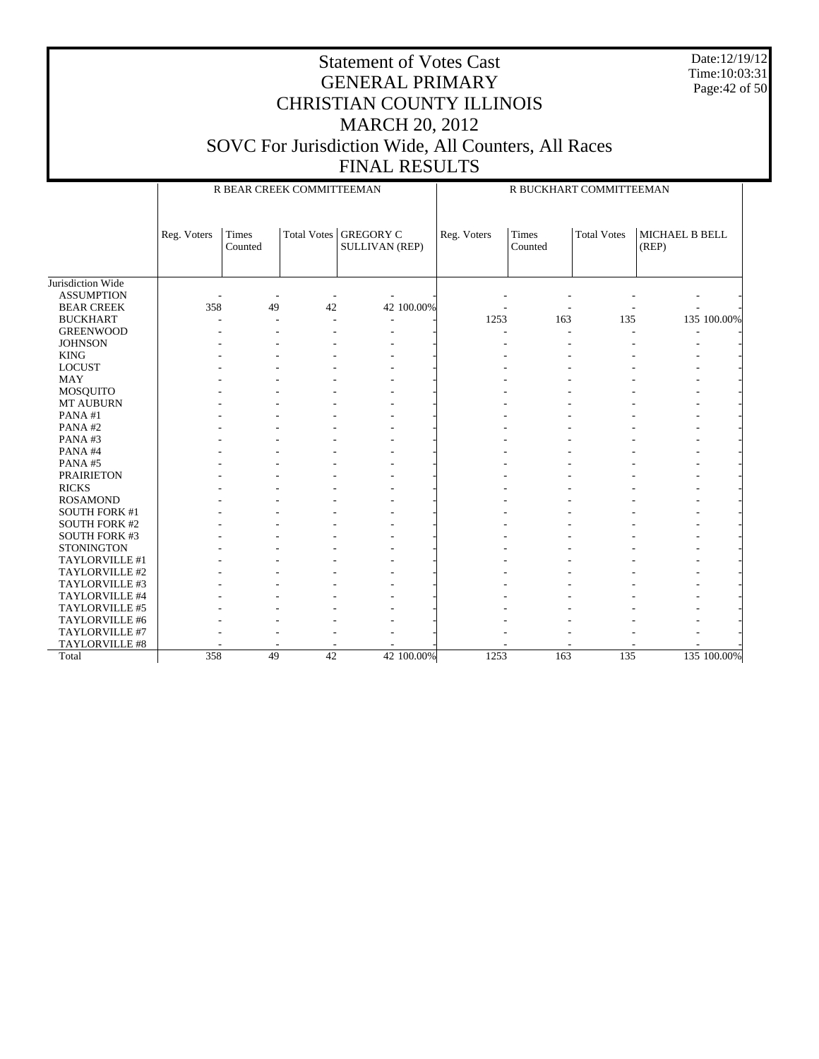# Statement of Votes Cast
# GENERAL PRIMARY
# CHRISTIAN COUNTY ILLINOIS
# MARCH 20, 2012
# SOVC For Jurisdiction Wide, All Counters, All Races
# FINAL RESULTS

Date:12/19/12
Time:10:03:31

| | R BEAR CREEK COMMITTEEMAN | | | | | R BUCKHART COMMITTEEMAN | | | | |
|---|---|---|---|---|---|---|---|---|---|---|
| | Reg. Voters | Times Counted | Total Votes | GREGORY C SULLIVAN (REP) | | Reg. Voters | Times Counted | Total Votes | MICHAEL B BELL (REP) | |
| Jurisdiction Wide | | | | | | | | | | |
| ASSUMPTION | - | - | - | - | - | - | - | - | - | - |
| BEAR CREEK | 358 | 49 | 42 | 42 | 100.00% | - | - | - | - | - |
| BUCKHART | - | - | - | - | - | 1253 | 163 | 135 | 135 | 100.00% |
| GREENWOOD | - | - | - | - | - | - | - | - | - | - |
| JOHNSON | - | - | - | - | - | - | - | - | - | - |
| KING | - | - | - | - | - | - | - | - | - | - |
| LOCUST | - | - | - | - | - | - | - | - | - | - |
| MAY | - | - | - | - | - | - | - | - | - | - |
| MOSQUITO | - | - | - | - | - | - | - | - | - | - |
| MT AUBURN | - | - | - | - | - | - | - | - | - | - |
| PANA #1 | - | - | - | - | - | - | - | - | - | - |
| PANA #2 | - | - | - | - | - | - | - | - | - | - |
| PANA #3 | - | - | - | - | - | - | - | - | - | - |
| PANA #4 | - | - | - | - | - | - | - | - | - | - |
| PANA #5 | - | - | - | - | - | - | - | - | - | - |
| PRAIRIETON | - | - | - | - | - | - | - | - | - | - |
| RICKS | - | - | - | - | - | - | - | - | - | - |
| ROSAMOND | - | - | - | - | - | - | - | - | - | - |
| SOUTH FORK #1 | - | - | - | - | - | - | - | - | - | - |
| SOUTH FORK #2 | - | - | - | - | - | - | - | - | - | - |
| SOUTH FORK #3 | - | - | - | - | - | - | - | - | - | - |
| STONINGTON | - | - | - | - | - | - | - | - | - | - |
| TAYLORVILLE #1 | - | - | - | - | - | - | - | - | - | - |
| TAYLORVILLE #2 | - | - | - | - | - | - | - | - | - | - |
| TAYLORVILLE #3 | - | - | - | - | - | - | - | - | - | - |
| TAYLORVILLE #4 | - | - | - | - | - | - | - | - | - | - |
| TAYLORVILLE #5 | - | - | - | - | - | - | - | - | - | - |
| TAYLORVILLE #6 | - | - | - | - | - | - | - | - | - | - |
| TAYLORVILLE #7 | - | - | - | - | - | - | - | - | - | - |
| TAYLORVILLE #8 | - | - | - | - | - | - | - | - | - | - |
| Total | 358 | 49 | 42 | 42 | 100.00% | 1253 | 163 | 135 | 135 | 100.00% |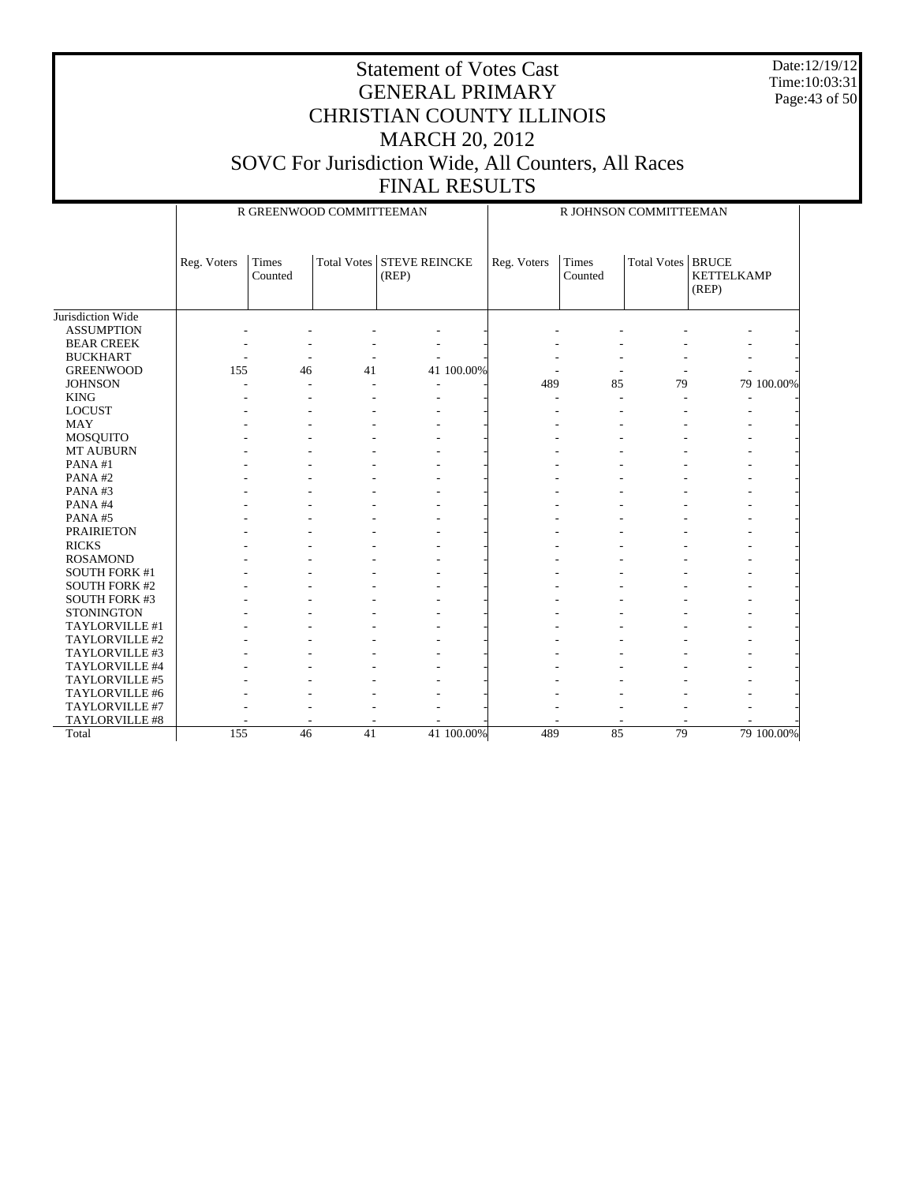# Statement of Votes Cast
## GENERAL PRIMARY
## CHRISTIAN COUNTY ILLINOIS
## MARCH 20, 2012
## SOVC For Jurisdiction Wide, All Counters, All Races
## FINAL RESULTS

Date:12/19/12
Time:10:03:31

| | R GREENWOOD COMMITTEEMAN | | | | | R JOHNSON COMMITTEEMAN | | | | |
|---|---|---|---|---|---|---|---|---|---|---|
| | Reg. Voters | Times Counted | Total Votes | STEVE REINCKE (REP) | | Reg. Voters | Times Counted | Total Votes | BRUCE KETTELKAMP (REP) | |
| Jurisdiction Wide | | | | | | | | | | |
| ASSUMPTION | - | - | - | - | - | - | - | - | - | - |
| BEAR CREEK | - | - | - | - | - | - | - | - | - | - |
| BUCKHART | - | - | - | - | - | - | - | - | - | - |
| GREENWOOD | 155 | 46 | 41 | 41 | 100.00% | - | - | - | - | - |
| JOHNSON | - | - | - | - | - | 489 | 85 | 79 | 79 | 100.00% |
| KING | - | - | - | - | - | - | - | - | - | - |
| LOCUST | - | - | - | - | - | - | - | - | - | - |
| MAY | - | - | - | - | - | - | - | - | - | - |
| MOSQUITO | - | - | - | - | - | - | - | - | - | - |
| MT AUBURN | - | - | - | - | - | - | - | - | - | - |
| PANA #1 | - | - | - | - | - | - | - | - | - | - |
| PANA #2 | - | - | - | - | - | - | - | - | - | - |
| PANA #3 | - | - | - | - | - | - | - | - | - | - |
| PANA #4 | - | - | - | - | - | - | - | - | - | - |
| PANA #5 | - | - | - | - | - | - | - | - | - | - |
| PRAIRIETON | - | - | - | - | - | - | - | - | - | - |
| RICKS | - | - | - | - | - | - | - | - | - | - |
| ROSAMOND | - | - | - | - | - | - | - | - | - | - |
| SOUTH FORK #1 | - | - | - | - | - | - | - | - | - | - |
| SOUTH FORK #2 | - | - | - | - | - | - | - | - | - | - |
| SOUTH FORK #3 | - | - | - | - | - | - | - | - | - | - |
| STONINGTON | - | - | - | - | - | - | - | - | - | - |
| TAYLORVILLE #1 | - | - | - | - | - | - | - | - | - | - |
| TAYLORVILLE #2 | - | - | - | - | - | - | - | - | - | - |
| TAYLORVILLE #3 | - | - | - | - | - | - | - | - | - | - |
| TAYLORVILLE #4 | - | - | - | - | - | - | - | - | - | - |
| TAYLORVILLE #5 | - | - | - | - | - | - | - | - | - | - |
| TAYLORVILLE #6 | - | - | - | - | - | - | - | - | - | - |
| TAYLORVILLE #7 | - | - | - | - | - | - | - | - | - | - |
| TAYLORVILLE #8 | - | - | - | - | - | - | - | - | - | - |
| Total | 155 | 46 | 41 | 41 | 100.00% | 489 | 85 | 79 | 79 | 100.00% |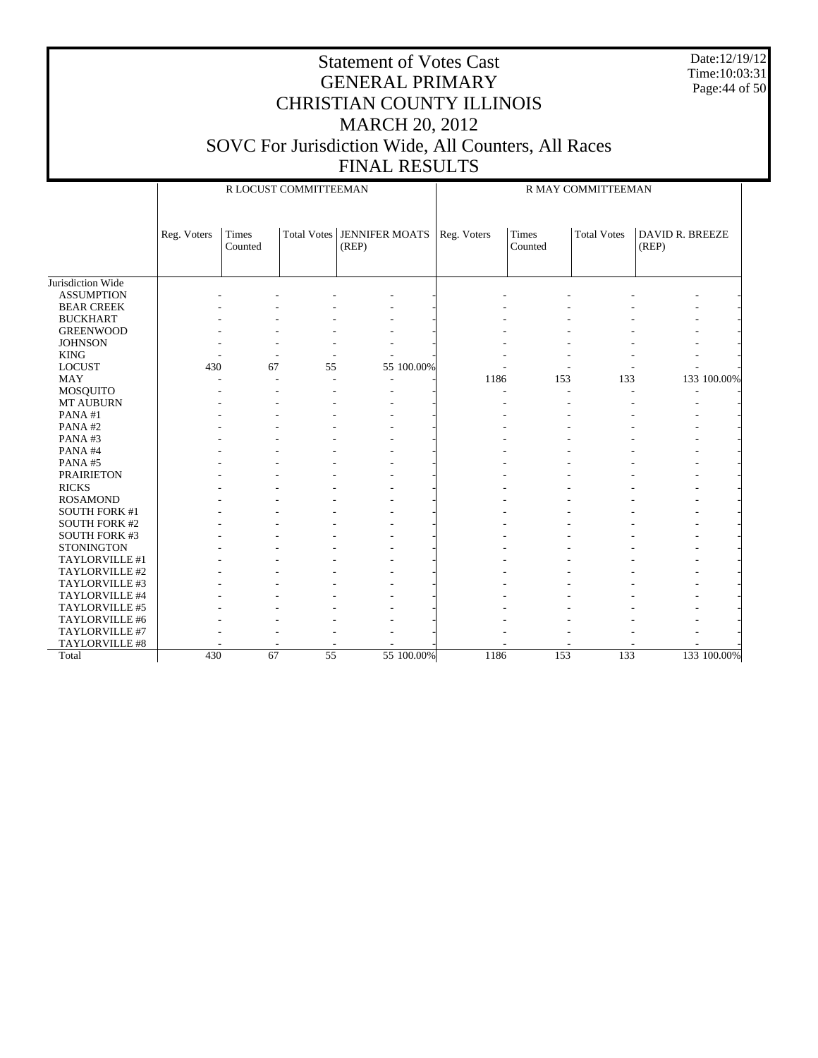# Statement of Votes Cast
## GENERAL PRIMARY
## CHRISTIAN COUNTY ILLINOIS
## MARCH 20, 2012
## SOVC For Jurisdiction Wide, All Counters, All Races
## FINAL RESULTS

Date:12/19/12
Time:10:03:31

| | R LOCUST COMMITTEEMAN | | | | | R MAY COMMITTEEMAN | | | | |
|---|---|---|---|---|---|---|---|---|---|---|
| | Reg. Voters | Times Counted | Total Votes | JENNIFER MOATS (REP) | | Reg. Voters | Times Counted | Total Votes | DAVID R. BREEZE (REP) | |
| Jurisdiction Wide | | | | | | | | | | |
| ASSUMPTION | - | - | - | - | - | - | - | - | - | - |
| BEAR CREEK | - | - | - | - | - | - | - | - | - | - |
| BUCKHART | - | - | - | - | - | - | - | - | - | - |
| GREENWOOD | - | - | - | - | - | - | - | - | - | - |
| JOHNSON | - | - | - | - | - | - | - | - | - | - |
| KING | - | - | - | - | - | - | - | - | - | - |
| LOCUST | 430 | 67 | 55 | 55 | 100.00% | - | - | - | - | - |
| MAY | - | - | - | - | - | 1186 | 153 | 133 | 133 | 100.00% |
| MOSQUITO | - | - | - | - | - | - | - | - | - | - |
| MT AUBURN | - | - | - | - | - | - | - | - | - | - |
| PANA #1 | - | - | - | - | - | - | - | - | - | - |
| PANA #2 | - | - | - | - | - | - | - | - | - | - |
| PANA #3 | - | - | - | - | - | - | - | - | - | - |
| PANA #4 | - | - | - | - | - | - | - | - | - | - |
| PANA #5 | - | - | - | - | - | - | - | - | - | - |
| PRAIRIETON | - | - | - | - | - | - | - | - | - | - |
| RICKS | - | - | - | - | - | - | - | - | - | - |
| ROSAMOND | - | - | - | - | - | - | - | - | - | - |
| SOUTH FORK #1 | - | - | - | - | - | - | - | - | - | - |
| SOUTH FORK #2 | - | - | - | - | - | - | - | - | - | - |
| SOUTH FORK #3 | - | - | - | - | - | - | - | - | - | - |
| STONINGTON | - | - | - | - | - | - | - | - | - | - |
| TAYLORVILLE #1 | - | - | - | - | - | - | - | - | - | - |
| TAYLORVILLE #2 | - | - | - | - | - | - | - | - | - | - |
| TAYLORVILLE #3 | - | - | - | - | - | - | - | - | - | - |
| TAYLORVILLE #4 | - | - | - | - | - | - | - | - | - | - |
| TAYLORVILLE #5 | - | - | - | - | - | - | - | - | - | - |
| TAYLORVILLE #6 | - | - | - | - | - | - | - | - | - | - |
| TAYLORVILLE #7 | - | - | - | - | - | - | - | - | - | - |
| TAYLORVILLE #8 | - | - | - | - | - | - | - | - | - | - |
| Total | 430 | 67 | 55 | 55 | 100.00% | 1186 | 153 | 133 | 133 | 100.00% |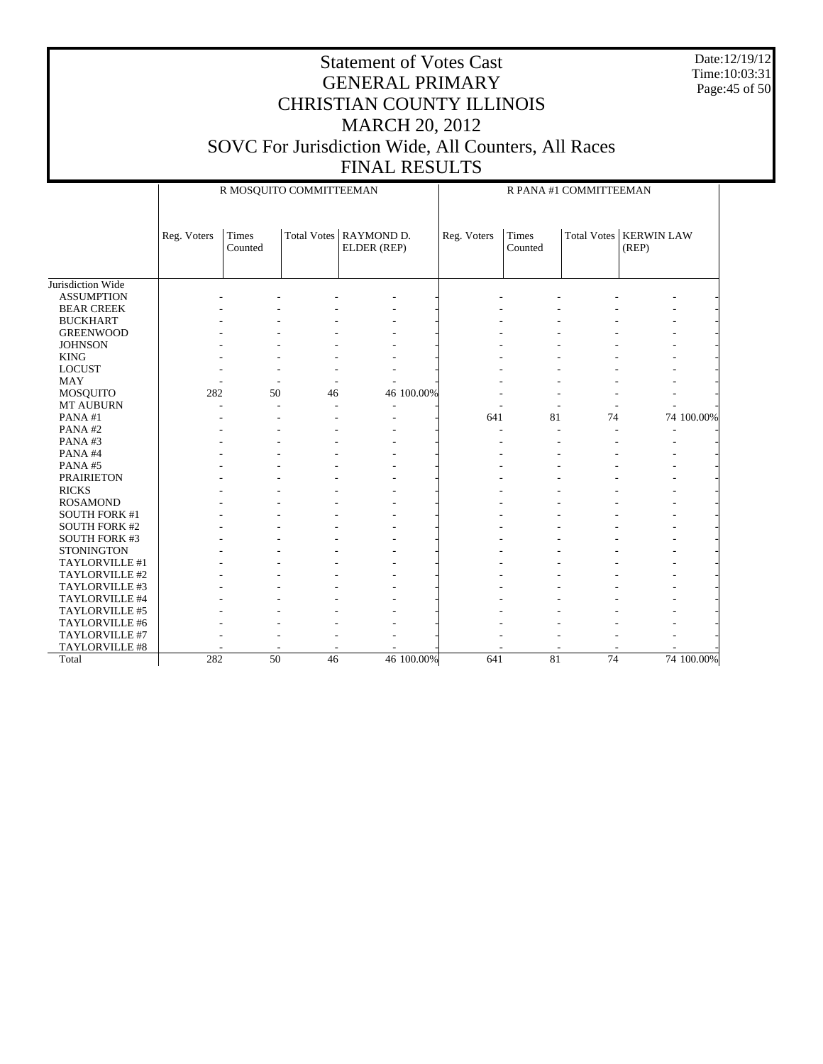# Statement of Votes Cast
## GENERAL PRIMARY
## CHRISTIAN COUNTY ILLINOIS
## MARCH 20, 2012
## SOVC For Jurisdiction Wide, All Counters, All Races
## FINAL RESULTS

Date:12/19/12
Time:10:03:31

| | R MOSQUITO COMMITTEEMAN | | | | | R PANA #1 COMMITTEEMAN | | | | |
|---|---|---|---|---|---|---|---|---|---|---|
| | Reg. Voters | Times Counted | Total Votes | RAYMOND D. ELDER (REP) | | Reg. Voters | Times Counted | Total Votes | KERWIN LAW (REP) | |
| Jurisdiction Wide | | | | | | | | | | |
| ASSUMPTION | - | - | - | - | - | - | - | - | - | - |
| BEAR CREEK | - | - | - | - | - | - | - | - | - | - |
| BUCKHART | - | - | - | - | - | - | - | - | - | - |
| GREENWOOD | - | - | - | - | - | - | - | - | - | - |
| JOHNSON | - | - | - | - | - | - | - | - | - | - |
| KING | - | - | - | - | - | - | - | - | - | - |
| LOCUST | - | - | - | - | - | - | - | - | - | - |
| MAY | - | - | - | - | - | - | - | - | - | - |
| MOSQUITO | 282 | 50 | 46 | 46 | 100.00% | - | - | - | - | - |
| MT AUBURN | - | - | - | - | - | - | - | - | - | - |
| PANA #1 | - | - | - | - | - | 641 | 81 | 74 | 74 | 100.00% |
| PANA #2 | - | - | - | - | - | - | - | - | - | - |
| PANA #3 | - | - | - | - | - | - | - | - | - | - |
| PANA #4 | - | - | - | - | - | - | - | - | - | - |
| PANA #5 | - | - | - | - | - | - | - | - | - | - |
| PRAIRIETON | - | - | - | - | - | - | - | - | - | - |
| RICKS | - | - | - | - | - | - | - | - | - | - |
| ROSAMOND | - | - | - | - | - | - | - | - | - | - |
| SOUTH FORK #1 | - | - | - | - | - | - | - | - | - | - |
| SOUTH FORK #2 | - | - | - | - | - | - | - | - | - | - |
| SOUTH FORK #3 | - | - | - | - | - | - | - | - | - | - |
| STONINGTON | - | - | - | - | - | - | - | - | - | - |
| TAYLORVILLE #1 | - | - | - | - | - | - | - | - | - | - |
| TAYLORVILLE #2 | - | - | - | - | - | - | - | - | - | - |
| TAYLORVILLE #3 | - | - | - | - | - | - | - | - | - | - |
| TAYLORVILLE #4 | - | - | - | - | - | - | - | - | - | - |
| TAYLORVILLE #5 | - | - | - | - | - | - | - | - | - | - |
| TAYLORVILLE #6 | - | - | - | - | - | - | - | - | - | - |
| TAYLORVILLE #7 | - | - | - | - | - | - | - | - | - | - |
| TAYLORVILLE #8 | - | - | - | - | - | - | - | - | - | - |
| Total | 282 | 50 | 46 | 46 | 100.00% | 641 | 81 | 74 | 74 | 100.00% |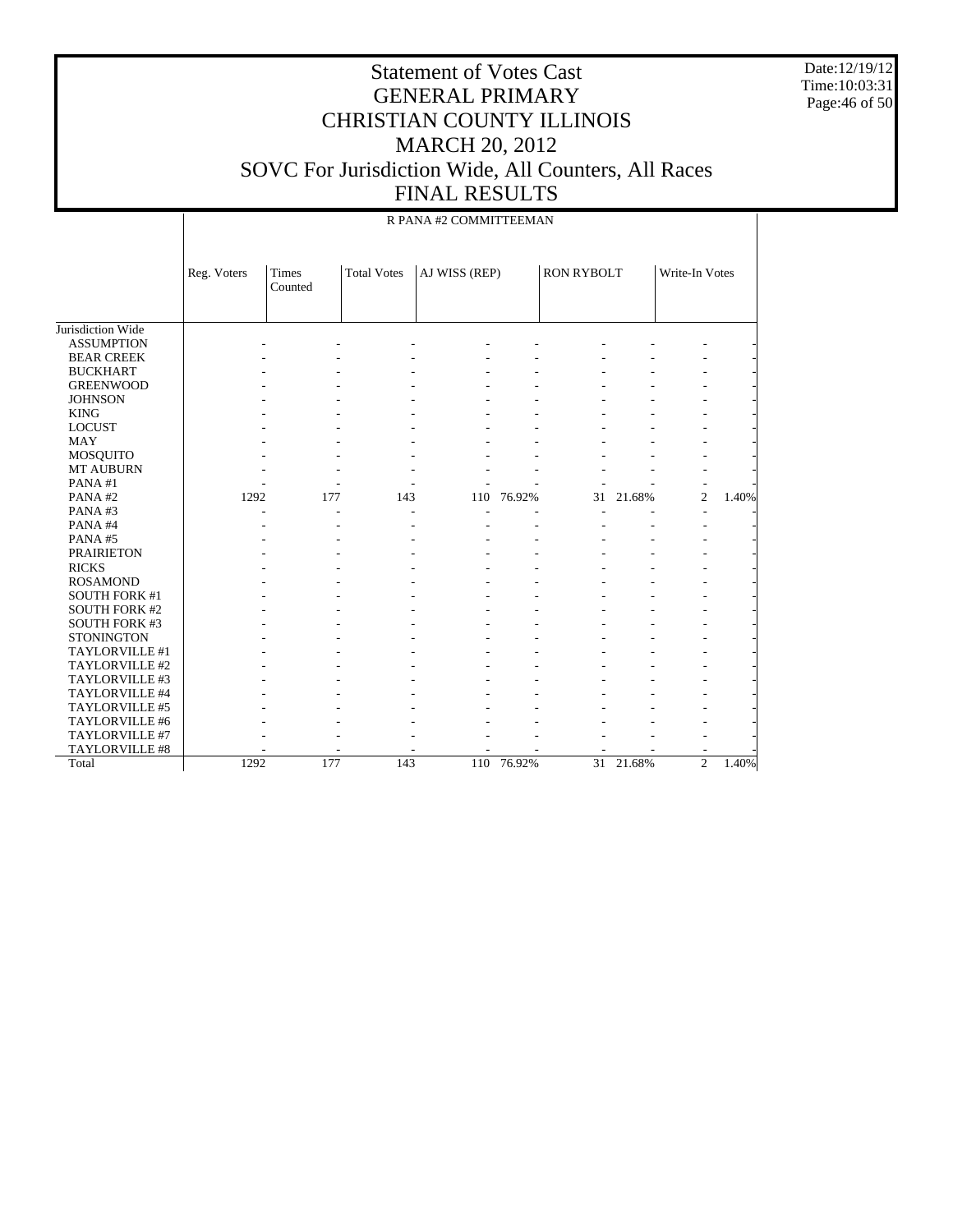# Statement of Votes Cast
# GENERAL PRIMARY
# CHRISTIAN COUNTY ILLINOIS
# MARCH 20, 2012
# SOVC For Jurisdiction Wide, All Counters, All Races
# FINAL RESULTS

Date:12/19/12
Time:10:03:31

R PANA #2 COMMITTEEMAN

| | Reg. Voters | Times Counted | Total Votes | AJ WISS (REP) | | RON RYBOLT | | Write-In Votes | |
|---|---|---|---|---|---|---|---|---|---|
| Jurisdiction Wide | | | | | | | | | |
| ASSUMPTION | - | - | - | - | - | - | - | - | - |
| BEAR CREEK | - | - | - | - | - | - | - | - | - |
| BUCKHART | - | - | - | - | - | - | - | - | - |
| GREENWOOD | - | - | - | - | - | - | - | - | - |
| JOHNSON | - | - | - | - | - | - | - | - | - |
| KING | - | - | - | - | - | - | - | - | - |
| LOCUST | - | - | - | - | - | - | - | - | - |
| MAY | - | - | - | - | - | - | - | - | - |
| MOSQUITO | - | - | - | - | - | - | - | - | - |
| MT AUBURN | - | - | - | - | - | - | - | - | - |
| PANA #1 | - | - | - | - | - | - | - | - | - |
| PANA #2 | 1292 | 177 | 143 | 110 | 76.92% | 31 | 21.68% | 2 | 1.40% |
| PANA #3 | - | - | - | - | - | - | - | - | - |
| PANA #4 | - | - | - | - | - | - | - | - | - |
| PANA #5 | - | - | - | - | - | - | - | - | - |
| PRAIRIETON | - | - | - | - | - | - | - | - | - |
| RICKS | - | - | - | - | - | - | - | - | - |
| ROSAMOND | - | - | - | - | - | - | - | - | - |
| SOUTH FORK #1 | - | - | - | - | - | - | - | - | - |
| SOUTH FORK #2 | - | - | - | - | - | - | - | - | - |
| SOUTH FORK #3 | - | - | - | - | - | - | - | - | - |
| STONINGTON | - | - | - | - | - | - | - | - | - |
| TAYLORVILLE #1 | - | - | - | - | - | - | - | - | - |
| TAYLORVILLE #2 | - | - | - | - | - | - | - | - | - |
| TAYLORVILLE #3 | - | - | - | - | - | - | - | - | - |
| TAYLORVILLE #4 | - | - | - | - | - | - | - | - | - |
| TAYLORVILLE #5 | - | - | - | - | - | - | - | - | - |
| TAYLORVILLE #6 | - | - | - | - | - | - | - | - | - |
| TAYLORVILLE #7 | - | - | - | - | - | - | - | - | - |
| TAYLORVILLE #8 | - | - | - | - | - | - | - | - | - |
| Total | 1292 | 177 | 143 | 110 | 76.92% | 31 | 21.68% | 2 | 1.40% |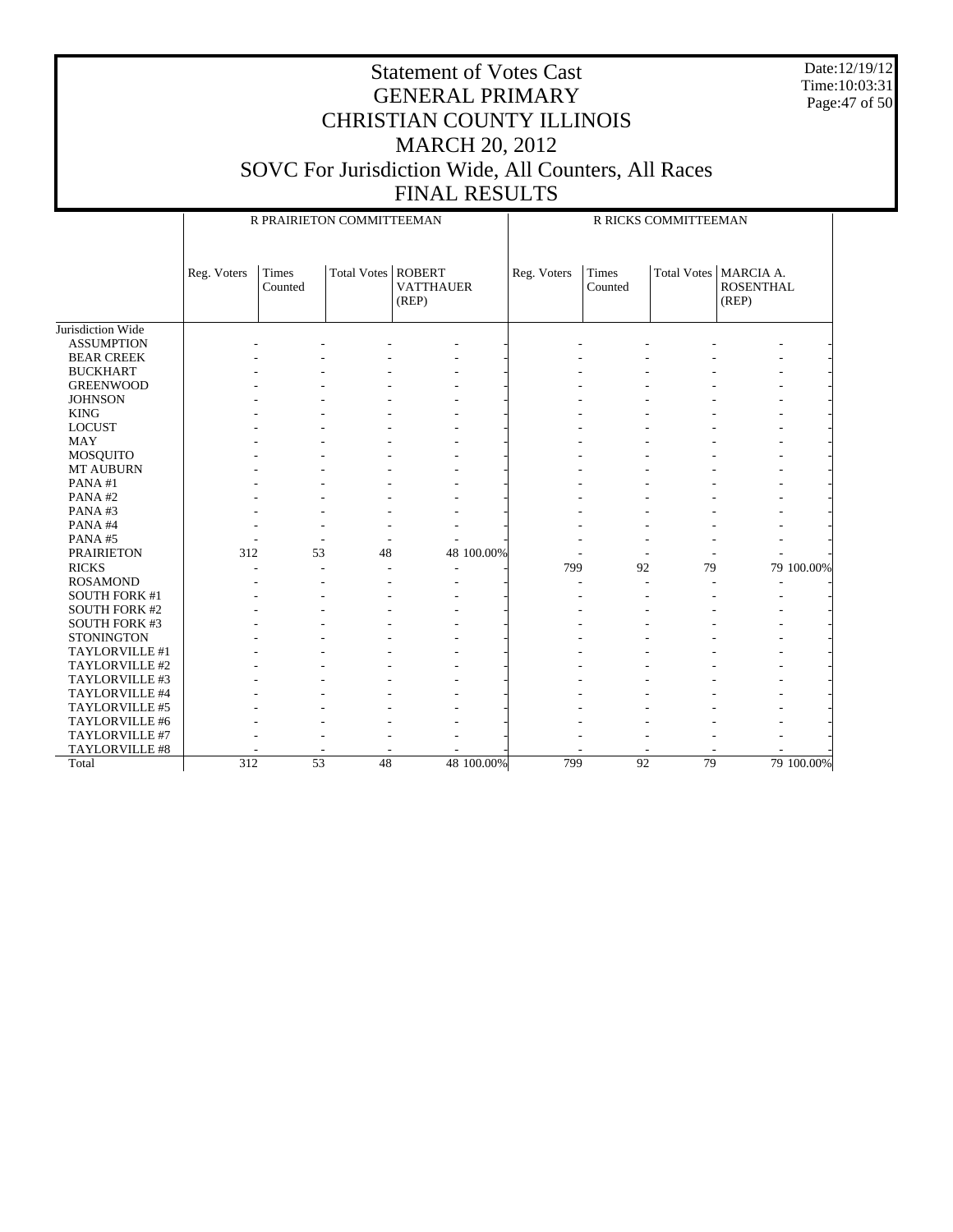# Statement of Votes Cast
# GENERAL PRIMARY
# CHRISTIAN COUNTY ILLINOIS
# MARCH 20, 2012
# SOVC For Jurisdiction Wide, All Counters, All Races
# FINAL RESULTS

Date:12/19/12
Time:10:03:31

| | R PRAIRIETON COMMITTEEMAN | | | | | R RICKS COMMITTEEMAN | | | | |
|---|---|---|---|---|---|---|---|---|---|---|
| | Reg. Voters | Times Counted | Total Votes | ROBERT VATTHAUER (REP) | | Reg. Voters | Times Counted | Total Votes | MARCIA A. ROSENTHAL (REP) | |
| Jurisdiction Wide | | | | | | | | | | |
| ASSUMPTION | - | - | - | - | - | - | - | - | - | - |
| BEAR CREEK | - | - | - | - | - | - | - | - | - | - |
| BUCKHART | - | - | - | - | - | - | - | - | - | - |
| GREENWOOD | - | - | - | - | - | - | - | - | - | - |
| JOHNSON | - | - | - | - | - | - | - | - | - | - |
| KING | - | - | - | - | - | - | - | - | - | - |
| LOCUST | - | - | - | - | - | - | - | - | - | - |
| MAY | - | - | - | - | - | - | - | - | - | - |
| MOSQUITO | - | - | - | - | - | - | - | - | - | - |
| MT AUBURN | - | - | - | - | - | - | - | - | - | - |
| PANA #1 | - | - | - | - | - | - | - | - | - | - |
| PANA #2 | - | - | - | - | - | - | - | - | - | - |
| PANA #3 | - | - | - | - | - | - | - | - | - | - |
| PANA #4 | - | - | - | - | - | - | - | - | - | - |
| PANA #5 | - | - | - | - | - | - | - | - | - | - |
| PRAIRIETON | 312 | 53 | 48 | 48 | 100.00% | - | - | - | - | - |
| RICKS | - | - | - | - | - | 799 | 92 | 79 | 79 | 100.00% |
| ROSAMOND | - | - | - | - | - | - | - | - | - | - |
| SOUTH FORK #1 | - | - | - | - | - | - | - | - | - | - |
| SOUTH FORK #2 | - | - | - | - | - | - | - | - | - | - |
| SOUTH FORK #3 | - | - | - | - | - | - | - | - | - | - |
| STONINGTON | - | - | - | - | - | - | - | - | - | - |
| TAYLORVILLE #1 | - | - | - | - | - | - | - | - | - | - |
| TAYLORVILLE #2 | - | - | - | - | - | - | - | - | - | - |
| TAYLORVILLE #3 | - | - | - | - | - | - | - | - | - | - |
| TAYLORVILLE #4 | - | - | - | - | - | - | - | - | - | - |
| TAYLORVILLE #5 | - | - | - | - | - | - | - | - | - | - |
| TAYLORVILLE #6 | - | - | - | - | - | - | - | - | - | - |
| TAYLORVILLE #7 | - | - | - | - | - | - | - | - | - | - |
| TAYLORVILLE #8 | - | - | - | - | - | - | - | - | - | - |
| Total | 312 | 53 | 48 | 48 | 100.00% | 799 | 92 | 79 | 79 | 100.00% |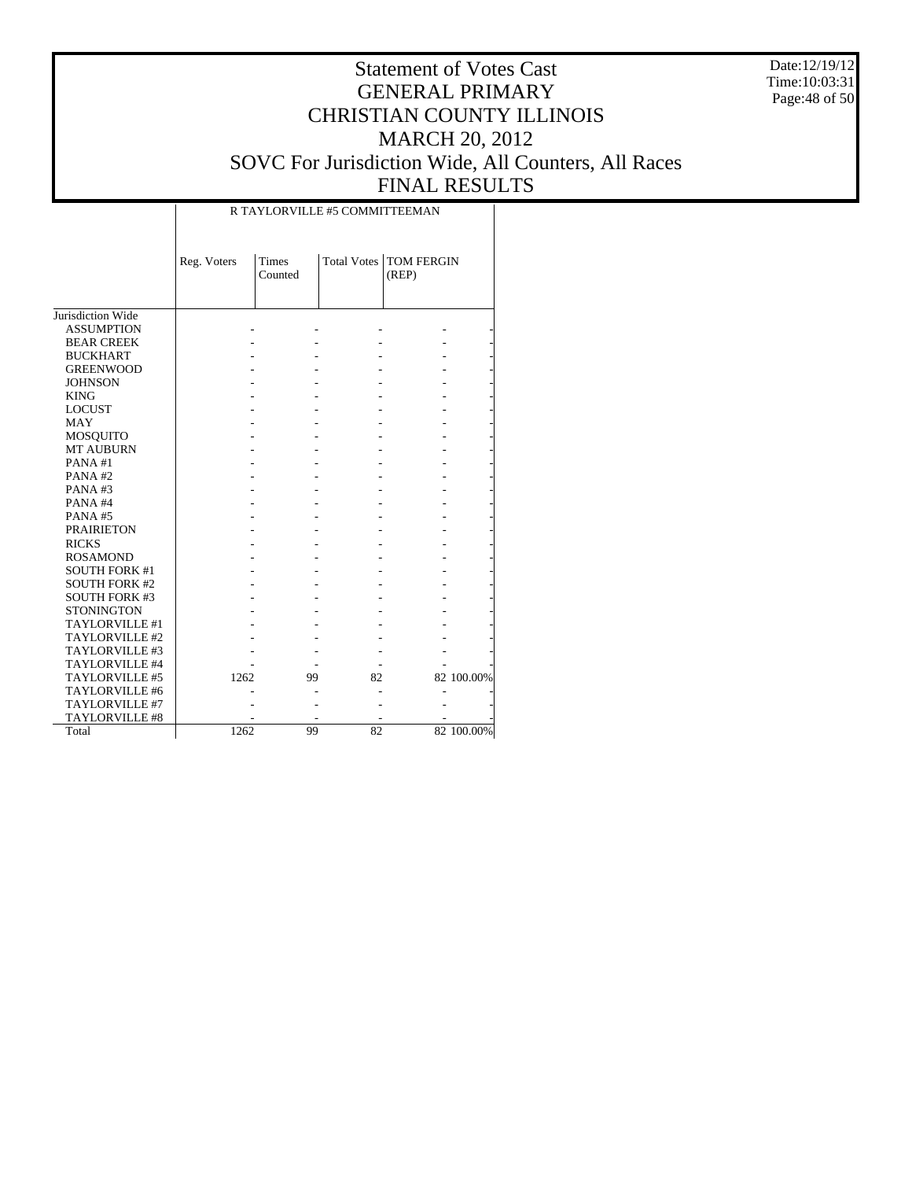# Statement of Votes Cast
# GENERAL PRIMARY
# CHRISTIAN COUNTY ILLINOIS
# MARCH 20, 2012
# SOVC For Jurisdiction Wide, All Counters, All Races
# FINAL RESULTS

Date:12/19/12
Time:10:03:31

| | R TAYLORVILLE #5 COMMITTEEMAN | | | | |
|---|---|---|---|---|---|
| | Reg. Voters | Times Counted | Total Votes | TOM FERGIN (REP) | |
| Jurisdiction Wide | | | | | |
| ASSUMPTION | - | - | - | - | - |
| BEAR CREEK | - | - | - | - | - |
| BUCKHART | - | - | - | - | - |
| GREENWOOD | - | - | - | - | - |
| JOHNSON | - | - | - | - | - |
| KING | - | - | - | - | - |
| LOCUST | - | - | - | - | - |
| MAY | - | - | - | - | - |
| MOSQUITO | - | - | - | - | - |
| MT AUBURN | - | - | - | - | - |
| PANA #1 | - | - | - | - | - |
| PANA #2 | - | - | - | - | - |
| PANA #3 | - | - | - | - | - |
| PANA #4 | - | - | - | - | - |
| PANA #5 | - | - | - | - | - |
| PRAIRIETON | - | - | - | - | - |
| RICKS | - | - | - | - | - |
| ROSAMOND | - | - | - | - | - |
| SOUTH FORK #1 | - | - | - | - | - |
| SOUTH FORK #2 | - | - | - | - | - |
| SOUTH FORK #3 | - | - | - | - | - |
| STONINGTON | - | - | - | - | - |
| TAYLORVILLE #1 | - | - | - | - | - |
| TAYLORVILLE #2 | - | - | - | - | - |
| TAYLORVILLE #3 | - | - | - | - | - |
| TAYLORVILLE #4 | - | - | - | - | - |
| TAYLORVILLE #5 | 1262 | 99 | 82 | 82 | 100.00% |
| TAYLORVILLE #6 | - | - | - | - | - |
| TAYLORVILLE #7 | - | - | - | - | - |
| TAYLORVILLE #8 | - | - | - | - | - |
| Total | 1262 | 99 | 82 | 82 | 100.00% |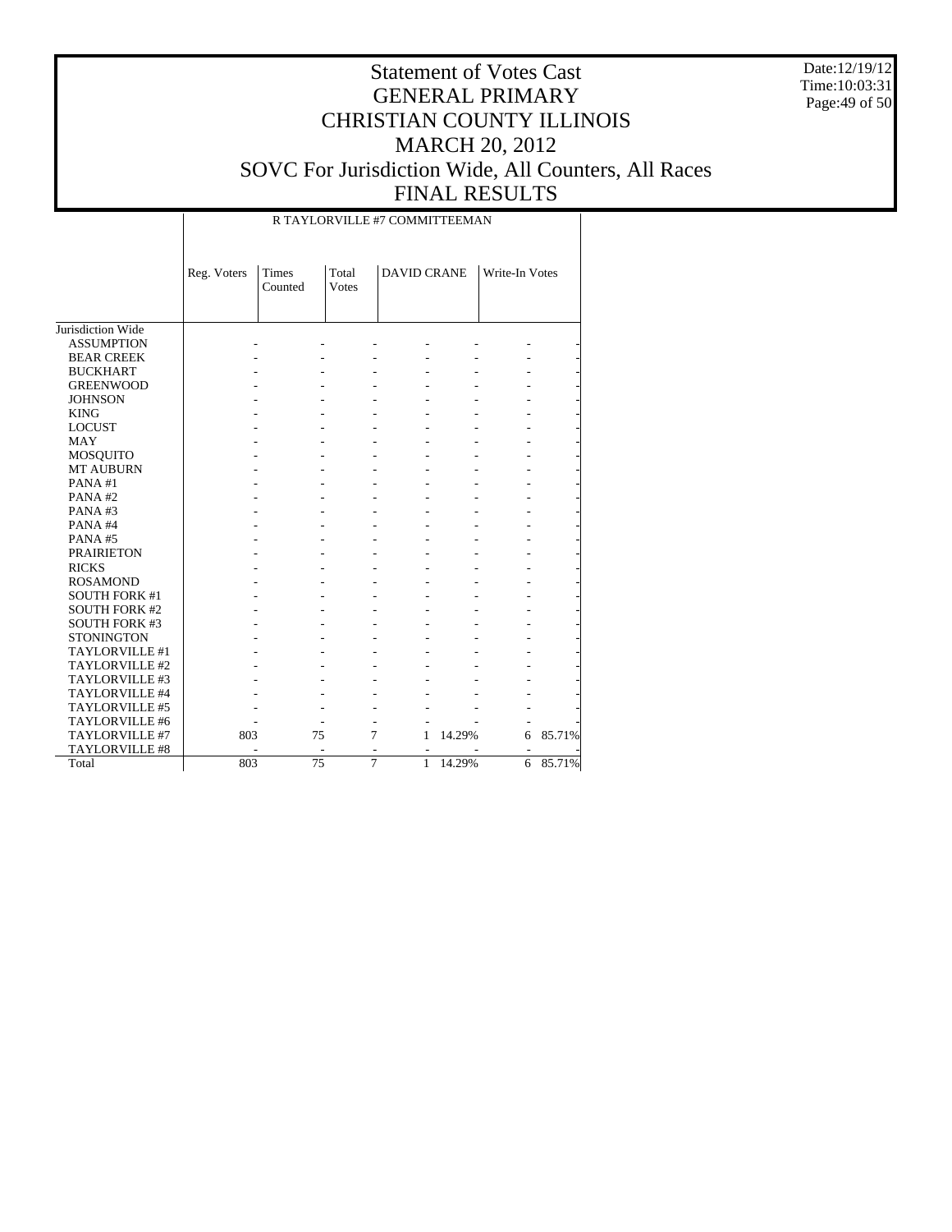# Statement of Votes Cast
# GENERAL PRIMARY
# CHRISTIAN COUNTY ILLINOIS
# MARCH 20, 2012
# SOVC For Jurisdiction Wide, All Counters, All Races
# FINAL RESULTS

Date:12/19/12
Time:10:03:31

R TAYLORVILLE #7 COMMITTEEMAN

| | Reg. Voters | Times Counted | Total Votes | DAVID CRANE | | Write-In Votes | |
|---|---|---|---|---|---|---|---|
| Jurisdiction Wide | | | | | | | |
| ASSUMPTION | - | - | - | - | - | - | - |
| BEAR CREEK | - | - | - | - | - | - | - |
| BUCKHART | - | - | - | - | - | - | - |
| GREENWOOD | - | - | - | - | - | - | - |
| JOHNSON | - | - | - | - | - | - | - |
| KING | - | - | - | - | - | - | - |
| LOCUST | - | - | - | - | - | - | - |
| MAY | - | - | - | - | - | - | - |
| MOSQUITO | - | - | - | - | - | - | - |
| MT AUBURN | - | - | - | - | - | - | - |
| PANA #1 | - | - | - | - | - | - | - |
| PANA #2 | - | - | - | - | - | - | - |
| PANA #3 | - | - | - | - | - | - | - |
| PANA #4 | - | - | - | - | - | - | - |
| PANA #5 | - | - | - | - | - | - | - |
| PRAIRIETON | - | - | - | - | - | - | - |
| RICKS | - | - | - | - | - | - | - |
| ROSAMOND | - | - | - | - | - | - | - |
| SOUTH FORK #1 | - | - | - | - | - | - | - |
| SOUTH FORK #2 | - | - | - | - | - | - | - |
| SOUTH FORK #3 | - | - | - | - | - | - | - |
| STONINGTON | - | - | - | - | - | - | - |
| TAYLORVILLE #1 | - | - | - | - | - | - | - |
| TAYLORVILLE #2 | - | - | - | - | - | - | - |
| TAYLORVILLE #3 | - | - | - | - | - | - | - |
| TAYLORVILLE #4 | - | - | - | - | - | - | - |
| TAYLORVILLE #5 | - | - | - | - | - | - | - |
| TAYLORVILLE #6 | - | - | - | - | - | - | - |
| TAYLORVILLE #7 | 803 | 75 | 7 | 1 | 14.29% | 6 | 85.71% |
| TAYLORVILLE #8 | - | - | - | - | - | - | - |
| Total | 803 | 75 | 7 | 1 | 14.29% | 6 | 85.71% |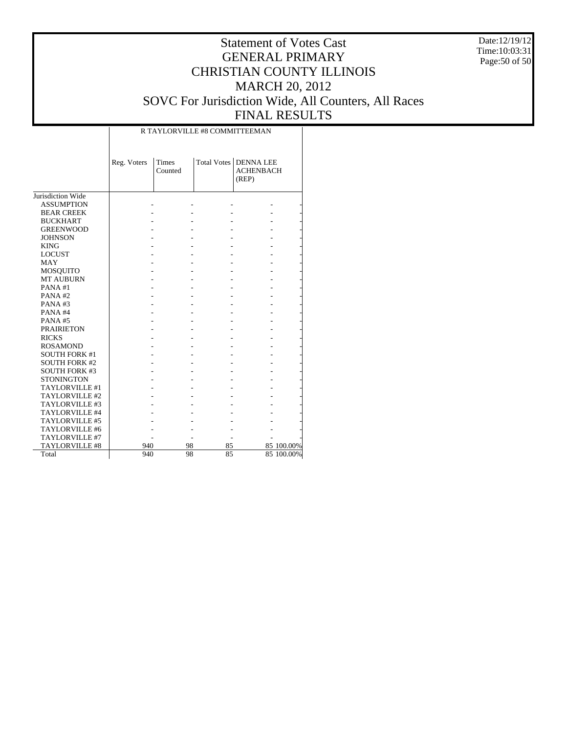# Statement of Votes Cast
# GENERAL PRIMARY
# CHRISTIAN COUNTY ILLINOIS
# MARCH 20, 2012
# SOVC For Jurisdiction Wide, All Counters, All Races
# FINAL RESULTS

Date:12/19/12
Time:10:03:31

| | R TAYLORVILLE #8 COMMITTEEMAN | | | | |
|---|---|---|---|---|---|
| | Reg. Voters | Times Counted | Total Votes | DENNA LEE ACHENBACH (REP) | |
| Jurisdiction Wide | | | | | |
| ASSUMPTION | - | - | - | - | - |
| BEAR CREEK | - | - | - | - | - |
| BUCKHART | - | - | - | - | - |
| GREENWOOD | - | - | - | - | - |
| JOHNSON | - | - | - | - | - |
| KING | - | - | - | - | - |
| LOCUST | - | - | - | - | - |
| MAY | - | - | - | - | - |
| MOSQUITO | - | - | - | - | - |
| MT AUBURN | - | - | - | - | - |
| PANA #1 | - | - | - | - | - |
| PANA #2 | - | - | - | - | - |
| PANA #3 | - | - | - | - | - |
| PANA #4 | - | - | - | - | - |
| PANA #5 | - | - | - | - | - |
| PRAIRIETON | - | - | - | - | - |
| RICKS | - | - | - | - | - |
| ROSAMOND | - | - | - | - | - |
| SOUTH FORK #1 | - | - | - | - | - |
| SOUTH FORK #2 | - | - | - | - | - |
| SOUTH FORK #3 | - | - | - | - | - |
| STONINGTON | - | - | - | - | - |
| TAYLORVILLE #1 | - | - | - | - | - |
| TAYLORVILLE #2 | - | - | - | - | - |
| TAYLORVILLE #3 | - | - | - | - | - |
| TAYLORVILLE #4 | - | - | - | - | - |
| TAYLORVILLE #5 | - | - | - | - | - |
| TAYLORVILLE #6 | - | - | - | - | - |
| TAYLORVILLE #7 | - | - | - | - | - |
| TAYLORVILLE #8 | 940 | 98 | 85 | 85 | 100.00% |
| Total | 940 | 98 | 85 | 85 | 100.00% |